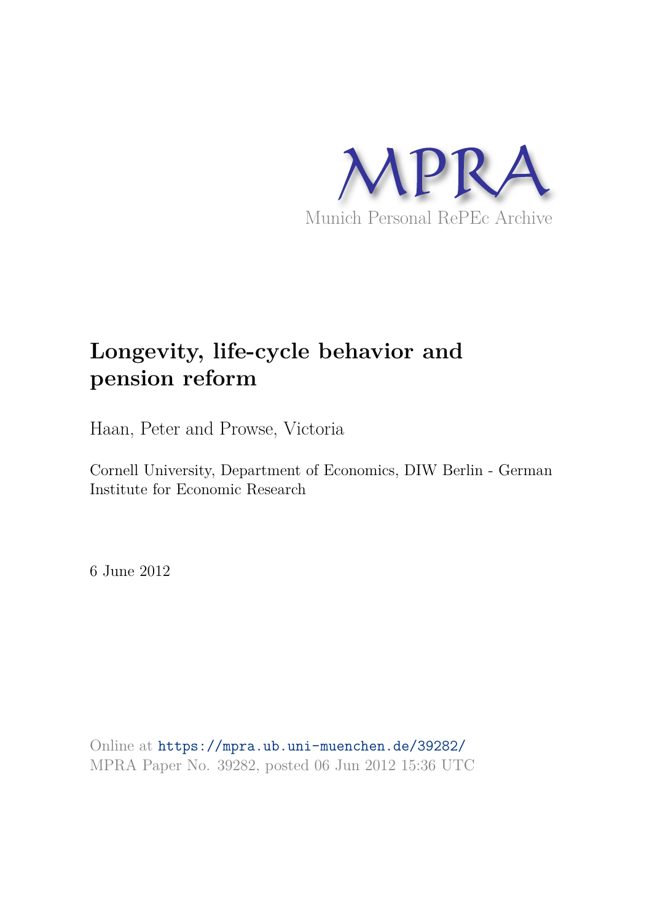MPRA

Munich Personal RePEc Archive

# Longevity, life-cycle behavior and pension reform

Haan, Peter and Prowse, Victoria

Cornell University, Department of Economics, DIW Berlin - German Institute for Economic Research

6 June 2012

Online at https://mpra.ub.uni-muenchen.de/39282/
MPRA Paper No. 39282, posted 06 Jun 2012 15:36 UTC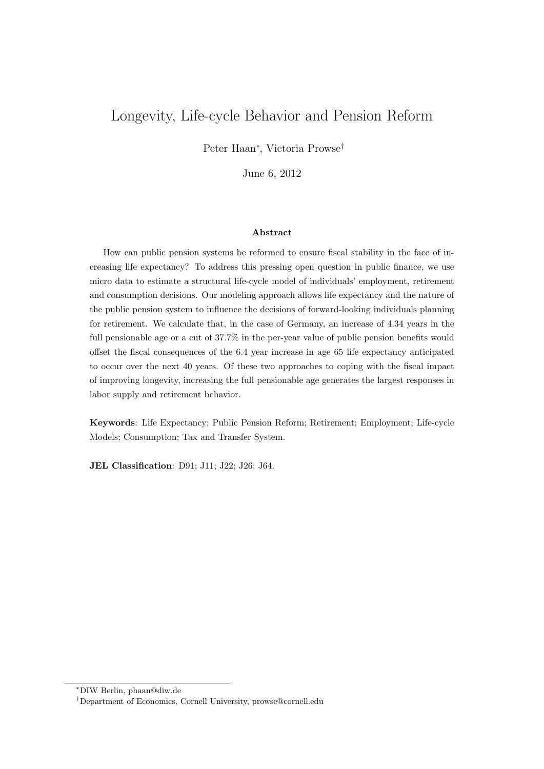# Longevity, Life-cycle Behavior and Pension Reform

Peter Haan[*], Victoria Prowse[†]

June 6, 2012

### Abstract

How can public pension systems be reformed to ensure fiscal stability in the face of increasing life expectancy? To address this pressing open question in public finance, we use micro data to estimate a structural life-cycle model of individuals' employment, retirement and consumption decisions. Our modeling approach allows life expectancy and the nature of the public pension system to influence the decisions of forward-looking individuals planning for retirement. We calculate that, in the case of Germany, an increase of 4.34 years in the full pensionable age or a cut of 37.7% in the per-year value of public pension benefits would offset the fiscal consequences of the 6.4 year increase in age 65 life expectancy anticipated to occur over the next 40 years. Of these two approaches to coping with the fiscal impact of improving longevity, increasing the full pensionable age generates the largest responses in labor supply and retirement behavior.

**Keywords**: Life Expectancy; Public Pension Reform; Retirement; Employment; Life-cycle Models; Consumption; Tax and Transfer System.

**JEL Classification**: D91; J11; J22; J26; J64.

[*] DIW Berlin, phaan@diw.de

[†] Department of Economics, Cornell University, prowse@cornell.edu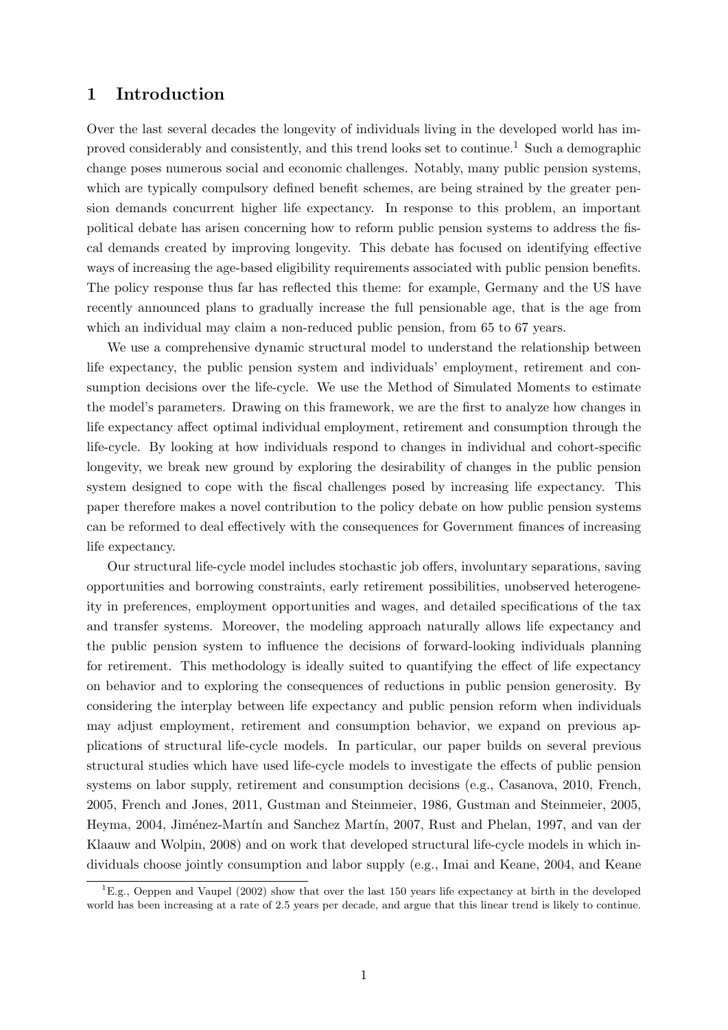# 1 Introduction

Over the last several decades the longevity of individuals living in the developed world has improved considerably and consistently, and this trend looks set to continue.[1] Such a demographic change poses numerous social and economic challenges. Notably, many public pension systems, which are typically compulsory defined benefit schemes, are being strained by the greater pension demands concurrent higher life expectancy. In response to this problem, an important political debate has arisen concerning how to reform public pension systems to address the fiscal demands created by improving longevity. This debate has focused on identifying effective ways of increasing the age-based eligibility requirements associated with public pension benefits. The policy response thus far has reflected this theme: for example, Germany and the US have recently announced plans to gradually increase the full pensionable age, that is the age from which an individual may claim a non-reduced public pension, from 65 to 67 years.

We use a comprehensive dynamic structural model to understand the relationship between life expectancy, the public pension system and individuals' employment, retirement and consumption decisions over the life-cycle. We use the Method of Simulated Moments to estimate the model's parameters. Drawing on this framework, we are the first to analyze how changes in life expectancy affect optimal individual employment, retirement and consumption through the life-cycle. By looking at how individuals respond to changes in individual and cohort-specific longevity, we break new ground by exploring the desirability of changes in the public pension system designed to cope with the fiscal challenges posed by increasing life expectancy. This paper therefore makes a novel contribution to the policy debate on how public pension systems can be reformed to deal effectively with the consequences for Government finances of increasing life expectancy.

Our structural life-cycle model includes stochastic job offers, involuntary separations, saving opportunities and borrowing constraints, early retirement possibilities, unobserved heterogeneity in preferences, employment opportunities and wages, and detailed specifications of the tax and transfer systems. Moreover, the modeling approach naturally allows life expectancy and the public pension system to influence the decisions of forward-looking individuals planning for retirement. This methodology is ideally suited to quantifying the effect of life expectancy on behavior and to exploring the consequences of reductions in public pension generosity. By considering the interplay between life expectancy and public pension reform when individuals may adjust employment, retirement and consumption behavior, we expand on previous applications of structural life-cycle models. In particular, our paper builds on several previous structural studies which have used life-cycle models to investigate the effects of public pension systems on labor supply, retirement and consumption decisions (e.g., Casanova, 2010, French, 2005, French and Jones, 2011, Gustman and Steinmeier, 1986, Gustman and Steinmeier, 2005, Heyma, 2004, Jiménez-Martín and Sanchez Martín, 2007, Rust and Phelan, 1997, and van der Klaauw and Wolpin, 2008) and on work that developed structural life-cycle models in which individuals choose jointly consumption and labor supply (e.g., Imai and Keane, 2004, and Keane

[1] E.g., Oeppen and Vaupel (2002) show that over the last 150 years life expectancy at birth in the developed world has been increasing at a rate of 2.5 years per decade, and argue that this linear trend is likely to continue.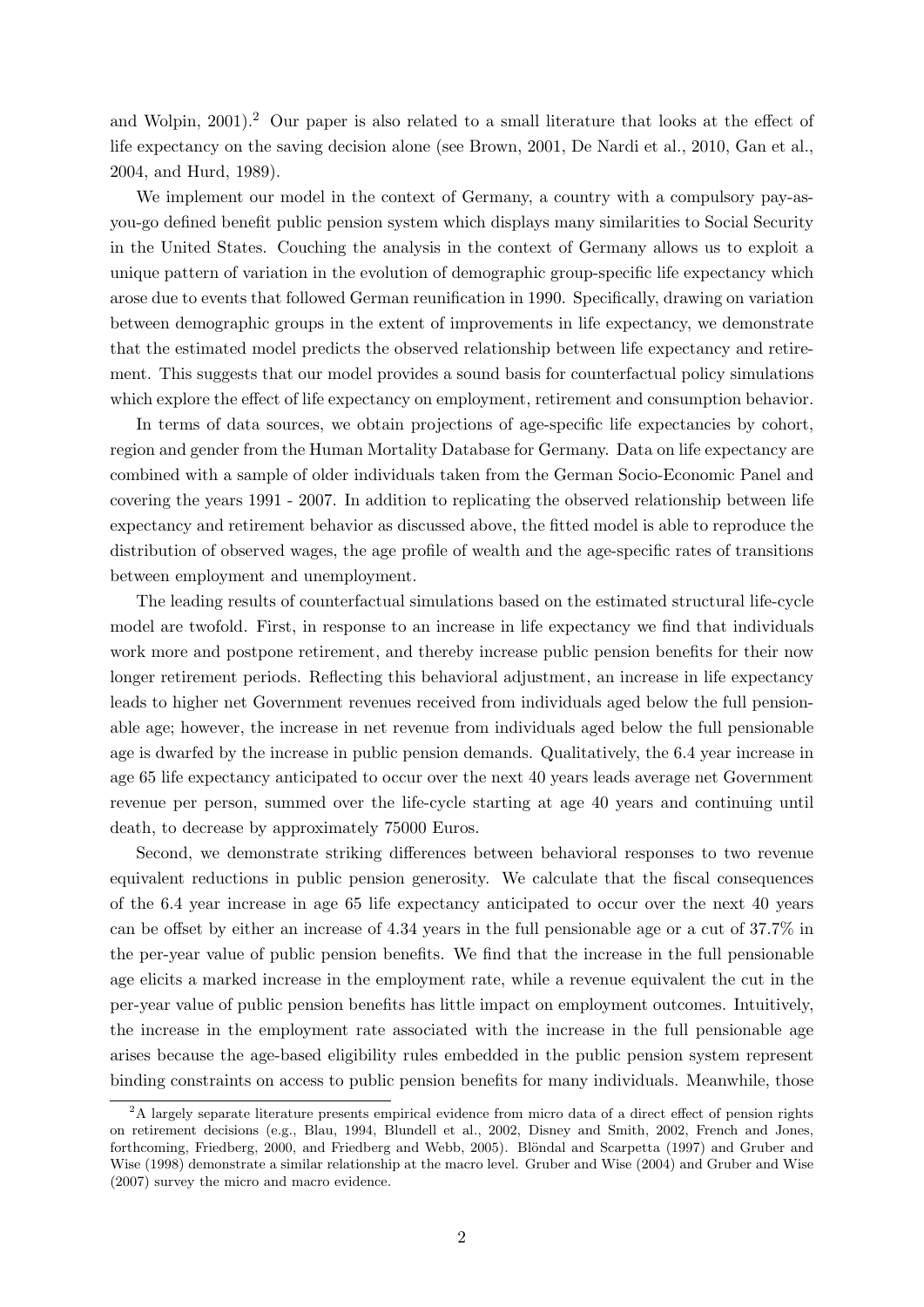and Wolpin, 2001).[2] Our paper is also related to a small literature that looks at the effect of life expectancy on the saving decision alone (see Brown, 2001, De Nardi et al., 2010, Gan et al., 2004, and Hurd, 1989).

We implement our model in the context of Germany, a country with a compulsory pay-as-you-go defined benefit public pension system which displays many similarities to Social Security in the United States. Couching the analysis in the context of Germany allows us to exploit a unique pattern of variation in the evolution of demographic group-specific life expectancy which arose due to events that followed German reunification in 1990. Specifically, drawing on variation between demographic groups in the extent of improvements in life expectancy, we demonstrate that the estimated model predicts the observed relationship between life expectancy and retirement. This suggests that our model provides a sound basis for counterfactual policy simulations which explore the effect of life expectancy on employment, retirement and consumption behavior.

In terms of data sources, we obtain projections of age-specific life expectancies by cohort, region and gender from the Human Mortality Database for Germany. Data on life expectancy are combined with a sample of older individuals taken from the German Socio-Economic Panel and covering the years 1991 - 2007. In addition to replicating the observed relationship between life expectancy and retirement behavior as discussed above, the fitted model is able to reproduce the distribution of observed wages, the age profile of wealth and the age-specific rates of transitions between employment and unemployment.

The leading results of counterfactual simulations based on the estimated structural life-cycle model are twofold. First, in response to an increase in life expectancy we find that individuals work more and postpone retirement, and thereby increase public pension benefits for their now longer retirement periods. Reflecting this behavioral adjustment, an increase in life expectancy leads to higher net Government revenues received from individuals aged below the full pensionable age; however, the increase in net revenue from individuals aged below the full pensionable age is dwarfed by the increase in public pension demands. Qualitatively, the 6.4 year increase in age 65 life expectancy anticipated to occur over the next 40 years leads average net Government revenue per person, summed over the life-cycle starting at age 40 years and continuing until death, to decrease by approximately 75000 Euros.

Second, we demonstrate striking differences between behavioral responses to two revenue equivalent reductions in public pension generosity. We calculate that the fiscal consequences of the 6.4 year increase in age 65 life expectancy anticipated to occur over the next 40 years can be offset by either an increase of 4.34 years in the full pensionable age or a cut of 37.7% in the per-year value of public pension benefits. We find that the increase in the full pensionable age elicits a marked increase in the employment rate, while a revenue equivalent the cut in the per-year value of public pension benefits has little impact on employment outcomes. Intuitively, the increase in the employment rate associated with the increase in the full pensionable age arises because the age-based eligibility rules embedded in the public pension system represent binding constraints on access to public pension benefits for many individuals. Meanwhile, those

[2] A largely separate literature presents empirical evidence from micro data of a direct effect of pension rights on retirement decisions (e.g., Blau, 1994, Blundell et al., 2002, Disney and Smith, 2002, French and Jones, forthcoming, Friedberg, 2000, and Friedberg and Webb, 2005). Blöndal and Scarpetta (1997) and Gruber and Wise (1998) demonstrate a similar relationship at the macro level. Gruber and Wise (2004) and Gruber and Wise (2007) survey the micro and macro evidence.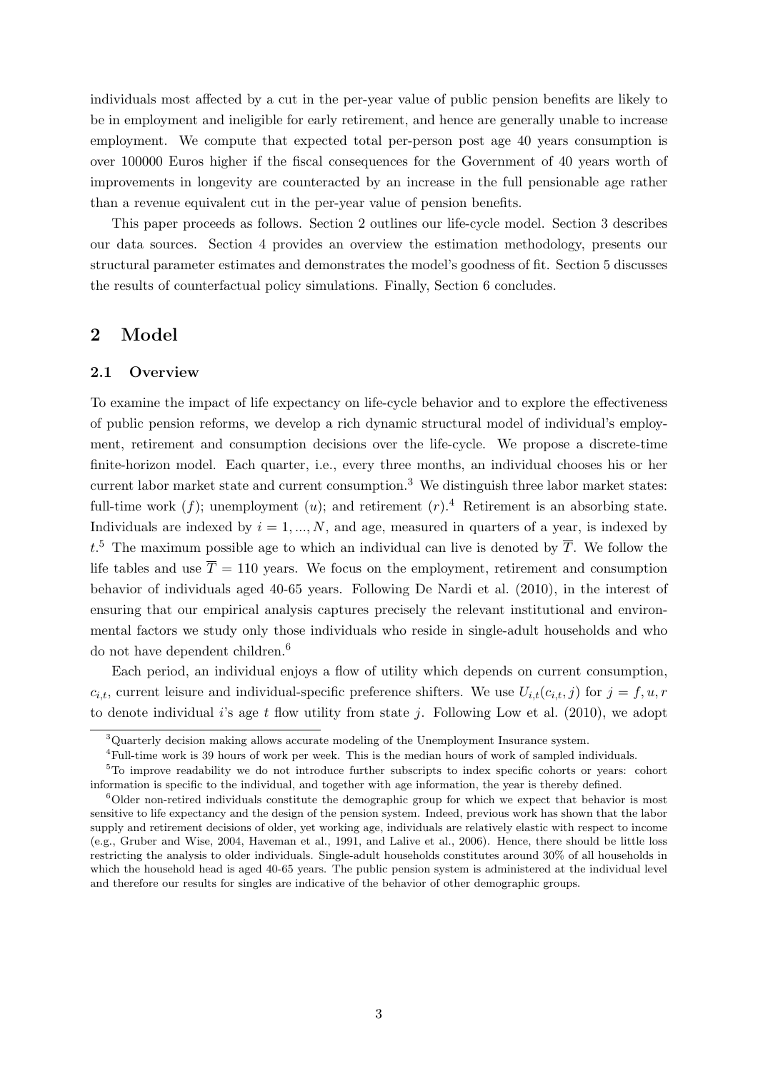individuals most affected by a cut in the per-year value of public pension benefits are likely to be in employment and ineligible for early retirement, and hence are generally unable to increase employment. We compute that expected total per-person post age 40 years consumption is over 100000 Euros higher if the fiscal consequences for the Government of 40 years worth of improvements in longevity are counteracted by an increase in the full pensionable age rather than a revenue equivalent cut in the per-year value of pension benefits.

This paper proceeds as follows. Section 2 outlines our life-cycle model. Section 3 describes our data sources. Section 4 provides an overview the estimation methodology, presents our structural parameter estimates and demonstrates the model's goodness of fit. Section 5 discusses the results of counterfactual policy simulations. Finally, Section 6 concludes.

# 2 Model

## 2.1 Overview

To examine the impact of life expectancy on life-cycle behavior and to explore the effectiveness of public pension reforms, we develop a rich dynamic structural model of individual's employment, retirement and consumption decisions over the life-cycle. We propose a discrete-time finite-horizon model. Each quarter, i.e., every three months, an individual chooses his or her current labor market state and current consumption.[3] We distinguish three labor market states: full-time work ($f$); unemployment ($u$); and retirement ($r$).[4] Retirement is an absorbing state. Individuals are indexed by $i = 1, ..., N$, and age, measured in quarters of a year, is indexed by $t$.[5] The maximum possible age to which an individual can live is denoted by $\overline{T}$. We follow the life tables and use $\overline{T} = 110$ years. We focus on the employment, retirement and consumption behavior of individuals aged 40-65 years. Following De Nardi et al. (2010), in the interest of ensuring that our empirical analysis captures precisely the relevant institutional and environmental factors we study only those individuals who reside in single-adult households and who do not have dependent children.[6]

Each period, an individual enjoys a flow of utility which depends on current consumption, $c_{i,t}$, current leisure and individual-specific preference shifters. We use $U_{i,t}(c_{i,t}, j)$ for $j = f, u, r$ to denote individual $i$'s age $t$ flow utility from state $j$. Following Low et al. (2010), we adopt

[3] Quarterly decision making allows accurate modeling of the Unemployment Insurance system.

[4] Full-time work is 39 hours of work per week. This is the median hours of work of sampled individuals.

[5] To improve readability we do not introduce further subscripts to index specific cohorts or years: cohort information is specific to the individual, and together with age information, the year is thereby defined.

[6] Older non-retired individuals constitute the demographic group for which we expect that behavior is most sensitive to life expectancy and the design of the pension system. Indeed, previous work has shown that the labor supply and retirement decisions of older, yet working age, individuals are relatively elastic with respect to income (e.g., Gruber and Wise, 2004, Haveman et al., 1991, and Lalive et al., 2006). Hence, there should be little loss restricting the analysis to older individuals. Single-adult households constitutes around 30% of all households in which the household head is aged 40-65 years. The public pension system is administered at the individual level and therefore our results for singles are indicative of the behavior of other demographic groups.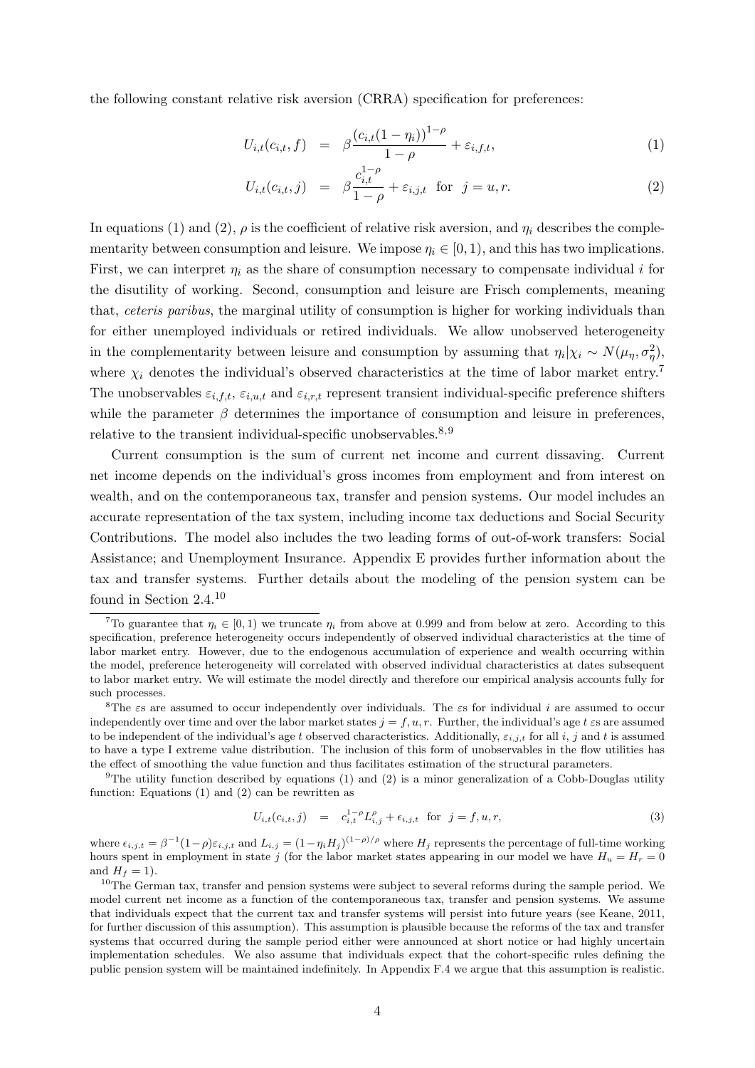the following constant relative risk aversion (CRRA) specification for preferences:

$$U_{i,t}(c_{i,t}, f) = \beta \frac{(c_{i,t}(1-\eta_i))^{1-\rho}}{1-\rho} + \varepsilon_{i,f,t}, \tag{1}$$

$$U_{i,t}(c_{i,t}, j) = \beta \frac{c_{i,t}^{1-\rho}}{1-\rho} + \varepsilon_{i,j,t} \quad \text{for} \quad j = u, r. \tag{2}$$

In equations (1) and (2), $\rho$ is the coefficient of relative risk aversion, and $\eta_i$ describes the complementarity between consumption and leisure. We impose $\eta_i \in [0, 1)$, and this has two implications. First, we can interpret $\eta_i$ as the share of consumption necessary to compensate individual $i$ for the disutility of working. Second, consumption and leisure are Frisch complements, meaning that, *ceteris paribus*, the marginal utility of consumption is higher for working individuals than for either unemployed individuals or retired individuals. We allow unobserved heterogeneity in the complementarity between leisure and consumption by assuming that $\eta_i|\chi_i \sim N(\mu_\eta, \sigma_\eta^2)$, where $\chi_i$ denotes the individual's observed characteristics at the time of labor market entry.[7] The unobservables $\varepsilon_{i,f,t}$, $\varepsilon_{i,u,t}$ and $\varepsilon_{i,r,t}$ represent transient individual-specific preference shifters while the parameter $\beta$ determines the importance of consumption and leisure in preferences, relative to the transient individual-specific unobservables.[8,9]

Current consumption is the sum of current net income and current dissaving. Current net income depends on the individual's gross incomes from employment and from interest on wealth, and on the contemporaneous tax, transfer and pension systems. Our model includes an accurate representation of the tax system, including income tax deductions and Social Security Contributions. The model also includes the two leading forms of out-of-work transfers: Social Assistance; and Unemployment Insurance. Appendix E provides further information about the tax and transfer systems. Further details about the modeling of the pension system can be found in Section 2.4.[10]

---

[7] To guarantee that $\eta_i \in [0, 1)$ we truncate $\eta_i$ from above at 0.999 and from below at zero. According to this specification, preference heterogeneity occurs independently of observed individual characteristics at the time of labor market entry. However, due to the endogenous accumulation of experience and wealth occurring within the model, preference heterogeneity will correlated with observed individual characteristics at dates subsequent to labor market entry. We will estimate the model directly and therefore our empirical analysis accounts fully for such processes.

[8] The $\varepsilon$s are assumed to occur independently over individuals. The $\varepsilon$s for individual $i$ are assumed to occur independently over time and over the labor market states $j = f, u, r$. Further, the individual's age $t$ $\varepsilon$s are assumed to be independent of the individual's age $t$ observed characteristics. Additionally, $\varepsilon_{i,j,t}$ for all $i$, $j$ and $t$ is assumed to have a type I extreme value distribution. The inclusion of this form of unobservables in the flow utilities has the effect of smoothing the value function and thus facilitates estimation of the structural parameters.

[9] The utility function described by equations (1) and (2) is a minor generalization of a Cobb-Douglas utility function: Equations (1) and (2) can be rewritten as

$$U_{i,t}(c_{i,t}, j) = c_{i,t}^{1-\rho} L_{i,j}^{\rho} + \epsilon_{i,j,t} \quad \text{for} \quad j = f, u, r, \tag{3}$$

where $\epsilon_{i,j,t} = \beta^{-1}(1-\rho)\varepsilon_{i,j,t}$ and $L_{i,j} = (1-\eta_i H_j)^{(1-\rho)/\rho}$ where $H_j$ represents the percentage of full-time working hours spent in employment in state $j$ (for the labor market states appearing in our model we have $H_u = H_r = 0$ and $H_f = 1$).

[10] The German tax, transfer and pension systems were subject to several reforms during the sample period. We model current net income as a function of the contemporaneous tax, transfer and pension systems. We assume that individuals expect that the current tax and transfer systems will persist into future years (see Keane, 2011, for further discussion of this assumption). This assumption is plausible because the reforms of the tax and transfer systems that occurred during the sample period either were announced at short notice or had highly uncertain implementation schedules. We also assume that individuals expect that the cohort-specific rules defining the public pension system will be maintained indefinitely. In Appendix F.4 we argue that this assumption is realistic.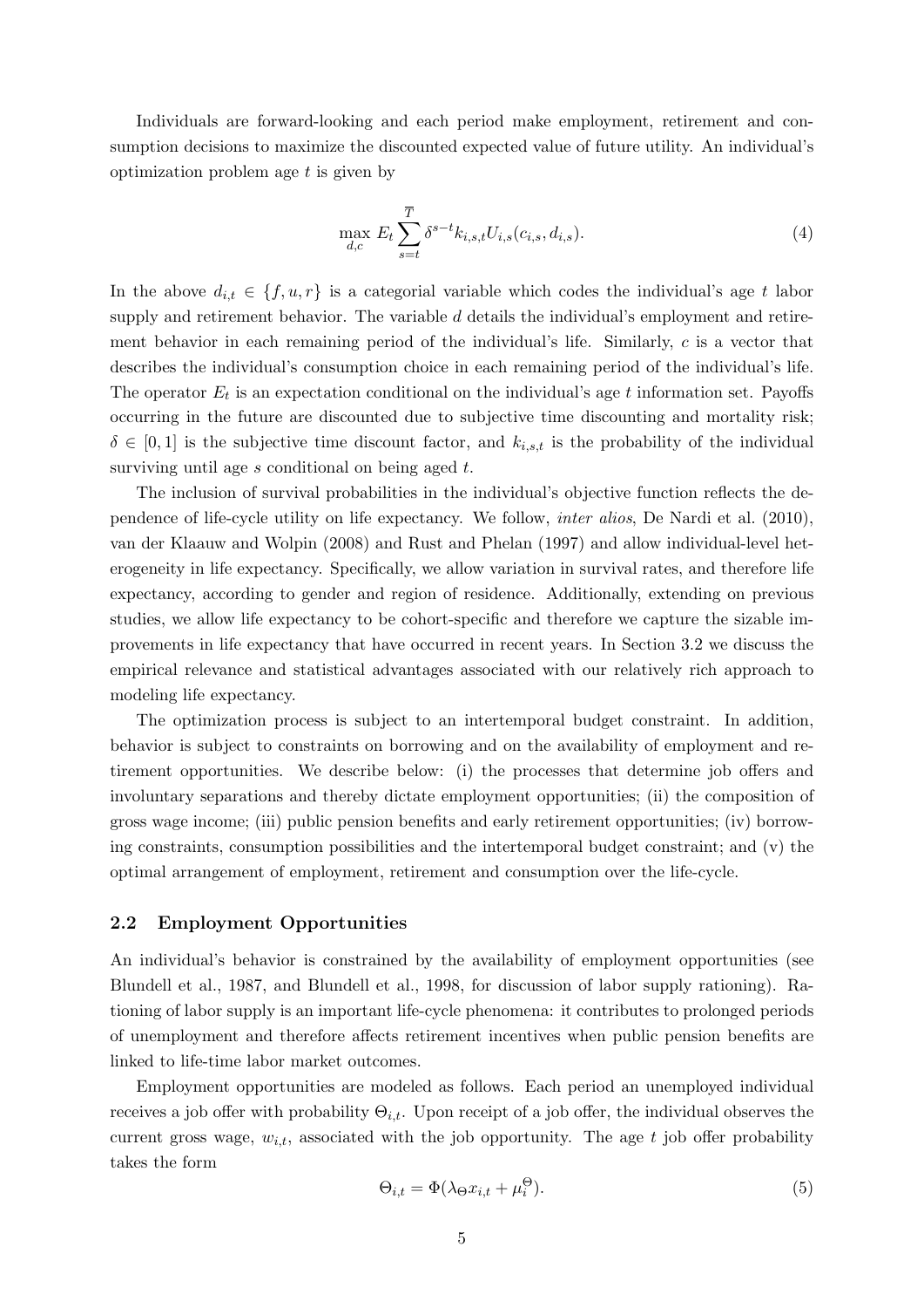Individuals are forward-looking and each period make employment, retirement and consumption decisions to maximize the discounted expected value of future utility. An individual's optimization problem age $t$ is given by

$$\max_{d,c} E_t \sum_{s=t}^{\overline{T}} \delta^{s-t} k_{i,s,t} U_{i,s}(c_{i,s}, d_{i,s}). \tag{4}$$

In the above $d_{i,t} \in \{f, u, r\}$ is a categorial variable which codes the individual's age $t$ labor supply and retirement behavior. The variable $d$ details the individual's employment and retirement behavior in each remaining period of the individual's life. Similarly, $c$ is a vector that describes the individual's consumption choice in each remaining period of the individual's life. The operator $E_t$ is an expectation conditional on the individual's age $t$ information set. Payoffs occurring in the future are discounted due to subjective time discounting and mortality risk; $\delta \in [0, 1]$ is the subjective time discount factor, and $k_{i,s,t}$ is the probability of the individual surviving until age $s$ conditional on being aged $t$.

The inclusion of survival probabilities in the individual's objective function reflects the dependence of life-cycle utility on life expectancy. We follow, *inter alios*, De Nardi et al. (2010), van der Klaauw and Wolpin (2008) and Rust and Phelan (1997) and allow individual-level heterogeneity in life expectancy. Specifically, we allow variation in survival rates, and therefore life expectancy, according to gender and region of residence. Additionally, extending on previous studies, we allow life expectancy to be cohort-specific and therefore we capture the sizable improvements in life expectancy that have occurred in recent years. In Section 3.2 we discuss the empirical relevance and statistical advantages associated with our relatively rich approach to modeling life expectancy.

The optimization process is subject to an intertemporal budget constraint. In addition, behavior is subject to constraints on borrowing and on the availability of employment and retirement opportunities. We describe below: (i) the processes that determine job offers and involuntary separations and thereby dictate employment opportunities; (ii) the composition of gross wage income; (iii) public pension benefits and early retirement opportunities; (iv) borrowing constraints, consumption possibilities and the intertemporal budget constraint; and (v) the optimal arrangement of employment, retirement and consumption over the life-cycle.

### 2.2 Employment Opportunities

An individual's behavior is constrained by the availability of employment opportunities (see Blundell et al., 1987, and Blundell et al., 1998, for discussion of labor supply rationing). Rationing of labor supply is an important life-cycle phenomena: it contributes to prolonged periods of unemployment and therefore affects retirement incentives when public pension benefits are linked to life-time labor market outcomes.

Employment opportunities are modeled as follows. Each period an unemployed individual receives a job offer with probability $\Theta_{i,t}$. Upon receipt of a job offer, the individual observes the current gross wage, $w_{i,t}$, associated with the job opportunity. The age $t$ job offer probability takes the form

$$\Theta_{i,t} = \Phi(\lambda_{\Theta} x_{i,t} + \mu_i^{\Theta}). \tag{5}$$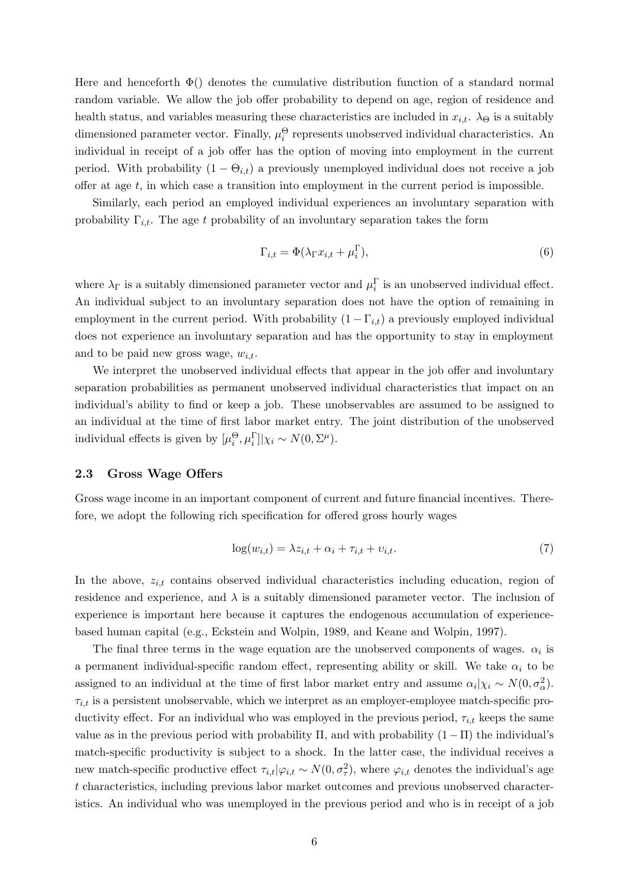Here and henceforth $\Phi()$ denotes the cumulative distribution function of a standard normal random variable. We allow the job offer probability to depend on age, region of residence and health status, and variables measuring these characteristics are included in $x_{i,t}$. $\lambda_\Theta$ is a suitably dimensioned parameter vector. Finally, $\mu_i^\Theta$ represents unobserved individual characteristics. An individual in receipt of a job offer has the option of moving into employment in the current period. With probability $(1 - \Theta_{i,t})$ a previously unemployed individual does not receive a job offer at age $t$, in which case a transition into employment in the current period is impossible.

Similarly, each period an employed individual experiences an involuntary separation with probability $\Gamma_{i,t}$. The age $t$ probability of an involuntary separation takes the form

$$\Gamma_{i,t} = \Phi(\lambda_\Gamma x_{i,t} + \mu_i^\Gamma), \tag{6}$$

where $\lambda_\Gamma$ is a suitably dimensioned parameter vector and $\mu_i^\Gamma$ is an unobserved individual effect. An individual subject to an involuntary separation does not have the option of remaining in employment in the current period. With probability $(1 - \Gamma_{i,t})$ a previously employed individual does not experience an involuntary separation and has the opportunity to stay in employment and to be paid new gross wage, $w_{i,t}$.

We interpret the unobserved individual effects that appear in the job offer and involuntary separation probabilities as permanent unobserved individual characteristics that impact on an individual's ability to find or keep a job. These unobservables are assumed to be assigned to an individual at the time of first labor market entry. The joint distribution of the unobserved individual effects is given by $[\mu_i^\Theta, \mu_i^\Gamma]|\chi_i \sim N(0, \Sigma^\mu)$.

### 2.3 Gross Wage Offers

Gross wage income in an important component of current and future financial incentives. Therefore, we adopt the following rich specification for offered gross hourly wages

$$\log(w_{i,t}) = \lambda z_{i,t} + \alpha_i + \tau_{i,t} + \upsilon_{i,t}. \tag{7}$$

In the above, $z_{i,t}$ contains observed individual characteristics including education, region of residence and experience, and $\lambda$ is a suitably dimensioned parameter vector. The inclusion of experience is important here because it captures the endogenous accumulation of experience-based human capital (e.g., Eckstein and Wolpin, 1989, and Keane and Wolpin, 1997).

The final three terms in the wage equation are the unobserved components of wages. $\alpha_i$ is a permanent individual-specific random effect, representing ability or skill. We take $\alpha_i$ to be assigned to an individual at the time of first labor market entry and assume $\alpha_i|\chi_i \sim N(0, \sigma_\alpha^2)$. $\tau_{i,t}$ is a persistent unobservable, which we interpret as an employer-employee match-specific productivity effect. For an individual who was employed in the previous period, $\tau_{i,t}$ keeps the same value as in the previous period with probability $\Pi$, and with probability $(1-\Pi)$ the individual's match-specific productivity is subject to a shock. In the latter case, the individual receives a new match-specific productive effect $\tau_{i,t}|\varphi_{i,t} \sim N(0, \sigma_\tau^2)$, where $\varphi_{i,t}$ denotes the individual's age $t$ characteristics, including previous labor market outcomes and previous unobserved characteristics. An individual who was unemployed in the previous period and who is in receipt of a job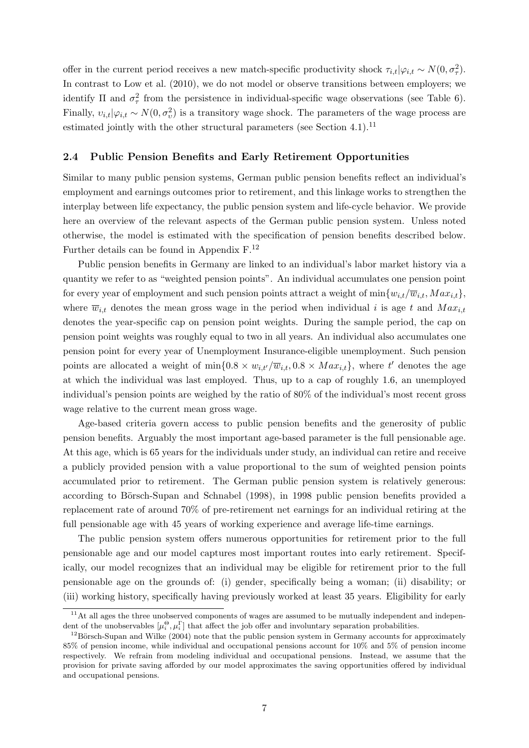offer in the current period receives a new match-specific productivity shock $\tau_{i,t}|\varphi_{i,t} \sim N(0, \sigma_\tau^2)$. In contrast to Low et al. (2010), we do not model or observe transitions between employers; we identify $\Pi$ and $\sigma_\tau^2$ from the persistence in individual-specific wage observations (see Table 6). Finally, $\upsilon_{i,t}|\varphi_{i,t} \sim N(0, \sigma_\upsilon^2)$ is a transitory wage shock. The parameters of the wage process are estimated jointly with the other structural parameters (see Section 4.1).[11]

### 2.4 Public Pension Benefits and Early Retirement Opportunities

Similar to many public pension systems, German public pension benefits reflect an individual's employment and earnings outcomes prior to retirement, and this linkage works to strengthen the interplay between life expectancy, the public pension system and life-cycle behavior. We provide here an overview of the relevant aspects of the German public pension system. Unless noted otherwise, the model is estimated with the specification of pension benefits described below. Further details can be found in Appendix F.[12]

Public pension benefits in Germany are linked to an individual's labor market history via a quantity we refer to as "weighted pension points". An individual accumulates one pension point for every year of employment and such pension points attract a weight of $\min\{w_{i,t}/\overline{w}_{i,t}, Max_{i,t}\}$, where $\overline{w}_{i,t}$ denotes the mean gross wage in the period when individual $i$ is age $t$ and $Max_{i,t}$ denotes the year-specific cap on pension point weights. During the sample period, the cap on pension point weights was roughly equal to two in all years. An individual also accumulates one pension point for every year of Unemployment Insurance-eligible unemployment. Such pension points are allocated a weight of $\min\{0.8 \times w_{i,t'}/\overline{w}_{i,t}, 0.8 \times Max_{i,t}\}$, where $t'$ denotes the age at which the individual was last employed. Thus, up to a cap of roughly 1.6, an unemployed individual's pension points are weighed by the ratio of 80% of the individual's most recent gross wage relative to the current mean gross wage.

Age-based criteria govern access to public pension benefits and the generosity of public pension benefits. Arguably the most important age-based parameter is the full pensionable age. At this age, which is 65 years for the individuals under study, an individual can retire and receive a publicly provided pension with a value proportional to the sum of weighted pension points accumulated prior to retirement. The German public pension system is relatively generous: according to Börsch-Supan and Schnabel (1998), in 1998 public pension benefits provided a replacement rate of around 70% of pre-retirement net earnings for an individual retiring at the full pensionable age with 45 years of working experience and average life-time earnings.

The public pension system offers numerous opportunities for retirement prior to the full pensionable age and our model captures most important routes into early retirement. Specifically, our model recognizes that an individual may be eligible for retirement prior to the full pensionable age on the grounds of: (i) gender, specifically being a woman; (ii) disability; or (iii) working history, specifically having previously worked at least 35 years. Eligibility for early

[11] At all ages the three unobserved components of wages are assumed to be mutually independent and independent of the unobservables $[\mu_i^\Theta, \mu_i^\Gamma]$ that affect the job offer and involuntary separation probabilities.

[12] Börsch-Supan and Wilke (2004) note that the public pension system in Germany accounts for approximately 85% of pension income, while individual and occupational pensions account for 10% and 5% of pension income respectively. We refrain from modeling individual and occupational pensions. Instead, we assume that the provision for private saving afforded by our model approximates the saving opportunities offered by individual and occupational pensions.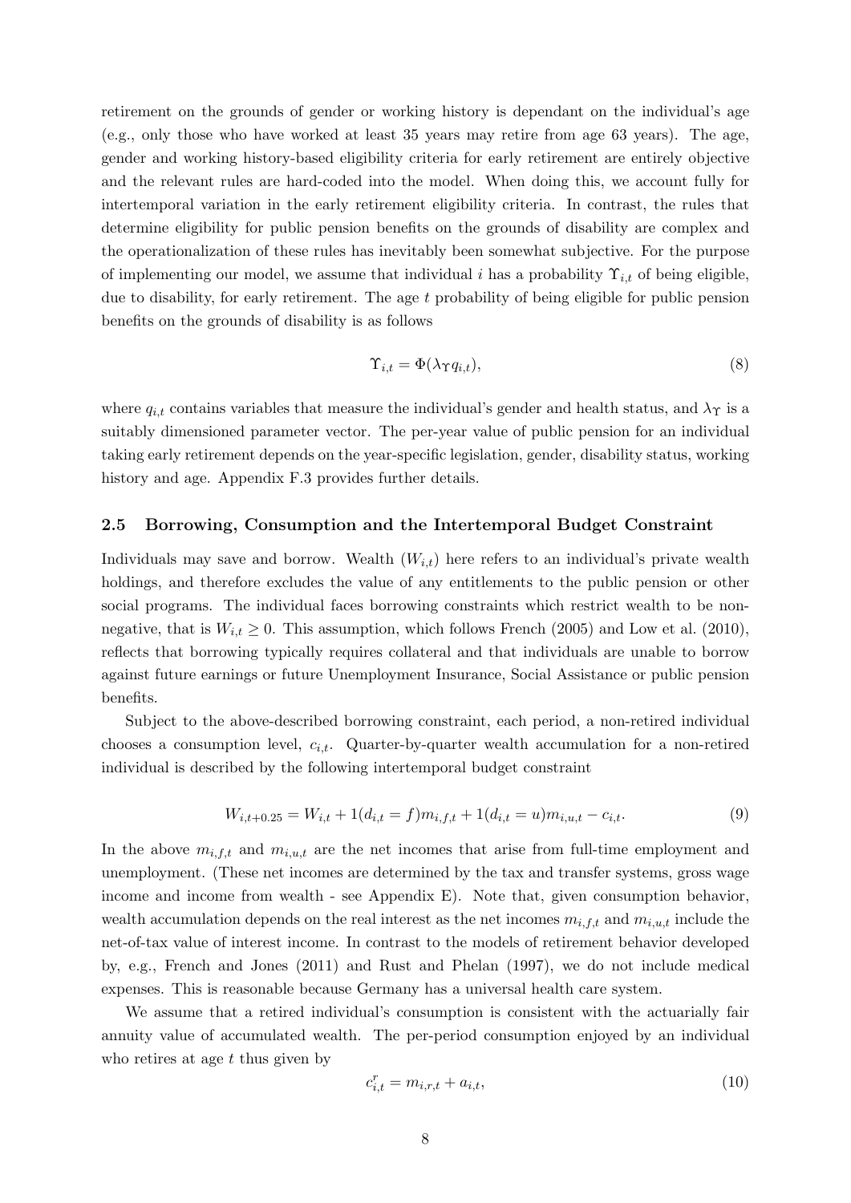retirement on the grounds of gender or working history is dependant on the individual's age (e.g., only those who have worked at least 35 years may retire from age 63 years). The age, gender and working history-based eligibility criteria for early retirement are entirely objective and the relevant rules are hard-coded into the model. When doing this, we account fully for intertemporal variation in the early retirement eligibility criteria. In contrast, the rules that determine eligibility for public pension benefits on the grounds of disability are complex and the operationalization of these rules has inevitably been somewhat subjective. For the purpose of implementing our model, we assume that individual $i$ has a probability $\Upsilon_{i,t}$ of being eligible, due to disability, for early retirement. The age $t$ probability of being eligible for public pension benefits on the grounds of disability is as follows

$$\Upsilon_{i,t} = \Phi(\lambda_{\Upsilon} q_{i,t}), \tag{8}$$

where $q_{i,t}$ contains variables that measure the individual's gender and health status, and $\lambda_{\Upsilon}$ is a suitably dimensioned parameter vector. The per-year value of public pension for an individual taking early retirement depends on the year-specific legislation, gender, disability status, working history and age. Appendix F.3 provides further details.

### 2.5 Borrowing, Consumption and the Intertemporal Budget Constraint

Individuals may save and borrow. Wealth ($W_{i,t}$) here refers to an individual's private wealth holdings, and therefore excludes the value of any entitlements to the public pension or other social programs. The individual faces borrowing constraints which restrict wealth to be non-negative, that is $W_{i,t} \geq 0$. This assumption, which follows French (2005) and Low et al. (2010), reflects that borrowing typically requires collateral and that individuals are unable to borrow against future earnings or future Unemployment Insurance, Social Assistance or public pension benefits.

Subject to the above-described borrowing constraint, each period, a non-retired individual chooses a consumption level, $c_{i,t}$. Quarter-by-quarter wealth accumulation for a non-retired individual is described by the following intertemporal budget constraint

$$W_{i,t+0.25} = W_{i,t} + 1(d_{i,t} = f)m_{i,f,t} + 1(d_{i,t} = u)m_{i,u,t} - c_{i,t}. \tag{9}$$

In the above $m_{i,f,t}$ and $m_{i,u,t}$ are the net incomes that arise from full-time employment and unemployment. (These net incomes are determined by the tax and transfer systems, gross wage income and income from wealth - see Appendix E). Note that, given consumption behavior, wealth accumulation depends on the real interest as the net incomes $m_{i,f,t}$ and $m_{i,u,t}$ include the net-of-tax value of interest income. In contrast to the models of retirement behavior developed by, e.g., French and Jones (2011) and Rust and Phelan (1997), we do not include medical expenses. This is reasonable because Germany has a universal health care system.

We assume that a retired individual's consumption is consistent with the actuarially fair annuity value of accumulated wealth. The per-period consumption enjoyed by an individual who retires at age $t$ thus given by

$$c^r_{i,t} = m_{i,r,t} + a_{i,t}, \tag{10}$$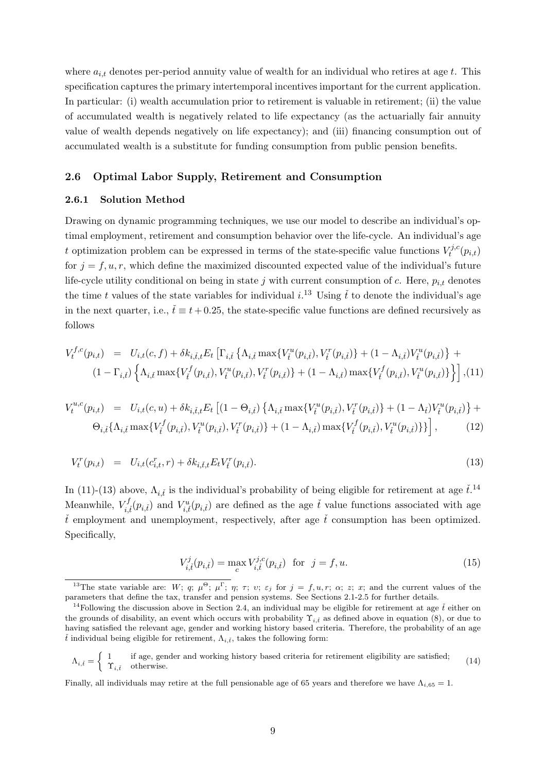where $a_{i,t}$ denotes per-period annuity value of wealth for an individual who retires at age $t$. This specification captures the primary intertemporal incentives important for the current application. In particular: (i) wealth accumulation prior to retirement is valuable in retirement; (ii) the value of accumulated wealth is negatively related to life expectancy (as the actuarially fair annuity value of wealth depends negatively on life expectancy); and (iii) financing consumption out of accumulated wealth is a substitute for funding consumption from public pension benefits.

### 2.6 Optimal Labor Supply, Retirement and Consumption

#### 2.6.1 Solution Method

Drawing on dynamic programming techniques, we use our model to describe an individual's optimal employment, retirement and consumption behavior over the life-cycle. An individual's age $t$ optimization problem can be expressed in terms of the state-specific value functions $V_t^{j,c}(p_{i,t})$ for $j = f, u, r$, which define the maximized discounted expected value of the individual's future life-cycle utility conditional on being in state $j$ with current consumption of $c$. Here, $p_{i,t}$ denotes the time $t$ values of the state variables for individual $i$.[13] Using $\check{t}$ to denote the individual's age in the next quarter, i.e., $\check{t} \equiv t + 0.25$, the state-specific value functions are defined recursively as follows

$$
\begin{aligned}
V_t^{f,c}(p_{i,t}) \;&=\; U_{i,t}(c,f) + \delta k_{i,\check{t},t} E_t \Big[ \Gamma_{i,\check{t}} \left\{ \Lambda_{i,\check{t}} \max\{V_{\check{t}}^u(p_{i,\check{t}}), V_{\check{t}}^r(p_{i,\check{t}})\} + (1 - \Lambda_{i,\check{t}}) V_{\check{t}}^u(p_{i,\check{t}}) \right\} + \\
&\quad (1 - \Gamma_{i,\check{t}}) \left\{ \Lambda_{i,\check{t}} \max\{V_{\check{t}}^f(p_{i,\check{t}}), V_{\check{t}}^u(p_{i,\check{t}}), V_{\check{t}}^r(p_{i,\check{t}})\} + (1 - \Lambda_{i,\check{t}}) \max\{V_{\check{t}}^f(p_{i,\check{t}}), V_{\check{t}}^u(p_{i,\check{t}})\} \right\} \Big], \quad (11)
\end{aligned}
$$

$$
\begin{aligned}
V_t^{u,c}(p_{i,t}) \;&=\; U_{i,t}(c,u) + \delta k_{i,\check{t},t} E_t \Big[ (1 - \Theta_{i,\check{t}}) \left\{ \Lambda_{i,\check{t}} \max\{V_{\check{t}}^u(p_{i,\check{t}}), V_{\check{t}}^r(p_{i,\check{t}})\} + (1 - \Lambda_{\check{t}}) V_{\check{t}}^u(p_{i,\check{t}}) \right\} + \\
&\quad \Theta_{i,\check{t}} \{ \Lambda_{i,\check{t}} \max\{V_{\check{t}}^f(p_{i,\check{t}}), V_{\check{t}}^u(p_{i,\check{t}}), V_{\check{t}}^r(p_{i,\check{t}})\} + (1 - \Lambda_{i,\check{t}}) \max\{V_{\check{t}}^f(p_{i,\check{t}}), V_{\check{t}}^u(p_{i,\check{t}})\}\} \Big], \quad (12)
\end{aligned}
$$

$$
V_t^r(p_{i,t}) \;=\; U_{i,t}(c_{i,t}^r, r) + \delta k_{i,\check{t},t} E_t V_{\check{t}}^r(p_{i,\check{t}}). \quad (13)
$$

In (11)-(13) above, $\Lambda_{i,\check{t}}$ is the individual's probability of being eligible for retirement at age $\check{t}$.[14] Meanwhile, $V_{i,\check{t}}^f(p_{i,\check{t}})$ and $V_{i,\check{t}}^u(p_{i,\check{t}})$ are defined as the age $\check{t}$ value functions associated with age $\check{t}$ employment and unemployment, respectively, after age $\check{t}$ consumption has been optimized. Specifically,

$$
V_{i,\check{t}}^j(p_{i,\check{t}}) = \max_c V_{i,\check{t}}^{j,c}(p_{i,\check{t}}) \quad \text{for} \quad j = f, u. \quad (15)
$$

---

[13] The state variable are: $W$; $q$; $\mu^\Theta$; $\mu^\Gamma$; $\eta$; $\tau$; $\upsilon$; $\varepsilon_j$ for $j = f, u, r$; $\alpha$; $z$; $x$; and the current values of the parameters that define the tax, transfer and pension systems. See Sections 2.1-2.5 for further details.

[14] Following the discussion above in Section 2.4, an individual may be eligible for retirement at age $\check{t}$ either on the grounds of disability, an event which occurs with probability $\Upsilon_{i,\check{t}}$ as defined above in equation (8), or due to having satisfied the relevant age, gender and working history based criteria. Therefore, the probability of an age $\check{t}$ individual being eligible for retirement, $\Lambda_{i,\check{t}}$, takes the following form:

$$
\Lambda_{i,\check{t}} = \begin{cases} 1 & \text{if age, gender and working history based criteria for retirement eligibility are satisfied;} \\ \Upsilon_{i,\check{t}} & \text{otherwise.} \end{cases} \quad (14)
$$

Finally, all individuals may retire at the full pensionable age of 65 years and therefore we have $\Lambda_{i,65} = 1$.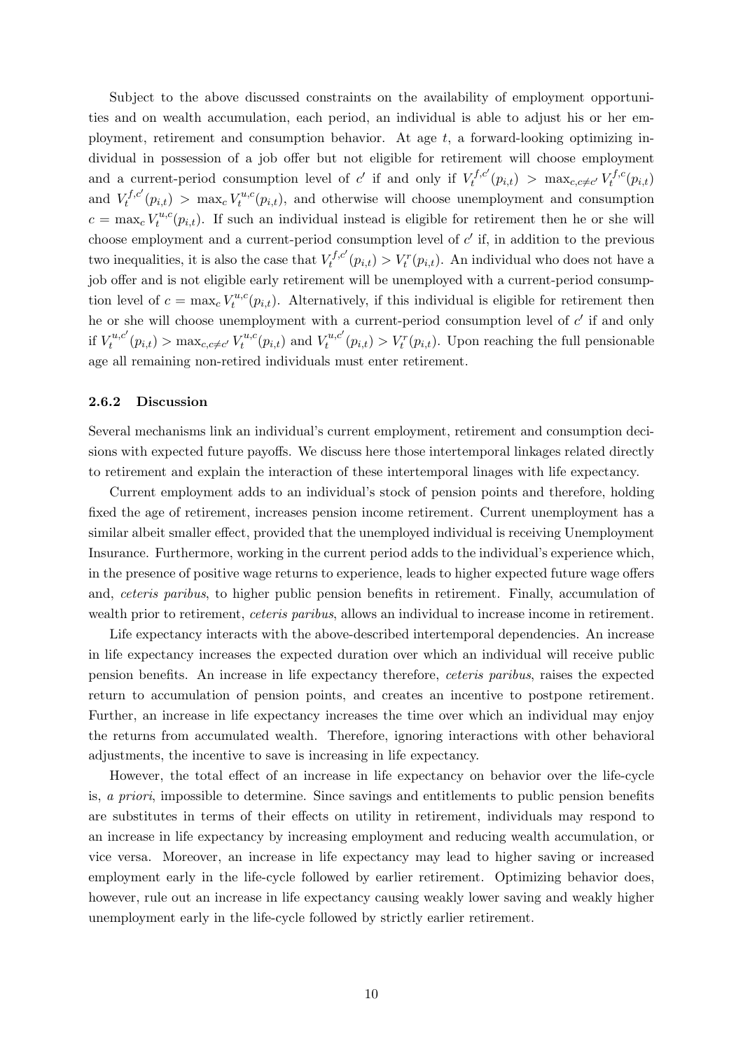Subject to the above discussed constraints on the availability of employment opportunities and on wealth accumulation, each period, an individual is able to adjust his or her employment, retirement and consumption behavior. At age $t$, a forward-looking optimizing individual in possession of a job offer but not eligible for retirement will choose employment and a current-period consumption level of $c'$ if and only if $V_t^{f,c'}(p_{i,t}) > \max_{c,c\neq c'} V_t^{f,c}(p_{i,t})$ and $V_t^{f,c'}(p_{i,t}) > \max_c V_t^{u,c}(p_{i,t})$, and otherwise will choose unemployment and consumption $c = \max_c V_t^{u,c}(p_{i,t})$. If such an individual instead is eligible for retirement then he or she will choose employment and a current-period consumption level of $c'$ if, in addition to the previous two inequalities, it is also the case that $V_t^{f,c'}(p_{i,t}) > V_t^r(p_{i,t})$. An individual who does not have a job offer and is not eligible early retirement will be unemployed with a current-period consumption level of $c = \max_c V_t^{u,c}(p_{i,t})$. Alternatively, if this individual is eligible for retirement then he or she will choose unemployment with a current-period consumption level of $c'$ if and only if $V_t^{u,c'}(p_{i,t}) > \max_{c,c\neq c'} V_t^{u,c}(p_{i,t})$ and $V_t^{u,c'}(p_{i,t}) > V_t^r(p_{i,t})$. Upon reaching the full pensionable age all remaining non-retired individuals must enter retirement.

### 2.6.2 Discussion

Several mechanisms link an individual's current employment, retirement and consumption decisions with expected future payoffs. We discuss here those intertemporal linkages related directly to retirement and explain the interaction of these intertemporal linages with life expectancy.

Current employment adds to an individual's stock of pension points and therefore, holding fixed the age of retirement, increases pension income retirement. Current unemployment has a similar albeit smaller effect, provided that the unemployed individual is receiving Unemployment Insurance. Furthermore, working in the current period adds to the individual's experience which, in the presence of positive wage returns to experience, leads to higher expected future wage offers and, *ceteris paribus*, to higher public pension benefits in retirement. Finally, accumulation of wealth prior to retirement, *ceteris paribus*, allows an individual to increase income in retirement.

Life expectancy interacts with the above-described intertemporal dependencies. An increase in life expectancy increases the expected duration over which an individual will receive public pension benefits. An increase in life expectancy therefore, *ceteris paribus*, raises the expected return to accumulation of pension points, and creates an incentive to postpone retirement. Further, an increase in life expectancy increases the time over which an individual may enjoy the returns from accumulated wealth. Therefore, ignoring interactions with other behavioral adjustments, the incentive to save is increasing in life expectancy.

However, the total effect of an increase in life expectancy on behavior over the life-cycle is, *a priori*, impossible to determine. Since savings and entitlements to public pension benefits are substitutes in terms of their effects on utility in retirement, individuals may respond to an increase in life expectancy by increasing employment and reducing wealth accumulation, or vice versa. Moreover, an increase in life expectancy may lead to higher saving or increased employment early in the life-cycle followed by earlier retirement. Optimizing behavior does, however, rule out an increase in life expectancy causing weakly lower saving and weakly higher unemployment early in the life-cycle followed by strictly earlier retirement.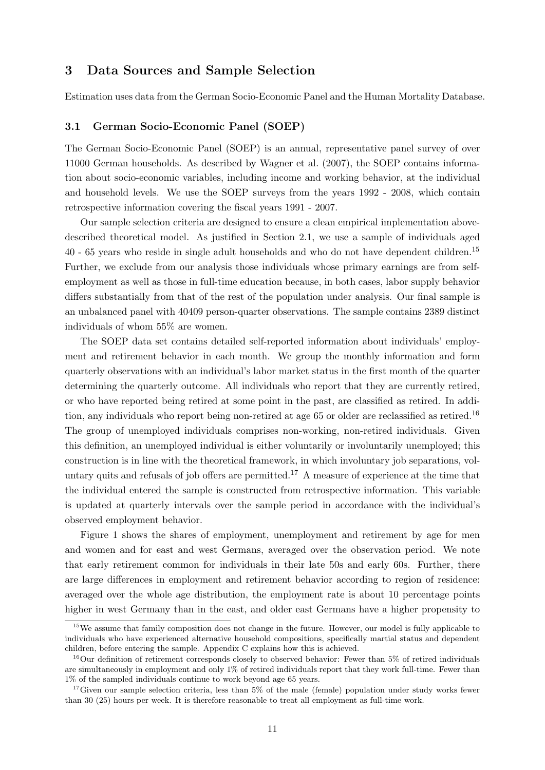## 3 Data Sources and Sample Selection

Estimation uses data from the German Socio-Economic Panel and the Human Mortality Database.

### 3.1 German Socio-Economic Panel (SOEP)

The German Socio-Economic Panel (SOEP) is an annual, representative panel survey of over 11000 German households. As described by Wagner et al. (2007), the SOEP contains information about socio-economic variables, including income and working behavior, at the individual and household levels. We use the SOEP surveys from the years 1992 - 2008, which contain retrospective information covering the fiscal years 1991 - 2007.

Our sample selection criteria are designed to ensure a clean empirical implementation above-described theoretical model. As justified in Section 2.1, we use a sample of individuals aged 40 - 65 years who reside in single adult households and who do not have dependent children.[15] Further, we exclude from our analysis those individuals whose primary earnings are from self-employment as well as those in full-time education because, in both cases, labor supply behavior differs substantially from that of the rest of the population under analysis. Our final sample is an unbalanced panel with 40409 person-quarter observations. The sample contains 2389 distinct individuals of whom 55% are women.

The SOEP data set contains detailed self-reported information about individuals' employment and retirement behavior in each month. We group the monthly information and form quarterly observations with an individual's labor market status in the first month of the quarter determining the quarterly outcome. All individuals who report that they are currently retired, or who have reported being retired at some point in the past, are classified as retired. In addition, any individuals who report being non-retired at age 65 or older are reclassified as retired.[16] The group of unemployed individuals comprises non-working, non-retired individuals. Given this definition, an unemployed individual is either voluntarily or involuntarily unemployed; this construction is in line with the theoretical framework, in which involuntary job separations, voluntary quits and refusals of job offers are permitted.[17] A measure of experience at the time that the individual entered the sample is constructed from retrospective information. This variable is updated at quarterly intervals over the sample period in accordance with the individual's observed employment behavior.

Figure 1 shows the shares of employment, unemployment and retirement by age for men and women and for east and west Germans, averaged over the observation period. We note that early retirement common for individuals in their late 50s and early 60s. Further, there are large differences in employment and retirement behavior according to region of residence: averaged over the whole age distribution, the employment rate is about 10 percentage points higher in west Germany than in the east, and older east Germans have a higher propensity to

[15] We assume that family composition does not change in the future. However, our model is fully applicable to individuals who have experienced alternative household compositions, specifically martial status and dependent children, before entering the sample. Appendix C explains how this is achieved.

[16] Our definition of retirement corresponds closely to observed behavior: Fewer than 5% of retired individuals are simultaneously in employment and only 1% of retired individuals report that they work full-time. Fewer than 1% of the sampled individuals continue to work beyond age 65 years.

[17] Given our sample selection criteria, less than 5% of the male (female) population under study works fewer than 30 (25) hours per week. It is therefore reasonable to treat all employment as full-time work.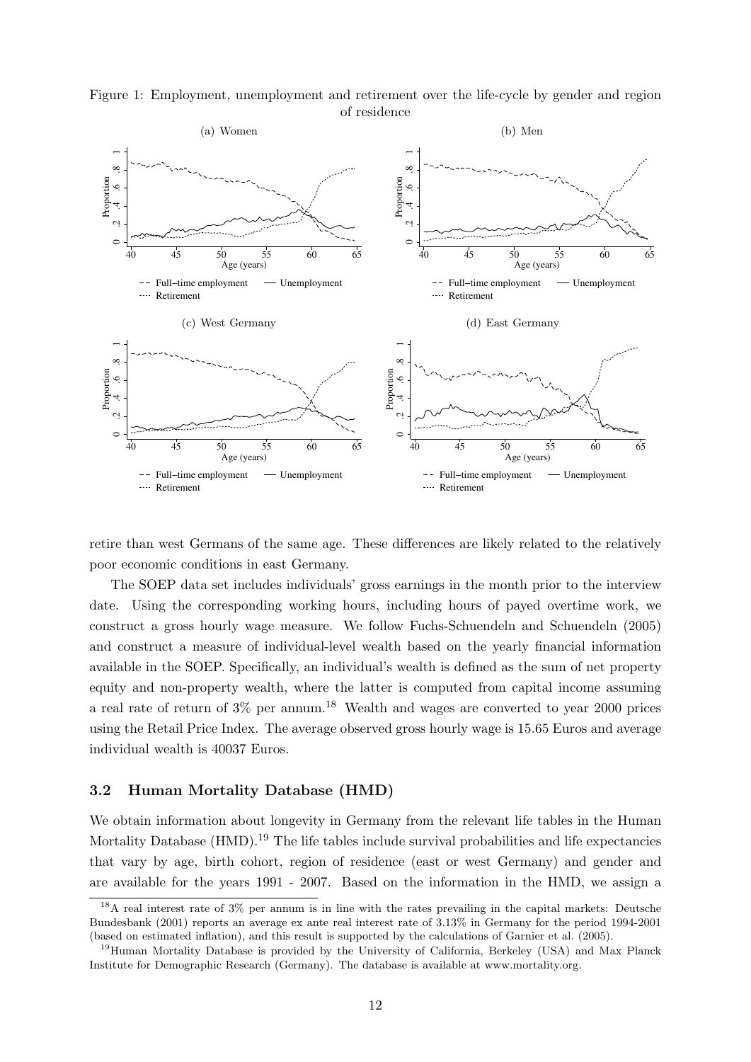Figure 1: Employment, unemployment and retirement over the life-cycle by gender and region of residence

retire than west Germans of the same age. These differences are likely related to the relatively poor economic conditions in east Germany.

The SOEP data set includes individuals' gross earnings in the month prior to the interview date. Using the corresponding working hours, including hours of payed overtime work, we construct a gross hourly wage measure. We follow Fuchs-Schuendeln and Schuendeln (2005) and construct a measure of individual-level wealth based on the yearly financial information available in the SOEP. Specifically, an individual's wealth is defined as the sum of net property equity and non-property wealth, where the latter is computed from capital income assuming a real rate of return of 3% per annum.[18] Wealth and wages are converted to year 2000 prices using the Retail Price Index. The average observed gross hourly wage is 15.65 Euros and average individual wealth is 40037 Euros.

### 3.2 Human Mortality Database (HMD)

We obtain information about longevity in Germany from the relevant life tables in the Human Mortality Database (HMD).[19] The life tables include survival probabilities and life expectancies that vary by age, birth cohort, region of residence (east or west Germany) and gender and are available for the years 1991 - 2007. Based on the information in the HMD, we assign a

[18] A real interest rate of 3% per annum is in line with the rates prevailing in the capital markets: Deutsche Bundesbank (2001) reports an average ex ante real interest rate of 3.13% in Germany for the period 1994-2001 (based on estimated inflation), and this result is supported by the calculations of Garnier et al. (2005).

[19] Human Mortality Database is provided by the University of California, Berkeley (USA) and Max Planck Institute for Demographic Research (Germany). The database is available at www.mortality.org.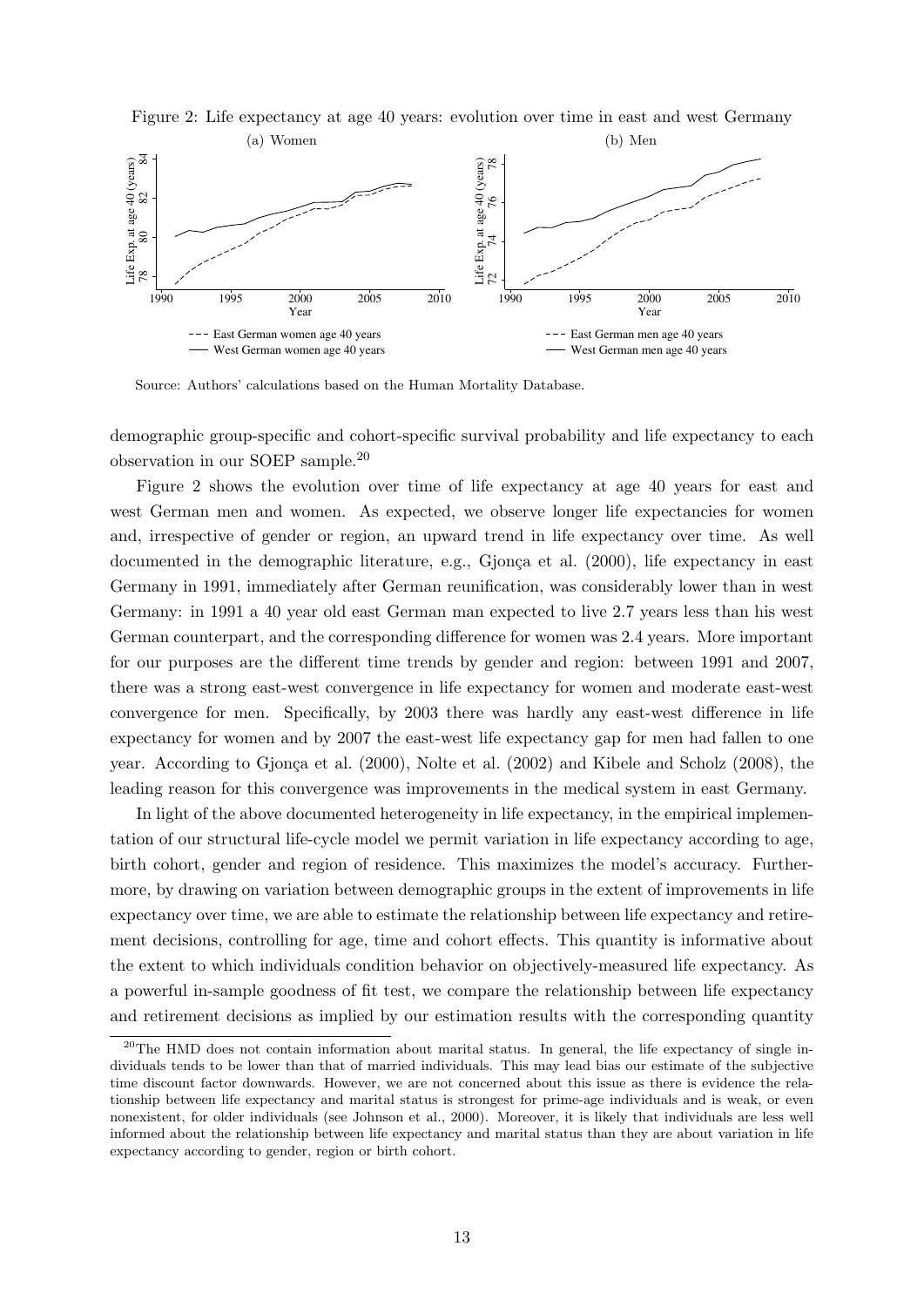Figure 2: Life expectancy at age 40 years: evolution over time in east and west Germany

Source: Authors' calculations based on the Human Mortality Database.

demographic group-specific and cohort-specific survival probability and life expectancy to each observation in our SOEP sample.[20]

Figure 2 shows the evolution over time of life expectancy at age 40 years for east and west German men and women. As expected, we observe longer life expectancies for women and, irrespective of gender or region, an upward trend in life expectancy over time. As well documented in the demographic literature, e.g., Gjonça et al. (2000), life expectancy in east Germany in 1991, immediately after German reunification, was considerably lower than in west Germany: in 1991 a 40 year old east German man expected to live 2.7 years less than his west German counterpart, and the corresponding difference for women was 2.4 years. More important for our purposes are the different time trends by gender and region: between 1991 and 2007, there was a strong east-west convergence in life expectancy for women and moderate east-west convergence for men. Specifically, by 2003 there was hardly any east-west difference in life expectancy for women and by 2007 the east-west life expectancy gap for men had fallen to one year. According to Gjonça et al. (2000), Nolte et al. (2002) and Kibele and Scholz (2008), the leading reason for this convergence was improvements in the medical system in east Germany.

In light of the above documented heterogeneity in life expectancy, in the empirical implementation of our structural life-cycle model we permit variation in life expectancy according to age, birth cohort, gender and region of residence. This maximizes the model's accuracy. Furthermore, by drawing on variation between demographic groups in the extent of improvements in life expectancy over time, we are able to estimate the relationship between life expectancy and retirement decisions, controlling for age, time and cohort effects. This quantity is informative about the extent to which individuals condition behavior on objectively-measured life expectancy. As a powerful in-sample goodness of fit test, we compare the relationship between life expectancy and retirement decisions as implied by our estimation results with the corresponding quantity

[20] The HMD does not contain information about marital status. In general, the life expectancy of single individuals tends to be lower than that of married individuals. This may lead bias our estimate of the subjective time discount factor downwards. However, we are not concerned about this issue as there is evidence the relationship between life expectancy and marital status is strongest for prime-age individuals and is weak, or even nonexistent, for older individuals (see Johnson et al., 2000). Moreover, it is likely that individuals are less well informed about the relationship between life expectancy and marital status than they are about variation in life expectancy according to gender, region or birth cohort.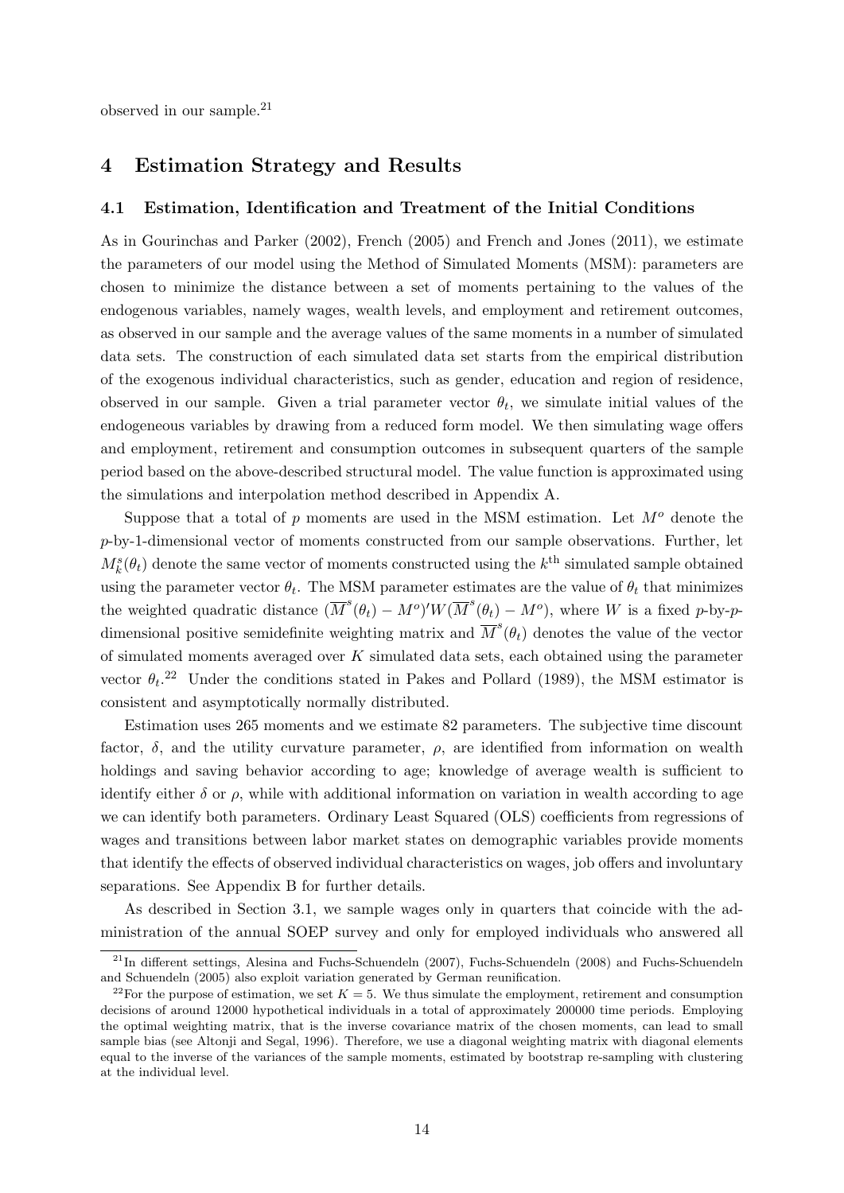observed in our sample.[21]

## 4 Estimation Strategy and Results

### 4.1 Estimation, Identification and Treatment of the Initial Conditions

As in Gourinchas and Parker (2002), French (2005) and French and Jones (2011), we estimate the parameters of our model using the Method of Simulated Moments (MSM): parameters are chosen to minimize the distance between a set of moments pertaining to the values of the endogenous variables, namely wages, wealth levels, and employment and retirement outcomes, as observed in our sample and the average values of the same moments in a number of simulated data sets. The construction of each simulated data set starts from the empirical distribution of the exogenous individual characteristics, such as gender, education and region of residence, observed in our sample. Given a trial parameter vector $\theta_t$, we simulate initial values of the endogeneous variables by drawing from a reduced form model. We then simulating wage offers and employment, retirement and consumption outcomes in subsequent quarters of the sample period based on the above-described structural model. The value function is approximated using the simulations and interpolation method described in Appendix A.

Suppose that a total of $p$ moments are used in the MSM estimation. Let $M^o$ denote the $p$-by-1-dimensional vector of moments constructed from our sample observations. Further, let $M_k^s(\theta_t)$ denote the same vector of moments constructed using the $k^{\text{th}}$ simulated sample obtained using the parameter vector $\theta_t$. The MSM parameter estimates are the value of $\theta_t$ that minimizes the weighted quadratic distance $(\overline{M}^s(\theta_t) - M^o)'W(\overline{M}^s(\theta_t) - M^o)$, where $W$ is a fixed $p$-by-$p$-dimensional positive semidefinite weighting matrix and $\overline{M}^s(\theta_t)$ denotes the value of the vector of simulated moments averaged over $K$ simulated data sets, each obtained using the parameter vector $\theta_t$.[22] Under the conditions stated in Pakes and Pollard (1989), the MSM estimator is consistent and asymptotically normally distributed.

Estimation uses 265 moments and we estimate 82 parameters. The subjective time discount factor, $\delta$, and the utility curvature parameter, $\rho$, are identified from information on wealth holdings and saving behavior according to age; knowledge of average wealth is sufficient to identify either $\delta$ or $\rho$, while with additional information on variation in wealth according to age we can identify both parameters. Ordinary Least Squared (OLS) coefficients from regressions of wages and transitions between labor market states on demographic variables provide moments that identify the effects of observed individual characteristics on wages, job offers and involuntary separations. See Appendix B for further details.

As described in Section 3.1, we sample wages only in quarters that coincide with the administration of the annual SOEP survey and only for employed individuals who answered all

[21] In different settings, Alesina and Fuchs-Schuendeln (2007), Fuchs-Schuendeln (2008) and Fuchs-Schuendeln and Schuendeln (2005) also exploit variation generated by German reunification.

[22] For the purpose of estimation, we set $K = 5$. We thus simulate the employment, retirement and consumption decisions of around 12000 hypothetical individuals in a total of approximately 200000 time periods. Employing the optimal weighting matrix, that is the inverse covariance matrix of the chosen moments, can lead to small sample bias (see Altonji and Segal, 1996). Therefore, we use a diagonal weighting matrix with diagonal elements equal to the inverse of the variances of the sample moments, estimated by bootstrap re-sampling with clustering at the individual level.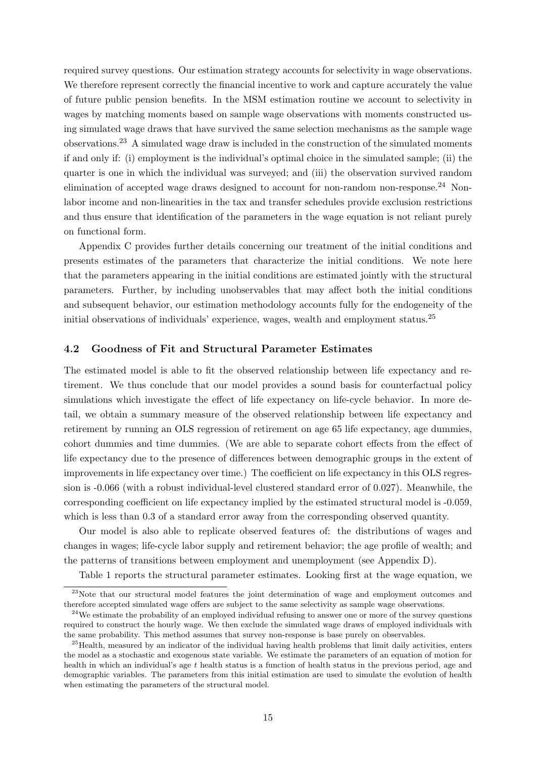required survey questions. Our estimation strategy accounts for selectivity in wage observations. We therefore represent correctly the financial incentive to work and capture accurately the value of future public pension benefits. In the MSM estimation routine we account to selectivity in wages by matching moments based on sample wage observations with moments constructed using simulated wage draws that have survived the same selection mechanisms as the sample wage observations.[23] A simulated wage draw is included in the construction of the simulated moments if and only if: (i) employment is the individual's optimal choice in the simulated sample; (ii) the quarter is one in which the individual was surveyed; and (iii) the observation survived random elimination of accepted wage draws designed to account for non-random non-response.[24] Non-labor income and non-linearities in the tax and transfer schedules provide exclusion restrictions and thus ensure that identification of the parameters in the wage equation is not reliant purely on functional form.

Appendix C provides further details concerning our treatment of the initial conditions and presents estimates of the parameters that characterize the initial conditions. We note here that the parameters appearing in the initial conditions are estimated jointly with the structural parameters. Further, by including unobservables that may affect both the initial conditions and subsequent behavior, our estimation methodology accounts fully for the endogeneity of the initial observations of individuals' experience, wages, wealth and employment status.[25]

### 4.2 Goodness of Fit and Structural Parameter Estimates

The estimated model is able to fit the observed relationship between life expectancy and retirement. We thus conclude that our model provides a sound basis for counterfactual policy simulations which investigate the effect of life expectancy on life-cycle behavior. In more detail, we obtain a summary measure of the observed relationship between life expectancy and retirement by running an OLS regression of retirement on age 65 life expectancy, age dummies, cohort dummies and time dummies. (We are able to separate cohort effects from the effect of life expectancy due to the presence of differences between demographic groups in the extent of improvements in life expectancy over time.) The coefficient on life expectancy in this OLS regression is -0.066 (with a robust individual-level clustered standard error of 0.027). Meanwhile, the corresponding coefficient on life expectancy implied by the estimated structural model is -0.059, which is less than 0.3 of a standard error away from the corresponding observed quantity.

Our model is also able to replicate observed features of: the distributions of wages and changes in wages; life-cycle labor supply and retirement behavior; the age profile of wealth; and the patterns of transitions between employment and unemployment (see Appendix D).

Table 1 reports the structural parameter estimates. Looking first at the wage equation, we

---

[23] Note that our structural model features the joint determination of wage and employment outcomes and therefore accepted simulated wage offers are subject to the same selectivity as sample wage observations.

[24] We estimate the probability of an employed individual refusing to answer one or more of the survey questions required to construct the hourly wage. We then exclude the simulated wage draws of employed individuals with the same probability. This method assumes that survey non-response is base purely on observables.

[25] Health, measured by an indicator of the individual having health problems that limit daily activities, enters the model as a stochastic and exogenous state variable. We estimate the parameters of an equation of motion for health in which an individual's age $t$ health status is a function of health status in the previous period, age and demographic variables. The parameters from this initial estimation are used to simulate the evolution of health when estimating the parameters of the structural model.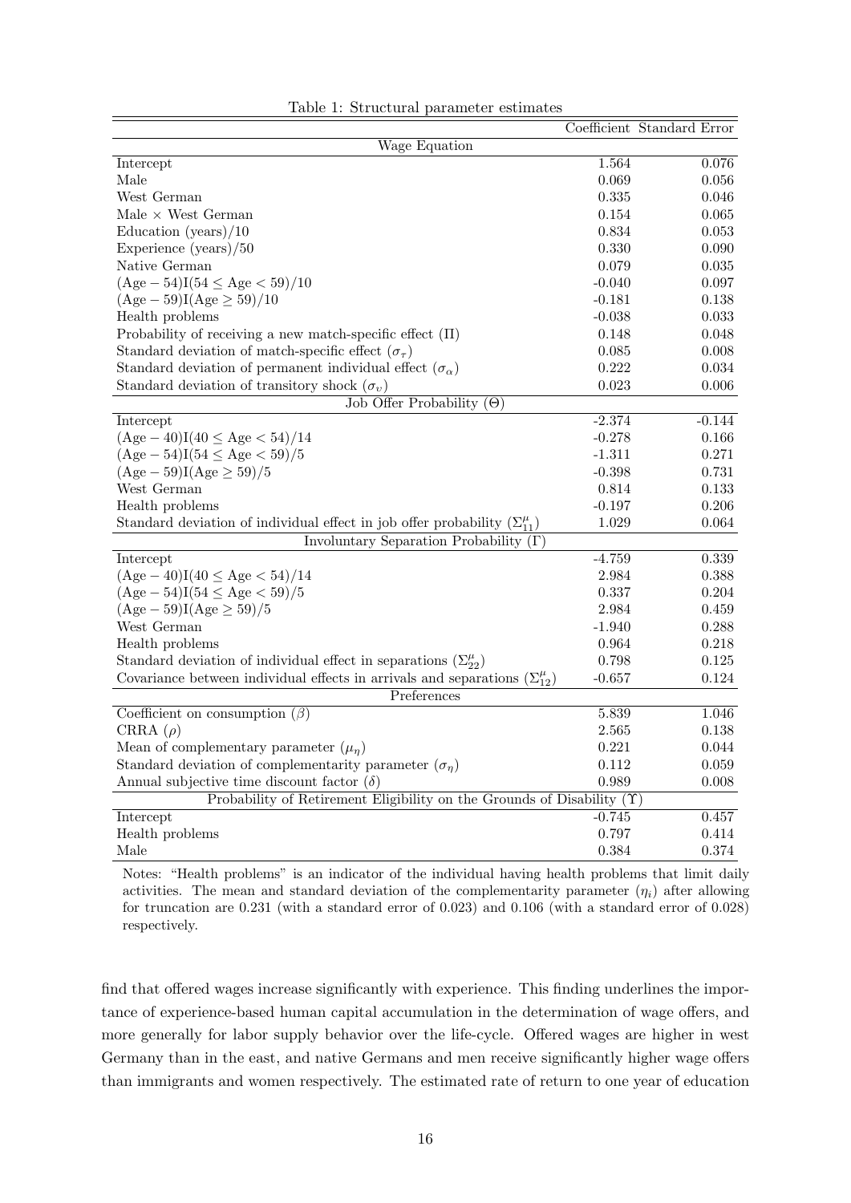Table 1: Structural parameter estimates

| | Coefficient | Standard Error |
|---|---|---|
| **Wage Equation** | | |
| Intercept | 1.564 | 0.076 |
| Male | 0.069 | 0.056 |
| West German | 0.335 | 0.046 |
| Male × West German | 0.154 | 0.065 |
| Education (years)/10 | 0.834 | 0.053 |
| Experience (years)/50 | 0.330 | 0.090 |
| Native German | 0.079 | 0.035 |
| $(\text{Age} - 54)\text{I}(54 \leq \text{Age} < 59)/10$ | -0.040 | 0.097 |
| $(\text{Age} - 59)\text{I}(\text{Age} \geq 59)/10$ | -0.181 | 0.138 |
| Health problems | -0.038 | 0.033 |
| Probability of receiving a new match-specific effect ($\Pi$) | 0.148 | 0.048 |
| Standard deviation of match-specific effect ($\sigma_\tau$) | 0.085 | 0.008 |
| Standard deviation of permanent individual effect ($\sigma_\alpha$) | 0.222 | 0.034 |
| Standard deviation of transitory shock ($\sigma_\upsilon$) | 0.023 | 0.006 |
| **Job Offer Probability ($\Theta$)** | | |
| Intercept | -2.374 | -0.144 |
| $(\text{Age} - 40)\text{I}(40 \leq \text{Age} < 54)/14$ | -0.278 | 0.166 |
| $(\text{Age} - 54)\text{I}(54 \leq \text{Age} < 59)/5$ | -1.311 | 0.271 |
| $(\text{Age} - 59)\text{I}(\text{Age} \geq 59)/5$ | -0.398 | 0.731 |
| West German | 0.814 | 0.133 |
| Health problems | -0.197 | 0.206 |
| Standard deviation of individual effect in job offer probability ($\Sigma^\mu_{11}$) | 1.029 | 0.064 |
| **Involuntary Separation Probability ($\Gamma$)** | | |
| Intercept | -4.759 | 0.339 |
| $(\text{Age} - 40)\text{I}(40 \leq \text{Age} < 54)/14$ | 2.984 | 0.388 |
| $(\text{Age} - 54)\text{I}(54 \leq \text{Age} < 59)/5$ | 0.337 | 0.204 |
| $(\text{Age} - 59)\text{I}(\text{Age} \geq 59)/5$ | 2.984 | 0.459 |
| West German | -1.940 | 0.288 |
| Health problems | 0.964 | 0.218 |
| Standard deviation of individual effect in separations ($\Sigma^\mu_{22}$) | 0.798 | 0.125 |
| Covariance between individual effects in arrivals and separations ($\Sigma^\mu_{12}$) | -0.657 | 0.124 |
| **Preferences** | | |
| Coefficient on consumption ($\beta$) | 5.839 | 1.046 |
| CRRA ($\rho$) | 2.565 | 0.138 |
| Mean of complementary parameter ($\mu_\eta$) | 0.221 | 0.044 |
| Standard deviation of complementarity parameter ($\sigma_\eta$) | 0.112 | 0.059 |
| Annual subjective time discount factor ($\delta$) | 0.989 | 0.008 |
| **Probability of Retirement Eligibility on the Grounds of Disability ($\Upsilon$)** | | |
| Intercept | -0.745 | 0.457 |
| Health problems | 0.797 | 0.414 |
| Male | 0.384 | 0.374 |

Notes: "Health problems" is an indicator of the individual having health problems that limit daily activities. The mean and standard deviation of the complementarity parameter ($\eta_i$) after allowing for truncation are 0.231 (with a standard error of 0.023) and 0.106 (with a standard error of 0.028) respectively.

find that offered wages increase significantly with experience. This finding underlines the importance of experience-based human capital accumulation in the determination of wage offers, and more generally for labor supply behavior over the life-cycle. Offered wages are higher in west Germany than in the east, and native Germans and men receive significantly higher wage offers than immigrants and women respectively. The estimated rate of return to one year of education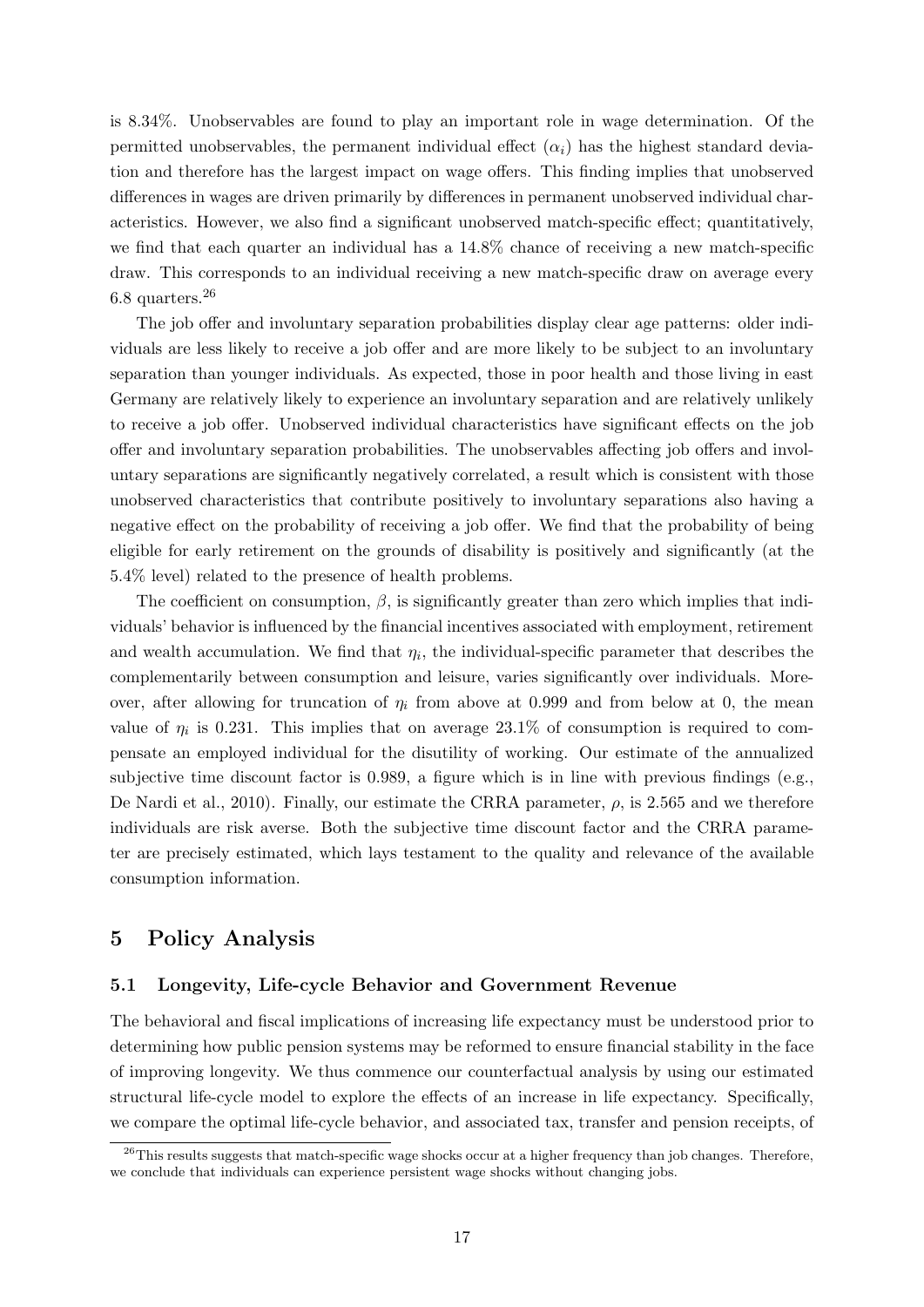is 8.34%. Unobservables are found to play an important role in wage determination. Of the permitted unobservables, the permanent individual effect ($\alpha_i$) has the highest standard deviation and therefore has the largest impact on wage offers. This finding implies that unobserved differences in wages are driven primarily by differences in permanent unobserved individual characteristics. However, we also find a significant unobserved match-specific effect; quantitatively, we find that each quarter an individual has a 14.8% chance of receiving a new match-specific draw. This corresponds to an individual receiving a new match-specific draw on average every 6.8 quarters.[26]

The job offer and involuntary separation probabilities display clear age patterns: older individuals are less likely to receive a job offer and are more likely to be subject to an involuntary separation than younger individuals. As expected, those in poor health and those living in east Germany are relatively likely to experience an involuntary separation and are relatively unlikely to receive a job offer. Unobserved individual characteristics have significant effects on the job offer and involuntary separation probabilities. The unobservables affecting job offers and involuntary separations are significantly negatively correlated, a result which is consistent with those unobserved characteristics that contribute positively to involuntary separations also having a negative effect on the probability of receiving a job offer. We find that the probability of being eligible for early retirement on the grounds of disability is positively and significantly (at the 5.4% level) related to the presence of health problems.

The coefficient on consumption, $\beta$, is significantly greater than zero which implies that individuals' behavior is influenced by the financial incentives associated with employment, retirement and wealth accumulation. We find that $\eta_i$, the individual-specific parameter that describes the complementarily between consumption and leisure, varies significantly over individuals. Moreover, after allowing for truncation of $\eta_i$ from above at 0.999 and from below at 0, the mean value of $\eta_i$ is 0.231. This implies that on average 23.1% of consumption is required to compensate an employed individual for the disutility of working. Our estimate of the annualized subjective time discount factor is 0.989, a figure which is in line with previous findings (e.g., De Nardi et al., 2010). Finally, our estimate the CRRA parameter, $\rho$, is 2.565 and we therefore individuals are risk averse. Both the subjective time discount factor and the CRRA parameter are precisely estimated, which lays testament to the quality and relevance of the available consumption information.

# 5 Policy Analysis

## 5.1 Longevity, Life-cycle Behavior and Government Revenue

The behavioral and fiscal implications of increasing life expectancy must be understood prior to determining how public pension systems may be reformed to ensure financial stability in the face of improving longevity. We thus commence our counterfactual analysis by using our estimated structural life-cycle model to explore the effects of an increase in life expectancy. Specifically, we compare the optimal life-cycle behavior, and associated tax, transfer and pension receipts, of

[26] This results suggests that match-specific wage shocks occur at a higher frequency than job changes. Therefore, we conclude that individuals can experience persistent wage shocks without changing jobs.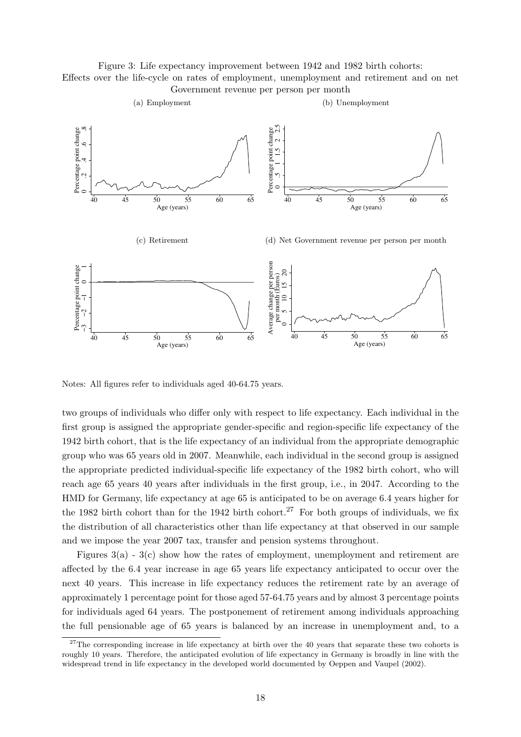Figure 3: Life expectancy improvement between 1942 and 1982 birth cohorts:
Effects over the life-cycle on rates of employment, unemployment and retirement and on net Government revenue per person per month

(a) Employment

(b) Unemployment

(c) Retirement

(d) Net Government revenue per person per month

Notes: All figures refer to individuals aged 40-64.75 years.

two groups of individuals who differ only with respect to life expectancy. Each individual in the first group is assigned the appropriate gender-specific and region-specific life expectancy of the 1942 birth cohort, that is the life expectancy of an individual from the appropriate demographic group who was 65 years old in 2007. Meanwhile, each individual in the second group is assigned the appropriate predicted individual-specific life expectancy of the 1982 birth cohort, who will reach age 65 years 40 years after individuals in the first group, i.e., in 2047. According to the HMD for Germany, life expectancy at age 65 is anticipated to be on average 6.4 years higher for the 1982 birth cohort than for the 1942 birth cohort.[27] For both groups of individuals, we fix the distribution of all characteristics other than life expectancy at that observed in our sample and we impose the year 2007 tax, transfer and pension systems throughout.

Figures 3(a) - 3(c) show how the rates of employment, unemployment and retirement are affected by the 6.4 year increase in age 65 years life expectancy anticipated to occur over the next 40 years. This increase in life expectancy reduces the retirement rate by an average of approximately 1 percentage point for those aged 57-64.75 years and by almost 3 percentage points for individuals aged 64 years. The postponement of retirement among individuals approaching the full pensionable age of 65 years is balanced by an increase in unemployment and, to a

[27] The corresponding increase in life expectancy at birth over the 40 years that separate these two cohorts is roughly 10 years. Therefore, the anticipated evolution of life expectancy in Germany is broadly in line with the widespread trend in life expectancy in the developed world documented by Oeppen and Vaupel (2002).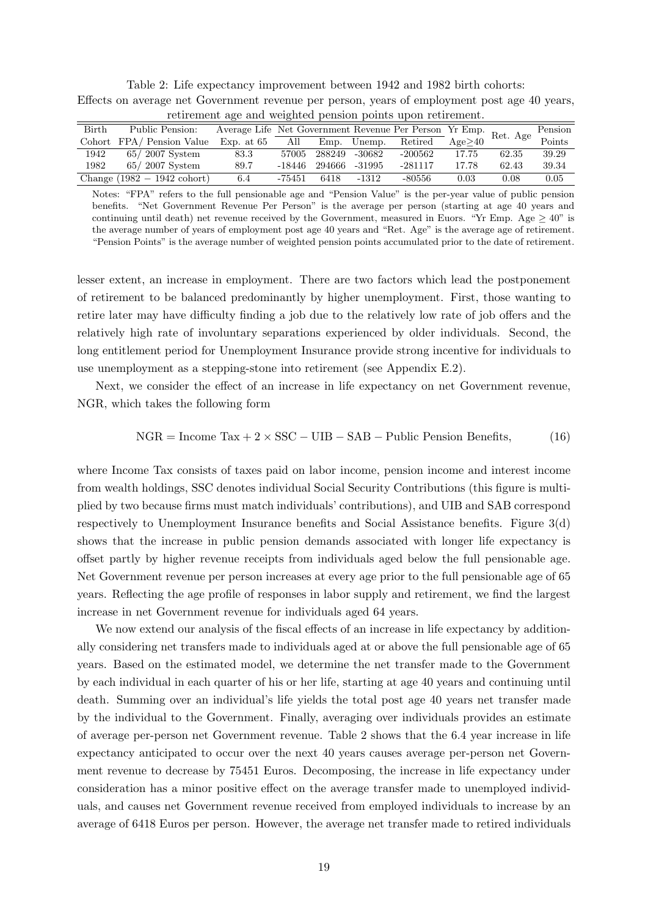Table 2: Life expectancy improvement between 1942 and 1982 birth cohorts: Effects on average net Government revenue per person, years of employment post age 40 years, retirement age and weighted pension points upon retirement.

| Birth | Public Pension: | Average Life | Net Government Revenue Per Person | | | | Yr Emp. | Ret. Age | Pension |
|---|---|---|---|---|---|---|---|---|---|
| Cohort | FPA/ Pension Value | Exp. at 65 | All | Emp. | Unemp. | Retired | Age≥40 | | Points |
| 1942 | 65/ 2007 System | 83.3 | 57005 | 288249 | -30682 | -200562 | 17.75 | 62.35 | 39.29 |
| 1982 | 65/ 2007 System | 89.7 | -18446 | 294666 | -31995 | -281117 | 17.78 | 62.43 | 39.34 |
| Change (1982 − 1942 cohort) | | 6.4 | -75451 | 6418 | -1312 | -80556 | 0.03 | 0.08 | 0.05 |

Notes: "FPA" refers to the full pensionable age and "Pension Value" is the per-year value of public pension benefits. "Net Government Revenue Per Person" is the average per person (starting at age 40 years and continuing until death) net revenue received by the Government, measured in Euors. "Yr Emp. Age ≥ 40" is the average number of years of employment post age 40 years and "Ret. Age" is the average age of retirement. "Pension Points" is the average number of weighted pension points accumulated prior to the date of retirement.

lesser extent, an increase in employment. There are two factors which lead the postponement of retirement to be balanced predominantly by higher unemployment. First, those wanting to retire later may have difficulty finding a job due to the relatively low rate of job offers and the relatively high rate of involuntary separations experienced by older individuals. Second, the long entitlement period for Unemployment Insurance provide strong incentive for individuals to use unemployment as a stepping-stone into retirement (see Appendix E.2).

Next, we consider the effect of an increase in life expectancy on net Government revenue, NGR, which takes the following form

$$\text{NGR} = \text{Income Tax} + 2 \times \text{SSC} - \text{UIB} - \text{SAB} - \text{Public Pension Benefits}, \tag{16}$$

where Income Tax consists of taxes paid on labor income, pension income and interest income from wealth holdings, SSC denotes individual Social Security Contributions (this figure is multiplied by two because firms must match individuals' contributions), and UIB and SAB correspond respectively to Unemployment Insurance benefits and Social Assistance benefits. Figure 3(d) shows that the increase in public pension demands associated with longer life expectancy is offset partly by higher revenue receipts from individuals aged below the full pensionable age. Net Government revenue per person increases at every age prior to the full pensionable age of 65 years. Reflecting the age profile of responses in labor supply and retirement, we find the largest increase in net Government revenue for individuals aged 64 years.

We now extend our analysis of the fiscal effects of an increase in life expectancy by additionally considering net transfers made to individuals aged at or above the full pensionable age of 65 years. Based on the estimated model, we determine the net transfer made to the Government by each individual in each quarter of his or her life, starting at age 40 years and continuing until death. Summing over an individual's life yields the total post age 40 years net transfer made by the individual to the Government. Finally, averaging over individuals provides an estimate of average per-person net Government revenue. Table 2 shows that the 6.4 year increase in life expectancy anticipated to occur over the next 40 years causes average per-person net Government revenue to decrease by 75451 Euros. Decomposing, the increase in life expectancy under consideration has a minor positive effect on the average transfer made to unemployed individuals, and causes net Government revenue received from employed individuals to increase by an average of 6418 Euros per person. However, the average net transfer made to retired individuals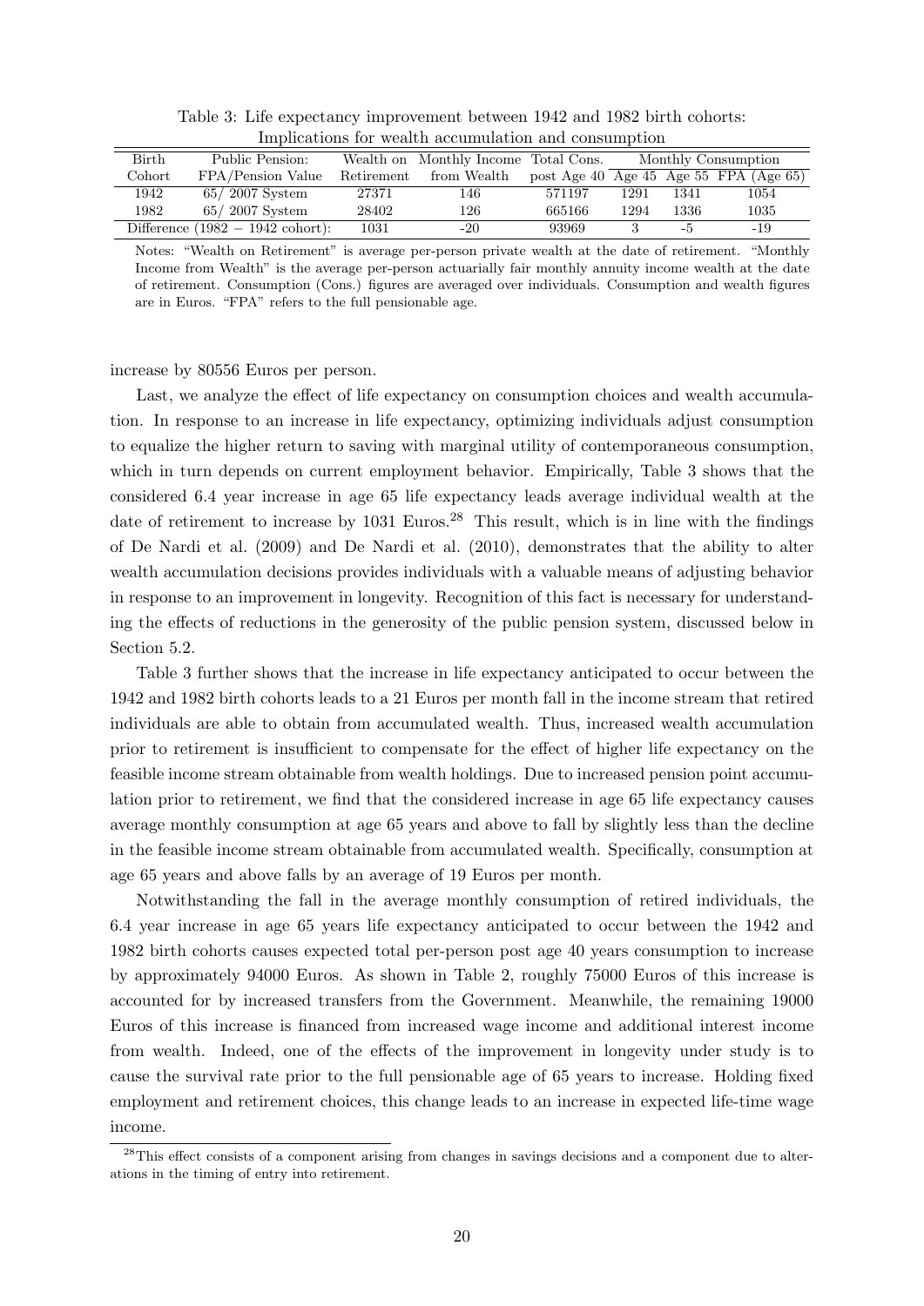Table 3: Life expectancy improvement between 1942 and 1982 birth cohorts: Implications for wealth accumulation and consumption

| Birth | Public Pension: | Wealth on | Monthly Income | Total Cons. | Monthly Consumption | | |
|---|---|---|---|---|---|---|---|
| Cohort | FPA/Pension Value | Retirement | from Wealth | post Age 40 | Age 45 | Age 55 | FPA (Age 65) |
| 1942 | 65/ 2007 System | 27371 | 146 | 571197 | 1291 | 1341 | 1054 |
| 1982 | 65/ 2007 System | 28402 | 126 | 665166 | 1294 | 1336 | 1035 |
| Difference (1982 − 1942 cohort): | | 1031 | -20 | 93969 | 3 | -5 | -19 |

Notes: "Wealth on Retirement" is average per-person private wealth at the date of retirement. "Monthly Income from Wealth" is the average per-person actuarially fair monthly annuity income wealth at the date of retirement. Consumption (Cons.) figures are averaged over individuals. Consumption and wealth figures are in Euros. "FPA" refers to the full pensionable age.

increase by 80556 Euros per person.

Last, we analyze the effect of life expectancy on consumption choices and wealth accumulation. In response to an increase in life expectancy, optimizing individuals adjust consumption to equalize the higher return to saving with marginal utility of contemporaneous consumption, which in turn depends on current employment behavior. Empirically, Table 3 shows that the considered 6.4 year increase in age 65 life expectancy leads average individual wealth at the date of retirement to increase by 1031 Euros.[28] This result, which is in line with the findings of De Nardi et al. (2009) and De Nardi et al. (2010), demonstrates that the ability to alter wealth accumulation decisions provides individuals with a valuable means of adjusting behavior in response to an improvement in longevity. Recognition of this fact is necessary for understanding the effects of reductions in the generosity of the public pension system, discussed below in Section 5.2.

Table 3 further shows that the increase in life expectancy anticipated to occur between the 1942 and 1982 birth cohorts leads to a 21 Euros per month fall in the income stream that retired individuals are able to obtain from accumulated wealth. Thus, increased wealth accumulation prior to retirement is insufficient to compensate for the effect of higher life expectancy on the feasible income stream obtainable from wealth holdings. Due to increased pension point accumulation prior to retirement, we find that the considered increase in age 65 life expectancy causes average monthly consumption at age 65 years and above to fall by slightly less than the decline in the feasible income stream obtainable from accumulated wealth. Specifically, consumption at age 65 years and above falls by an average of 19 Euros per month.

Notwithstanding the fall in the average monthly consumption of retired individuals, the 6.4 year increase in age 65 years life expectancy anticipated to occur between the 1942 and 1982 birth cohorts causes expected total per-person post age 40 years consumption to increase by approximately 94000 Euros. As shown in Table 2, roughly 75000 Euros of this increase is accounted for by increased transfers from the Government. Meanwhile, the remaining 19000 Euros of this increase is financed from increased wage income and additional interest income from wealth. Indeed, one of the effects of the improvement in longevity under study is to cause the survival rate prior to the full pensionable age of 65 years to increase. Holding fixed employment and retirement choices, this change leads to an increase in expected life-time wage income.

[28] This effect consists of a component arising from changes in savings decisions and a component due to alterations in the timing of entry into retirement.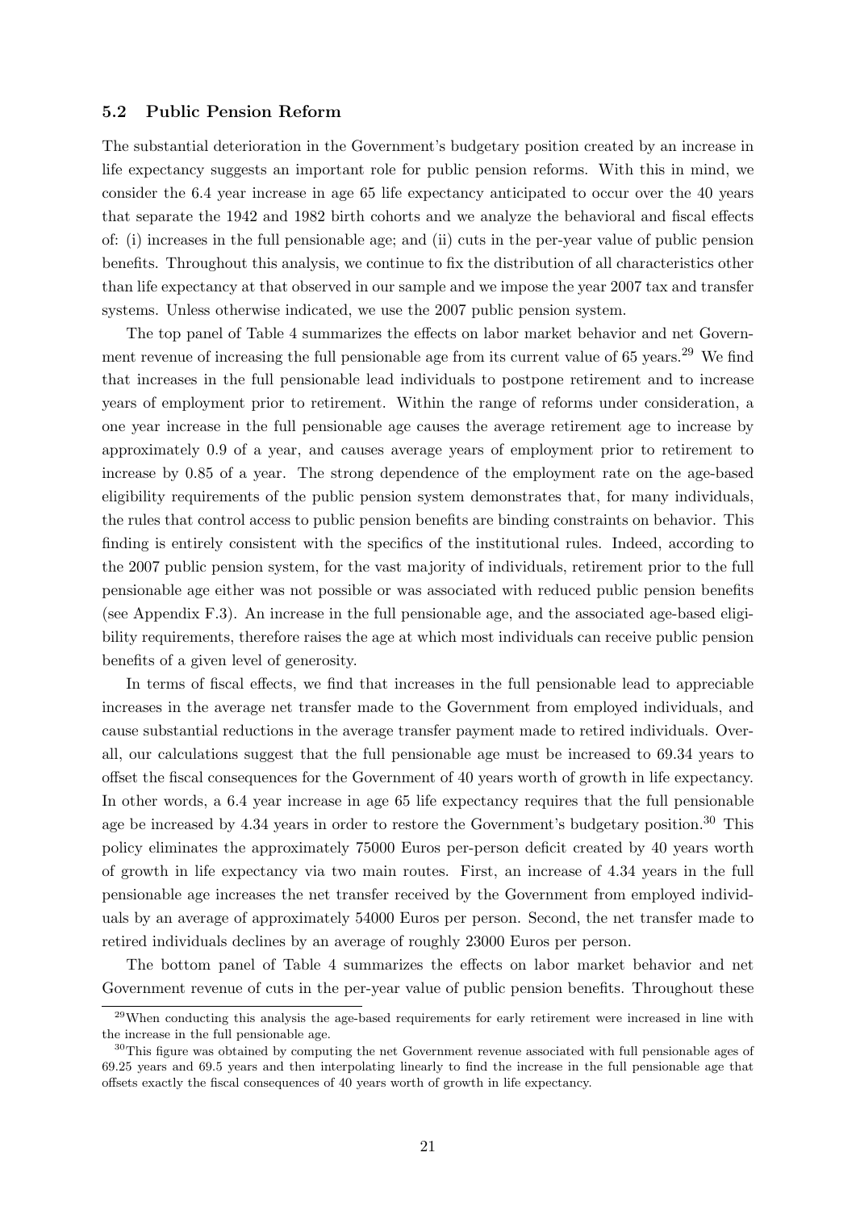### 5.2 Public Pension Reform

The substantial deterioration in the Government's budgetary position created by an increase in life expectancy suggests an important role for public pension reforms. With this in mind, we consider the 6.4 year increase in age 65 life expectancy anticipated to occur over the 40 years that separate the 1942 and 1982 birth cohorts and we analyze the behavioral and fiscal effects of: (i) increases in the full pensionable age; and (ii) cuts in the per-year value of public pension benefits. Throughout this analysis, we continue to fix the distribution of all characteristics other than life expectancy at that observed in our sample and we impose the year 2007 tax and transfer systems. Unless otherwise indicated, we use the 2007 public pension system.

The top panel of Table 4 summarizes the effects on labor market behavior and net Government revenue of increasing the full pensionable age from its current value of 65 years.[29] We find that increases in the full pensionable lead individuals to postpone retirement and to increase years of employment prior to retirement. Within the range of reforms under consideration, a one year increase in the full pensionable age causes the average retirement age to increase by approximately 0.9 of a year, and causes average years of employment prior to retirement to increase by 0.85 of a year. The strong dependence of the employment rate on the age-based eligibility requirements of the public pension system demonstrates that, for many individuals, the rules that control access to public pension benefits are binding constraints on behavior. This finding is entirely consistent with the specifics of the institutional rules. Indeed, according to the 2007 public pension system, for the vast majority of individuals, retirement prior to the full pensionable age either was not possible or was associated with reduced public pension benefits (see Appendix F.3). An increase in the full pensionable age, and the associated age-based eligibility requirements, therefore raises the age at which most individuals can receive public pension benefits of a given level of generosity.

In terms of fiscal effects, we find that increases in the full pensionable lead to appreciable increases in the average net transfer made to the Government from employed individuals, and cause substantial reductions in the average transfer payment made to retired individuals. Overall, our calculations suggest that the full pensionable age must be increased to 69.34 years to offset the fiscal consequences for the Government of 40 years worth of growth in life expectancy. In other words, a 6.4 year increase in age 65 life expectancy requires that the full pensionable age be increased by 4.34 years in order to restore the Government's budgetary position.[30] This policy eliminates the approximately 75000 Euros per-person deficit created by 40 years worth of growth in life expectancy via two main routes. First, an increase of 4.34 years in the full pensionable age increases the net transfer received by the Government from employed individuals by an average of approximately 54000 Euros per person. Second, the net transfer made to retired individuals declines by an average of roughly 23000 Euros per person.

The bottom panel of Table 4 summarizes the effects on labor market behavior and net Government revenue of cuts in the per-year value of public pension benefits. Throughout these

[29] When conducting this analysis the age-based requirements for early retirement were increased in line with the increase in the full pensionable age.

[30] This figure was obtained by computing the net Government revenue associated with full pensionable ages of 69.25 years and 69.5 years and then interpolating linearly to find the increase in the full pensionable age that offsets exactly the fiscal consequences of 40 years worth of growth in life expectancy.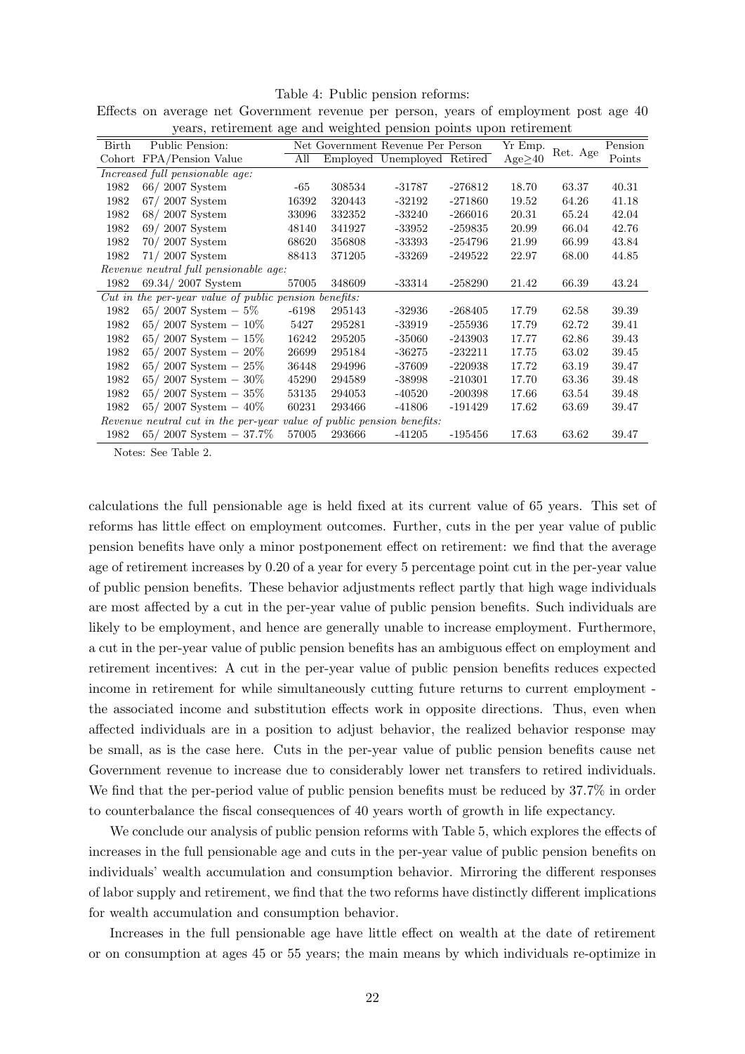Table 4: Public pension reforms:
Effects on average net Government revenue per person, years of employment post age 40 years, retirement age and weighted pension points upon retirement

| Birth Cohort | Public Pension: FPA/Pension Value | Net Government Revenue Per Person All | Employed | Unemployed | Retired | Yr Emp. Age≥40 | Ret. Age | Pension Points |
|---|---|---|---|---|---|---|---|---|
| *Increased full pensionable age:* | | | | | | | | |
| 1982 | 66/ 2007 System | -65 | 308534 | -31787 | -276812 | 18.70 | 63.37 | 40.31 |
| 1982 | 67/ 2007 System | 16392 | 320443 | -32192 | -271860 | 19.52 | 64.26 | 41.18 |
| 1982 | 68/ 2007 System | 33096 | 332352 | -33240 | -266016 | 20.31 | 65.24 | 42.04 |
| 1982 | 69/ 2007 System | 48140 | 341927 | -33952 | -259835 | 20.99 | 66.04 | 42.76 |
| 1982 | 70/ 2007 System | 68620 | 356808 | -33393 | -254796 | 21.99 | 66.99 | 43.84 |
| 1982 | 71/ 2007 System | 88413 | 371205 | -33269 | -249522 | 22.97 | 68.00 | 44.85 |
| *Revenue neutral full pensionable age:* | | | | | | | | |
| 1982 | 69.34/ 2007 System | 57005 | 348609 | -33314 | -258290 | 21.42 | 66.39 | 43.24 |
| *Cut in the per-year value of public pension benefits:* | | | | | | | | |
| 1982 | 65/ 2007 System − 5% | -6198 | 295143 | -32936 | -268405 | 17.79 | 62.58 | 39.39 |
| 1982 | 65/ 2007 System − 10% | 5427 | 295281 | -33919 | -255936 | 17.79 | 62.72 | 39.41 |
| 1982 | 65/ 2007 System − 15% | 16242 | 295205 | -35060 | -243903 | 17.77 | 62.86 | 39.43 |
| 1982 | 65/ 2007 System − 20% | 26699 | 295184 | -36275 | -232211 | 17.75 | 63.02 | 39.45 |
| 1982 | 65/ 2007 System − 25% | 36448 | 294996 | -37609 | -220938 | 17.72 | 63.19 | 39.47 |
| 1982 | 65/ 2007 System − 30% | 45290 | 294589 | -38998 | -210301 | 17.70 | 63.36 | 39.48 |
| 1982 | 65/ 2007 System − 35% | 53135 | 294053 | -40520 | -200398 | 17.66 | 63.54 | 39.48 |
| 1982 | 65/ 2007 System − 40% | 60231 | 293466 | -41806 | -191429 | 17.62 | 63.69 | 39.47 |
| *Revenue neutral cut in the per-year value of public pension benefits:* | | | | | | | | |
| 1982 | 65/ 2007 System − 37.7% | 57005 | 293666 | -41205 | -195456 | 17.63 | 63.62 | 39.47 |

Notes: See Table 2.

calculations the full pensionable age is held fixed at its current value of 65 years. This set of reforms has little effect on employment outcomes. Further, cuts in the per year value of public pension benefits have only a minor postponement effect on retirement: we find that the average age of retirement increases by 0.20 of a year for every 5 percentage point cut in the per-year value of public pension benefits. These behavior adjustments reflect partly that high wage individuals are most affected by a cut in the per-year value of public pension benefits. Such individuals are likely to be employment, and hence are generally unable to increase employment. Furthermore, a cut in the per-year value of public pension benefits has an ambiguous effect on employment and retirement incentives: A cut in the per-year value of public pension benefits reduces expected income in retirement for while simultaneously cutting future returns to current employment - the associated income and substitution effects work in opposite directions. Thus, even when affected individuals are in a position to adjust behavior, the realized behavior response may be small, as is the case here. Cuts in the per-year value of public pension benefits cause net Government revenue to increase due to considerably lower net transfers to retired individuals. We find that the per-period value of public pension benefits must be reduced by 37.7% in order to counterbalance the fiscal consequences of 40 years worth of growth in life expectancy.

We conclude our analysis of public pension reforms with Table 5, which explores the effects of increases in the full pensionable age and cuts in the per-year value of public pension benefits on individuals' wealth accumulation and consumption behavior. Mirroring the different responses of labor supply and retirement, we find that the two reforms have distinctly different implications for wealth accumulation and consumption behavior.

Increases in the full pensionable age have little effect on wealth at the date of retirement or on consumption at ages 45 or 55 years; the main means by which individuals re-optimize in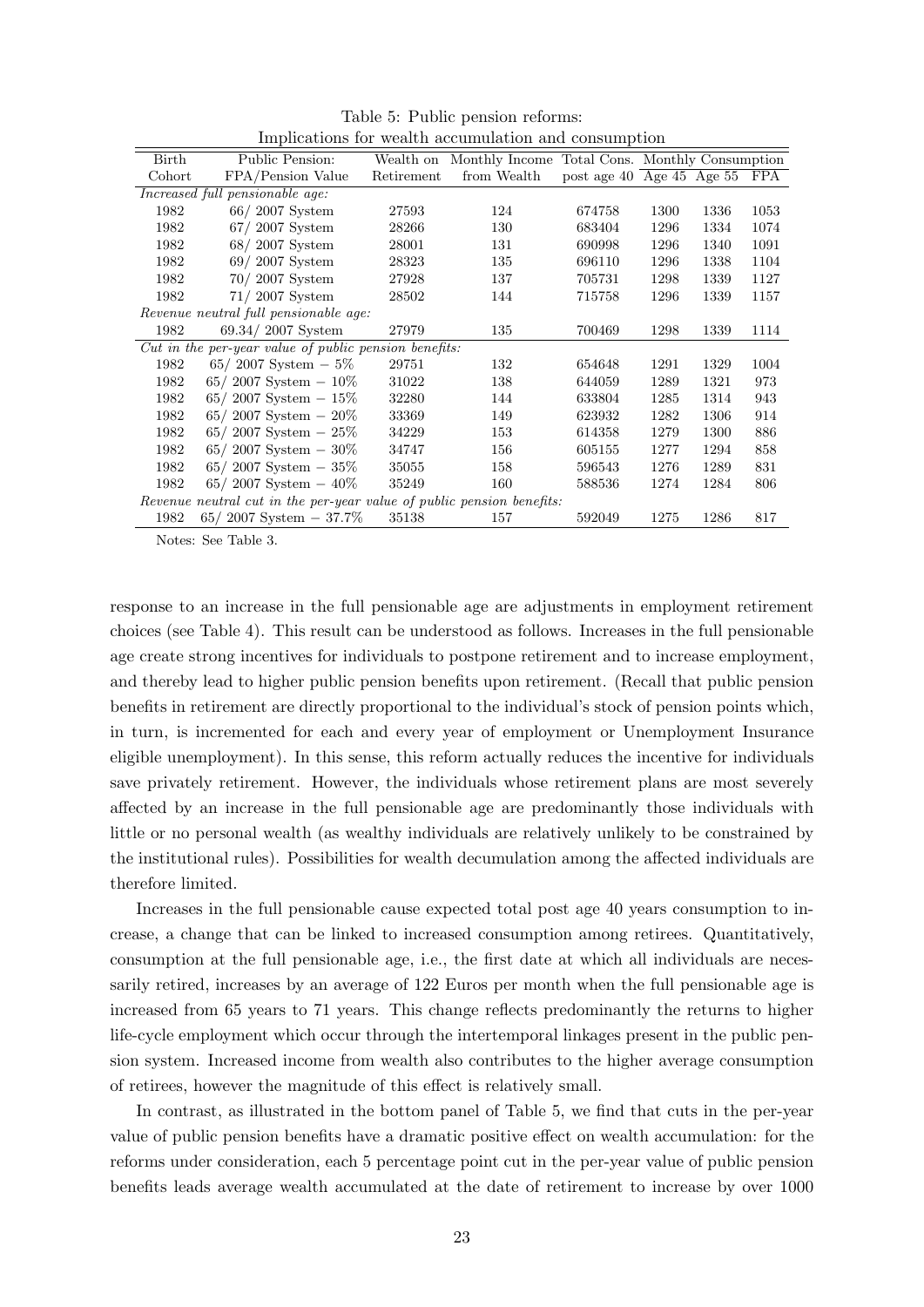Table 5: Public pension reforms:
Implications for wealth accumulation and consumption

| Birth | Public Pension: | Wealth on | Monthly Income | Total Cons. | Monthly Consumption | | |
|---|---|---|---|---|---|---|---|
| Cohort | FPA/Pension Value | Retirement | from Wealth | post age 40 | Age 45 | Age 55 | FPA |
| *Increased full pensionable age:* | | | | | | | |
| 1982 | 66/ 2007 System | 27593 | 124 | 674758 | 1300 | 1336 | 1053 |
| 1982 | 67/ 2007 System | 28266 | 130 | 683404 | 1296 | 1334 | 1074 |
| 1982 | 68/ 2007 System | 28001 | 131 | 690998 | 1296 | 1340 | 1091 |
| 1982 | 69/ 2007 System | 28323 | 135 | 696110 | 1296 | 1338 | 1104 |
| 1982 | 70/ 2007 System | 27928 | 137 | 705731 | 1298 | 1339 | 1127 |
| 1982 | 71/ 2007 System | 28502 | 144 | 715758 | 1296 | 1339 | 1157 |
| *Revenue neutral full pensionable age:* | | | | | | | |
| 1982 | 69.34/ 2007 System | 27979 | 135 | 700469 | 1298 | 1339 | 1114 |
| *Cut in the per-year value of public pension benefits:* | | | | | | | |
| 1982 | 65/ 2007 System − 5% | 29751 | 132 | 654648 | 1291 | 1329 | 1004 |
| 1982 | 65/ 2007 System − 10% | 31022 | 138 | 644059 | 1289 | 1321 | 973 |
| 1982 | 65/ 2007 System − 15% | 32280 | 144 | 633804 | 1285 | 1314 | 943 |
| 1982 | 65/ 2007 System − 20% | 33369 | 149 | 623932 | 1282 | 1306 | 914 |
| 1982 | 65/ 2007 System − 25% | 34229 | 153 | 614358 | 1279 | 1300 | 886 |
| 1982 | 65/ 2007 System − 30% | 34747 | 156 | 605155 | 1277 | 1294 | 858 |
| 1982 | 65/ 2007 System − 35% | 35055 | 158 | 596543 | 1276 | 1289 | 831 |
| 1982 | 65/ 2007 System − 40% | 35249 | 160 | 588536 | 1274 | 1284 | 806 |
| *Revenue neutral cut in the per-year value of public pension benefits:* | | | | | | | |
| 1982 | 65/ 2007 System − 37.7% | 35138 | 157 | 592049 | 1275 | 1286 | 817 |

Notes: See Table 3.

response to an increase in the full pensionable age are adjustments in employment retirement choices (see Table 4). This result can be understood as follows. Increases in the full pensionable age create strong incentives for individuals to postpone retirement and to increase employment, and thereby lead to higher public pension benefits upon retirement. (Recall that public pension benefits in retirement are directly proportional to the individual's stock of pension points which, in turn, is incremented for each and every year of employment or Unemployment Insurance eligible unemployment). In this sense, this reform actually reduces the incentive for individuals save privately retirement. However, the individuals whose retirement plans are most severely affected by an increase in the full pensionable age are predominantly those individuals with little or no personal wealth (as wealthy individuals are relatively unlikely to be constrained by the institutional rules). Possibilities for wealth decumulation among the affected individuals are therefore limited.

Increases in the full pensionable cause expected total post age 40 years consumption to increase, a change that can be linked to increased consumption among retirees. Quantitatively, consumption at the full pensionable age, i.e., the first date at which all individuals are necessarily retired, increases by an average of 122 Euros per month when the full pensionable age is increased from 65 years to 71 years. This change reflects predominantly the returns to higher life-cycle employment which occur through the intertemporal linkages present in the public pension system. Increased income from wealth also contributes to the higher average consumption of retirees, however the magnitude of this effect is relatively small.

In contrast, as illustrated in the bottom panel of Table 5, we find that cuts in the per-year value of public pension benefits have a dramatic positive effect on wealth accumulation: for the reforms under consideration, each 5 percentage point cut in the per-year value of public pension benefits leads average wealth accumulated at the date of retirement to increase by over 1000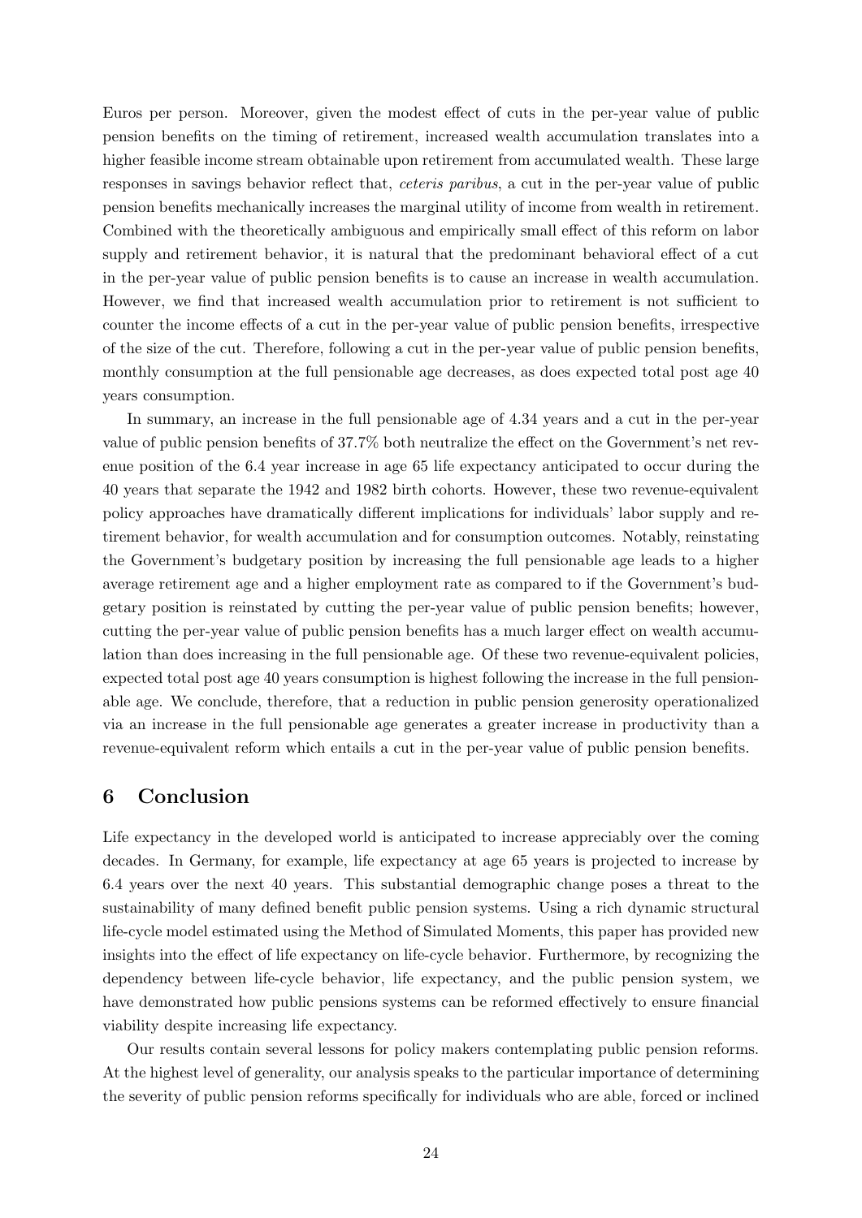Euros per person. Moreover, given the modest effect of cuts in the per-year value of public pension benefits on the timing of retirement, increased wealth accumulation translates into a higher feasible income stream obtainable upon retirement from accumulated wealth. These large responses in savings behavior reflect that, *ceteris paribus*, a cut in the per-year value of public pension benefits mechanically increases the marginal utility of income from wealth in retirement. Combined with the theoretically ambiguous and empirically small effect of this reform on labor supply and retirement behavior, it is natural that the predominant behavioral effect of a cut in the per-year value of public pension benefits is to cause an increase in wealth accumulation. However, we find that increased wealth accumulation prior to retirement is not sufficient to counter the income effects of a cut in the per-year value of public pension benefits, irrespective of the size of the cut. Therefore, following a cut in the per-year value of public pension benefits, monthly consumption at the full pensionable age decreases, as does expected total post age 40 years consumption.

In summary, an increase in the full pensionable age of 4.34 years and a cut in the per-year value of public pension benefits of 37.7% both neutralize the effect on the Government's net revenue position of the 6.4 year increase in age 65 life expectancy anticipated to occur during the 40 years that separate the 1942 and 1982 birth cohorts. However, these two revenue-equivalent policy approaches have dramatically different implications for individuals' labor supply and retirement behavior, for wealth accumulation and for consumption outcomes. Notably, reinstating the Government's budgetary position by increasing the full pensionable age leads to a higher average retirement age and a higher employment rate as compared to if the Government's budgetary position is reinstated by cutting the per-year value of public pension benefits; however, cutting the per-year value of public pension benefits has a much larger effect on wealth accumulation than does increasing in the full pensionable age. Of these two revenue-equivalent policies, expected total post age 40 years consumption is highest following the increase in the full pensionable age. We conclude, therefore, that a reduction in public pension generosity operationalized via an increase in the full pensionable age generates a greater increase in productivity than a revenue-equivalent reform which entails a cut in the per-year value of public pension benefits.

## 6 Conclusion

Life expectancy in the developed world is anticipated to increase appreciably over the coming decades. In Germany, for example, life expectancy at age 65 years is projected to increase by 6.4 years over the next 40 years. This substantial demographic change poses a threat to the sustainability of many defined benefit public pension systems. Using a rich dynamic structural life-cycle model estimated using the Method of Simulated Moments, this paper has provided new insights into the effect of life expectancy on life-cycle behavior. Furthermore, by recognizing the dependency between life-cycle behavior, life expectancy, and the public pension system, we have demonstrated how public pensions systems can be reformed effectively to ensure financial viability despite increasing life expectancy.

Our results contain several lessons for policy makers contemplating public pension reforms. At the highest level of generality, our analysis speaks to the particular importance of determining the severity of public pension reforms specifically for individuals who are able, forced or inclined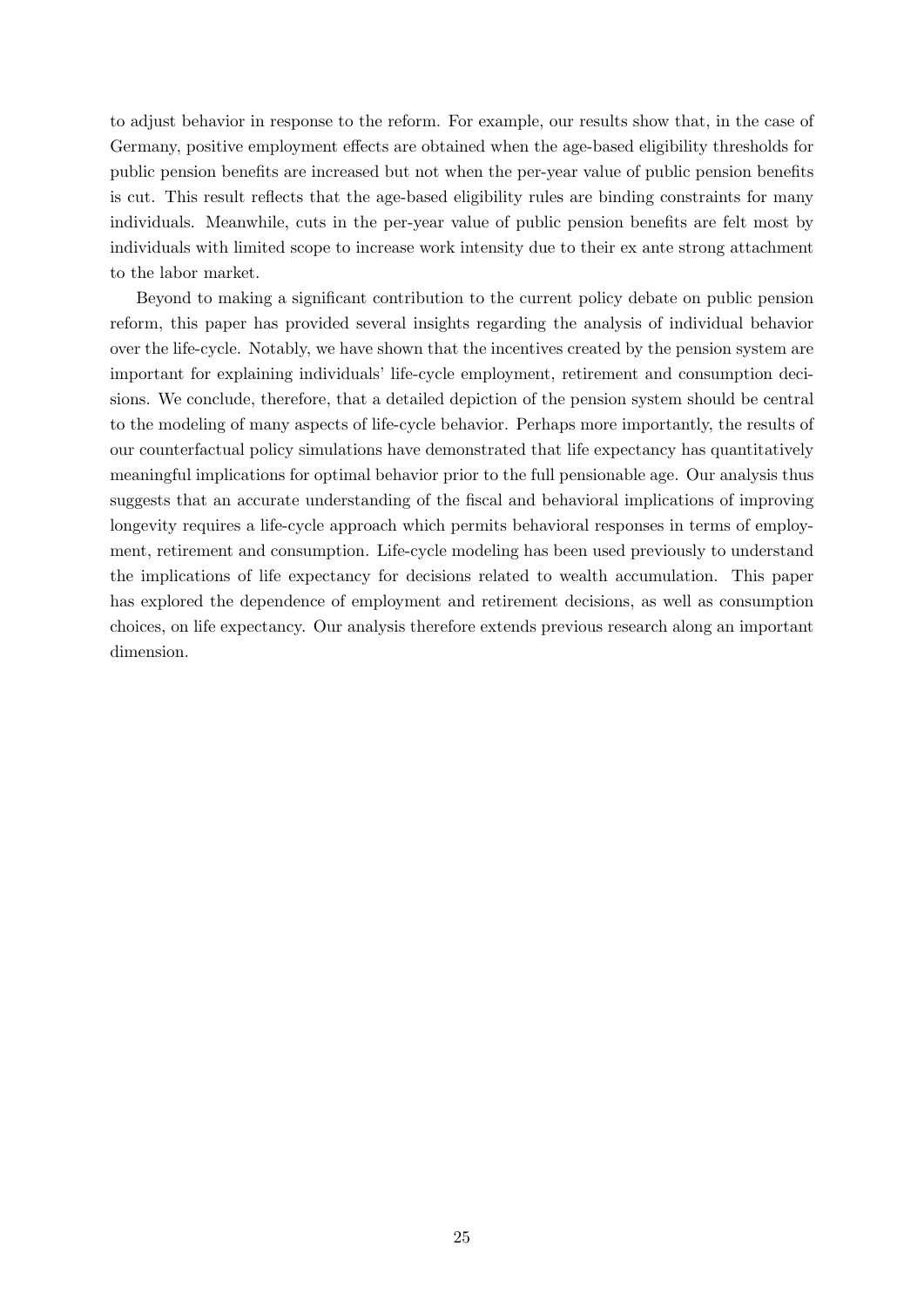to adjust behavior in response to the reform. For example, our results show that, in the case of Germany, positive employment effects are obtained when the age-based eligibility thresholds for public pension benefits are increased but not when the per-year value of public pension benefits is cut. This result reflects that the age-based eligibility rules are binding constraints for many individuals. Meanwhile, cuts in the per-year value of public pension benefits are felt most by individuals with limited scope to increase work intensity due to their ex ante strong attachment to the labor market.

Beyond to making a significant contribution to the current policy debate on public pension reform, this paper has provided several insights regarding the analysis of individual behavior over the life-cycle. Notably, we have shown that the incentives created by the pension system are important for explaining individuals' life-cycle employment, retirement and consumption decisions. We conclude, therefore, that a detailed depiction of the pension system should be central to the modeling of many aspects of life-cycle behavior. Perhaps more importantly, the results of our counterfactual policy simulations have demonstrated that life expectancy has quantitatively meaningful implications for optimal behavior prior to the full pensionable age. Our analysis thus suggests that an accurate understanding of the fiscal and behavioral implications of improving longevity requires a life-cycle approach which permits behavioral responses in terms of employment, retirement and consumption. Life-cycle modeling has been used previously to understand the implications of life expectancy for decisions related to wealth accumulation. This paper has explored the dependence of employment and retirement decisions, as well as consumption choices, on life expectancy. Our analysis therefore extends previous research along an important dimension.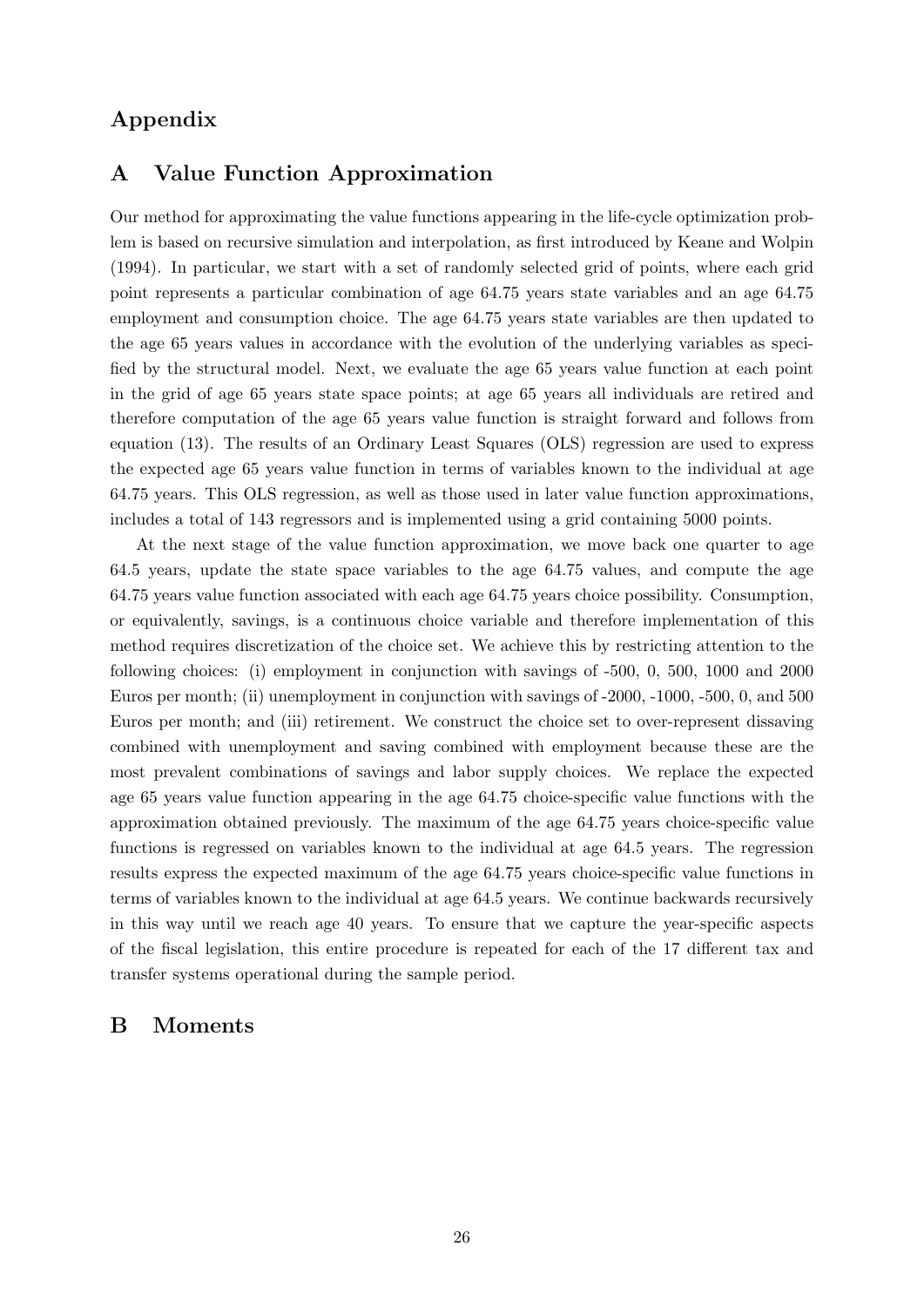# Appendix

## A Value Function Approximation

Our method for approximating the value functions appearing in the life-cycle optimization problem is based on recursive simulation and interpolation, as first introduced by Keane and Wolpin (1994). In particular, we start with a set of randomly selected grid of points, where each grid point represents a particular combination of age 64.75 years state variables and an age 64.75 employment and consumption choice. The age 64.75 years state variables are then updated to the age 65 years values in accordance with the evolution of the underlying variables as specified by the structural model. Next, we evaluate the age 65 years value function at each point in the grid of age 65 years state space points; at age 65 years all individuals are retired and therefore computation of the age 65 years value function is straight forward and follows from equation (13). The results of an Ordinary Least Squares (OLS) regression are used to express the expected age 65 years value function in terms of variables known to the individual at age 64.75 years. This OLS regression, as well as those used in later value function approximations, includes a total of 143 regressors and is implemented using a grid containing 5000 points.

At the next stage of the value function approximation, we move back one quarter to age 64.5 years, update the state space variables to the age 64.75 values, and compute the age 64.75 years value function associated with each age 64.75 years choice possibility. Consumption, or equivalently, savings, is a continuous choice variable and therefore implementation of this method requires discretization of the choice set. We achieve this by restricting attention to the following choices: (i) employment in conjunction with savings of -500, 0, 500, 1000 and 2000 Euros per month; (ii) unemployment in conjunction with savings of -2000, -1000, -500, 0, and 500 Euros per month; and (iii) retirement. We construct the choice set to over-represent dissaving combined with unemployment and saving combined with employment because these are the most prevalent combinations of savings and labor supply choices. We replace the expected age 65 years value function appearing in the age 64.75 choice-specific value functions with the approximation obtained previously. The maximum of the age 64.75 years choice-specific value functions is regressed on variables known to the individual at age 64.5 years. The regression results express the expected maximum of the age 64.75 years choice-specific value functions in terms of variables known to the individual at age 64.5 years. We continue backwards recursively in this way until we reach age 40 years. To ensure that we capture the year-specific aspects of the fiscal legislation, this entire procedure is repeated for each of the 17 different tax and transfer systems operational during the sample period.

## B Moments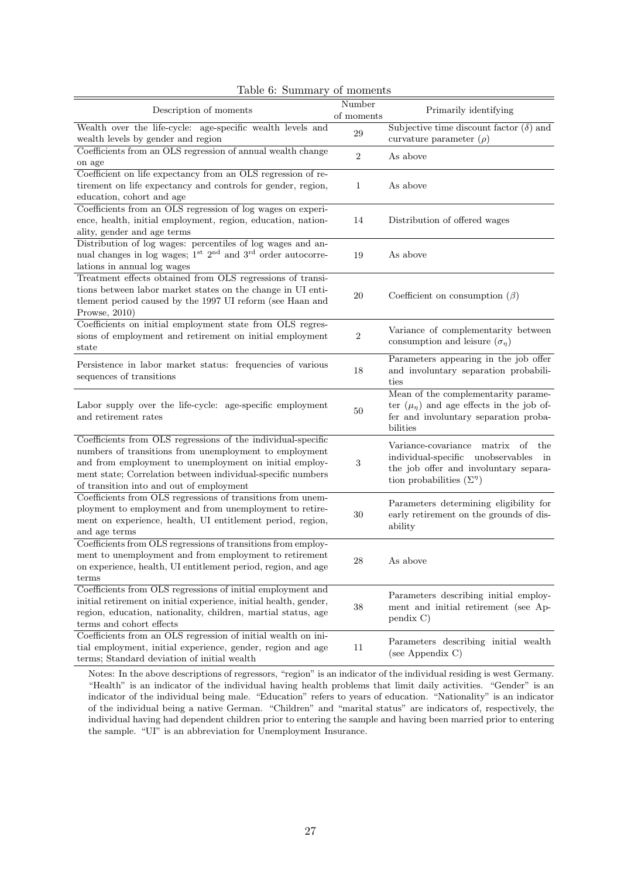Table 6: Summary of moments

| Description of moments | Number of moments | Primarily identifying |
|---|---|---|
| Wealth over the life-cycle: age-specific wealth levels and wealth levels by gender and region | 29 | Subjective time discount factor ($\delta$) and curvature parameter ($\rho$) |
| Coefficients from an OLS regression of annual wealth change on age | 2 | As above |
| Coefficient on life expectancy from an OLS regression of retirement on life expectancy and controls for gender, region, education, cohort and age | 1 | As above |
| Coefficients from an OLS regression of log wages on experience, health, initial employment, region, education, nationality, gender and age terms | 14 | Distribution of offered wages |
| Distribution of log wages: percentiles of log wages and annual changes in log wages; $1^{\text{st}}$ $2^{\text{nd}}$ and $3^{\text{rd}}$ order autocorrelations in annual log wages | 19 | As above |
| Treatment effects obtained from OLS regressions of transitions between labor market states on the change in UI entitlement period caused by the 1997 UI reform (see Haan and Prowse, 2010) | 20 | Coefficient on consumption ($\beta$) |
| Coefficients on initial employment state from OLS regressions of employment and retirement on initial employment state | 2 | Variance of complementarity between consumption and leisure ($\sigma_\eta$) |
| Persistence in labor market status: frequencies of various sequences of transitions | 18 | Parameters appearing in the job offer and involuntary separation probabilities |
| Labor supply over the life-cycle: age-specific employment and retirement rates | 50 | Mean of the complementarity parameter ($\mu_\eta$) and age effects in the job offer and involuntary separation probabilities |
| Coefficients from OLS regressions of the individual-specific numbers of transitions from unemployment to employment and from employment to unemployment on initial employment state; Correlation between individual-specific numbers of transition into and out of employment | 3 | Variance-covariance matrix of the individual-specific unobservables in the job offer and involuntary separation probabilities ($\Sigma^\eta$) |
| Coefficients from OLS regressions of transitions from unemployment to employment and from unemployment to retirement on experience, health, UI entitlement period, region, and age terms | 30 | Parameters determining eligibility for early retirement on the grounds of disability |
| Coefficients from OLS regressions of transitions from employment to unemployment and from employment to retirement on experience, health, UI entitlement period, region, and age terms | 28 | As above |
| Coefficients from OLS regressions of initial employment and initial retirement on initial experience, initial health, gender, region, education, nationality, children, martial status, age terms and cohort effects | 38 | Parameters describing initial employment and initial retirement (see Appendix C) |
| Coefficients from an OLS regression of initial wealth on initial employment, initial experience, gender, region and age terms; Standard deviation of initial wealth | 11 | Parameters describing initial wealth (see Appendix C) |

Notes: In the above descriptions of regressors, "region" is an indicator of the individual residing is west Germany. "Health" is an indicator of the individual having health problems that limit daily activities. "Gender" is an indicator of the individual being male. "Education" refers to years of education. "Nationality" is an indicator of the individual being a native German. "Children" and "marital status" are indicators of, respectively, the individual having had dependent children prior to entering the sample and having been married prior to entering the sample. "UI" is an abbreviation for Unemployment Insurance.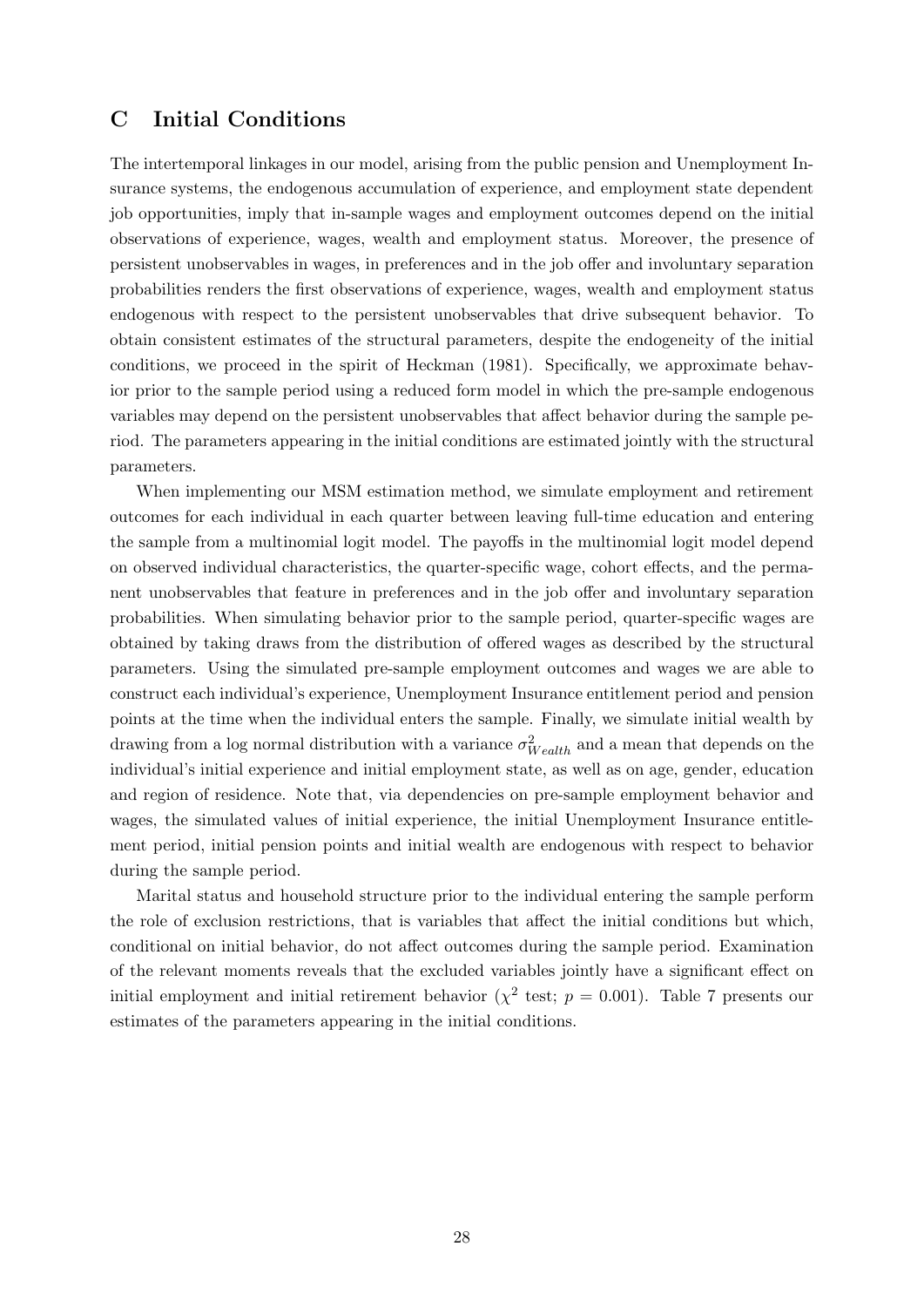# C Initial Conditions

The intertemporal linkages in our model, arising from the public pension and Unemployment Insurance systems, the endogenous accumulation of experience, and employment state dependent job opportunities, imply that in-sample wages and employment outcomes depend on the initial observations of experience, wages, wealth and employment status. Moreover, the presence of persistent unobservables in wages, in preferences and in the job offer and involuntary separation probabilities renders the first observations of experience, wages, wealth and employment status endogenous with respect to the persistent unobservables that drive subsequent behavior. To obtain consistent estimates of the structural parameters, despite the endogeneity of the initial conditions, we proceed in the spirit of Heckman (1981). Specifically, we approximate behavior prior to the sample period using a reduced form model in which the pre-sample endogenous variables may depend on the persistent unobservables that affect behavior during the sample period. The parameters appearing in the initial conditions are estimated jointly with the structural parameters.

When implementing our MSM estimation method, we simulate employment and retirement outcomes for each individual in each quarter between leaving full-time education and entering the sample from a multinomial logit model. The payoffs in the multinomial logit model depend on observed individual characteristics, the quarter-specific wage, cohort effects, and the permanent unobservables that feature in preferences and in the job offer and involuntary separation probabilities. When simulating behavior prior to the sample period, quarter-specific wages are obtained by taking draws from the distribution of offered wages as described by the structural parameters. Using the simulated pre-sample employment outcomes and wages we are able to construct each individual's experience, Unemployment Insurance entitlement period and pension points at the time when the individual enters the sample. Finally, we simulate initial wealth by drawing from a log normal distribution with a variance $\sigma^2_{Wealth}$ and a mean that depends on the individual's initial experience and initial employment state, as well as on age, gender, education and region of residence. Note that, via dependencies on pre-sample employment behavior and wages, the simulated values of initial experience, the initial Unemployment Insurance entitlement period, initial pension points and initial wealth are endogenous with respect to behavior during the sample period.

Marital status and household structure prior to the individual entering the sample perform the role of exclusion restrictions, that is variables that affect the initial conditions but which, conditional on initial behavior, do not affect outcomes during the sample period. Examination of the relevant moments reveals that the excluded variables jointly have a significant effect on initial employment and initial retirement behavior ($\chi^2$ test; $p = 0.001$). Table 7 presents our estimates of the parameters appearing in the initial conditions.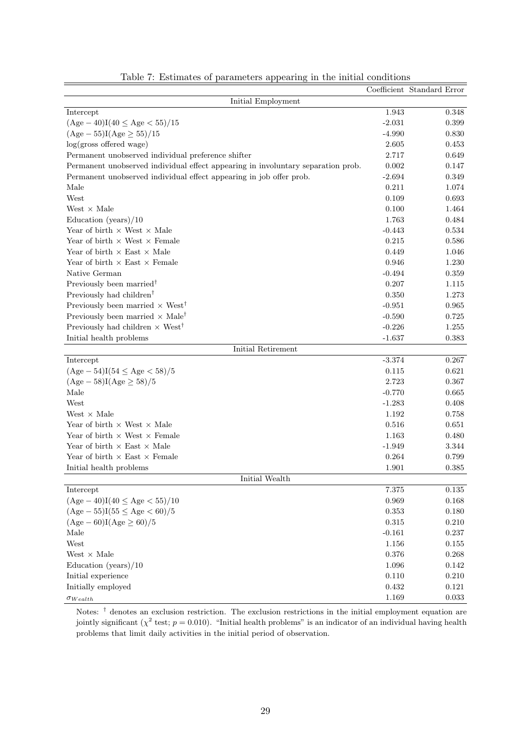Table 7: Estimates of parameters appearing in the initial conditions

| | Coefficient | Standard Error |
|---|---|---|
| **Initial Employment** | | |
| Intercept | 1.943 | 0.348 |
| $(\text{Age} - 40)\text{I}(40 \leq \text{Age} < 55)/15$ | -2.031 | 0.399 |
| $(\text{Age} - 55)\text{I}(\text{Age} \geq 55)/15$ | -4.990 | 0.830 |
| log(gross offered wage) | 2.605 | 0.453 |
| Permanent unobserved individual preference shifter | 2.717 | 0.649 |
| Permanent unobserved individual effect appearing in involuntary separation prob. | 0.002 | 0.147 |
| Permanent unobserved individual effect appearing in job offer prob. | -2.694 | 0.349 |
| Male | 0.211 | 1.074 |
| West | 0.109 | 0.693 |
| West × Male | 0.100 | 1.464 |
| Education (years)/10 | 1.763 | 0.484 |
| Year of birth × West × Male | -0.443 | 0.534 |
| Year of birth × West × Female | 0.215 | 0.586 |
| Year of birth × East × Male | 0.449 | 1.046 |
| Year of birth × East × Female | 0.946 | 1.230 |
| Native German | -0.494 | 0.359 |
| Previously been married$^{\dagger}$ | 0.207 | 1.115 |
| Previously had children$^{\dagger}$ | 0.350 | 1.273 |
| Previously been married × West$^{\dagger}$ | -0.951 | 0.965 |
| Previously been married × Male$^{\dagger}$ | -0.590 | 0.725 |
| Previously had children × West$^{\dagger}$ | -0.226 | 1.255 |
| Initial health problems | -1.637 | 0.383 |
| **Initial Retirement** | | |
| Intercept | -3.374 | 0.267 |
| $(\text{Age} - 54)\text{I}(54 \leq \text{Age} < 58)/5$ | 0.115 | 0.621 |
| $(\text{Age} - 58)\text{I}(\text{Age} \geq 58)/5$ | 2.723 | 0.367 |
| Male | -0.770 | 0.665 |
| West | -1.283 | 0.408 |
| West × Male | 1.192 | 0.758 |
| Year of birth × West × Male | 0.516 | 0.651 |
| Year of birth × West × Female | 1.163 | 0.480 |
| Year of birth × East × Male | -1.949 | 3.344 |
| Year of birth × East × Female | 0.264 | 0.799 |
| Initial health problems | 1.901 | 0.385 |
| **Initial Wealth** | | |
| Intercept | 7.375 | 0.135 |
| $(\text{Age} - 40)\text{I}(40 \leq \text{Age} < 55)/10$ | 0.969 | 0.168 |
| $(\text{Age} - 55)\text{I}(55 \leq \text{Age} < 60)/5$ | 0.353 | 0.180 |
| $(\text{Age} - 60)\text{I}(\text{Age} \geq 60)/5$ | 0.315 | 0.210 |
| Male | -0.161 | 0.237 |
| West | 1.156 | 0.155 |
| West × Male | 0.376 | 0.268 |
| Education (years)/10 | 1.096 | 0.142 |
| Initial experience | 0.110 | 0.210 |
| Initially employed | 0.432 | 0.121 |
| $\sigma_{Wealth}$ | 1.169 | 0.033 |

Notes: $^{\dagger}$ denotes an exclusion restriction. The exclusion restrictions in the initial employment equation are jointly significant ($\chi^2$ test; $p = 0.010$). "Initial health problems" is an indicator of an individual having health problems that limit daily activities in the initial period of observation.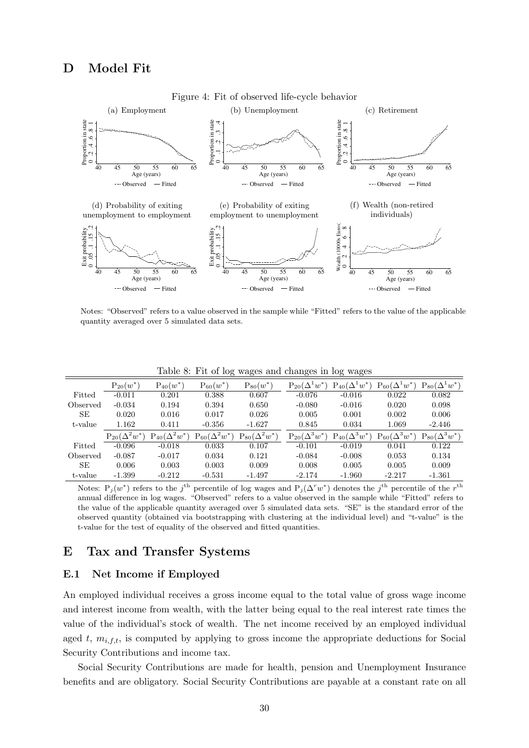## D Model Fit

Figure 4: Fit of observed life-cycle behavior

(a) Employment

(b) Unemployment

(c) Retirement

(d) Probability of exiting unemployment to employment

(e) Probability of exiting employment to unemployment

(f) Wealth (non-retired individuals)

Notes: "Observed" refers to a value observed in the sample while "Fitted" refers to the value of the applicable quantity averaged over 5 simulated data sets.

Table 8: Fit of log wages and changes in log wages

| | $P_{20}(w^*)$ | $P_{40}(w^*)$ | $P_{60}(w^*)$ | $P_{80}(w^*)$ | $P_{20}(\Delta^1 w^*)$ | $P_{40}(\Delta^1 w^*)$ | $P_{60}(\Delta^1 w^*)$ | $P_{80}(\Delta^1 w^*)$ |
|---|---|---|---|---|---|---|---|---|
| Fitted | -0.011 | 0.201 | 0.388 | 0.607 | -0.076 | -0.016 | 0.022 | 0.082 |
| Observed | -0.034 | 0.194 | 0.394 | 0.650 | -0.080 | -0.016 | 0.020 | 0.098 |
| SE | 0.020 | 0.016 | 0.017 | 0.026 | 0.005 | 0.001 | 0.002 | 0.006 |
| t-value | 1.162 | 0.411 | -0.356 | -1.627 | 0.845 | 0.034 | 1.069 | -2.446 |
| | $P_{20}(\Delta^2 w^*)$ | $P_{40}(\Delta^2 w^*)$ | $P_{60}(\Delta^2 w^*)$ | $P_{80}(\Delta^2 w^*)$ | $P_{20}(\Delta^3 w^*)$ | $P_{40}(\Delta^3 w^*)$ | $P_{60}(\Delta^3 w^*)$ | $P_{80}(\Delta^3 w^*)$ |
| Fitted | -0.096 | -0.018 | 0.033 | 0.107 | -0.101 | -0.019 | 0.041 | 0.122 |
| Observed | -0.087 | -0.017 | 0.034 | 0.121 | -0.084 | -0.008 | 0.053 | 0.134 |
| SE | 0.006 | 0.003 | 0.003 | 0.009 | 0.008 | 0.005 | 0.005 | 0.009 |
| t-value | -1.399 | -0.212 | -0.531 | -1.497 | -2.174 | -1.960 | -2.217 | -1.361 |

Notes: $P_j(w^*)$ refers to the $j^{\text{th}}$ percentile of log wages and $P_j(\Delta^r w^*)$ denotes the $j^{\text{th}}$ percentile of the $r^{\text{th}}$ annual difference in log wages. "Observed" refers to a value observed in the sample while "Fitted" refers to the value of the applicable quantity averaged over 5 simulated data sets. "SE" is the standard error of the observed quantity (obtained via bootstrapping with clustering at the individual level) and "t-value" is the t-value for the test of equality of the observed and fitted quantities.

## E Tax and Transfer Systems

### E.1 Net Income if Employed

An employed individual receives a gross income equal to the total value of gross wage income and interest income from wealth, with the latter being equal to the real interest rate times the value of the individual's stock of wealth. The net income received by an employed individual aged $t$, $m_{i,f,t}$, is computed by applying to gross income the appropriate deductions for Social Security Contributions and income tax.

Social Security Contributions are made for health, pension and Unemployment Insurance benefits and are obligatory. Social Security Contributions are payable at a constant rate on all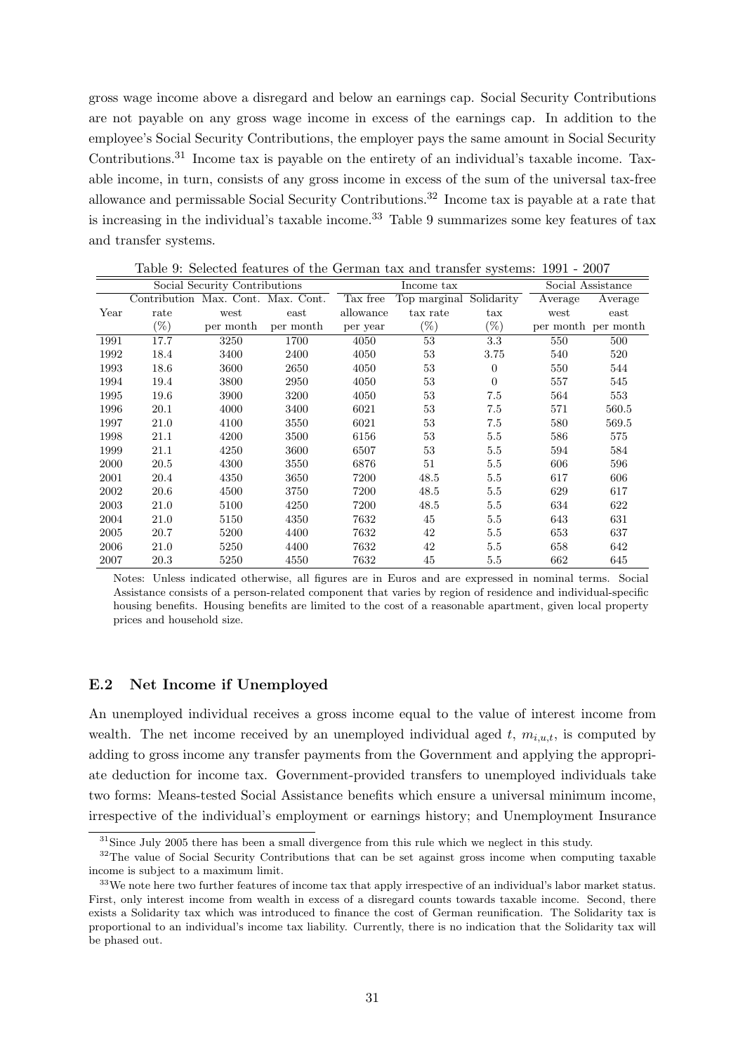gross wage income above a disregard and below an earnings cap. Social Security Contributions are not payable on any gross wage income in excess of the earnings cap. In addition to the employee's Social Security Contributions, the employer pays the same amount in Social Security Contributions.[31] Income tax is payable on the entirety of an individual's taxable income. Taxable income, in turn, consists of any gross income in excess of the sum of the universal tax-free allowance and permissable Social Security Contributions.[32] Income tax is payable at a rate that is increasing in the individual's taxable income.[33] Table 9 summarizes some key features of tax and transfer systems.

Table 9: Selected features of the German tax and transfer systems: 1991 - 2007

| | Social Security Contributions | | | Income tax | | | Social Assistance | |
|---|---|---|---|---|---|---|---|---|
| Year | Contribution rate (%) | Max. Cont. west per month | Max. Cont. east per month | Tax free allowance per year | Top marginal tax rate (%) | Solidarity tax (%) | Average west per month | Average east per month |
| 1991 | 17.7 | 3250 | 1700 | 4050 | 53 | 3.3 | 550 | 500 |
| 1992 | 18.4 | 3400 | 2400 | 4050 | 53 | 3.75 | 540 | 520 |
| 1993 | 18.6 | 3600 | 2650 | 4050 | 53 | 0 | 550 | 544 |
| 1994 | 19.4 | 3800 | 2950 | 4050 | 53 | 0 | 557 | 545 |
| 1995 | 19.6 | 3900 | 3200 | 4050 | 53 | 7.5 | 564 | 553 |
| 1996 | 20.1 | 4000 | 3400 | 6021 | 53 | 7.5 | 571 | 560.5 |
| 1997 | 21.0 | 4100 | 3550 | 6021 | 53 | 7.5 | 580 | 569.5 |
| 1998 | 21.1 | 4200 | 3500 | 6156 | 53 | 5.5 | 586 | 575 |
| 1999 | 21.1 | 4250 | 3600 | 6507 | 53 | 5.5 | 594 | 584 |
| 2000 | 20.5 | 4300 | 3550 | 6876 | 51 | 5.5 | 606 | 596 |
| 2001 | 20.4 | 4350 | 3650 | 7200 | 48.5 | 5.5 | 617 | 606 |
| 2002 | 20.6 | 4500 | 3750 | 7200 | 48.5 | 5.5 | 629 | 617 |
| 2003 | 21.0 | 5100 | 4250 | 7200 | 48.5 | 5.5 | 634 | 622 |
| 2004 | 21.0 | 5150 | 4350 | 7632 | 45 | 5.5 | 643 | 631 |
| 2005 | 20.7 | 5200 | 4400 | 7632 | 42 | 5.5 | 653 | 637 |
| 2006 | 21.0 | 5250 | 4400 | 7632 | 42 | 5.5 | 658 | 642 |
| 2007 | 20.3 | 5250 | 4550 | 7632 | 45 | 5.5 | 662 | 645 |

Notes: Unless indicated otherwise, all figures are in Euros and are expressed in nominal terms. Social Assistance consists of a person-related component that varies by region of residence and individual-specific housing benefits. Housing benefits are limited to the cost of a reasonable apartment, given local property prices and household size.

### E.2 Net Income if Unemployed

An unemployed individual receives a gross income equal to the value of interest income from wealth. The net income received by an unemployed individual aged $t$, $m_{i,u,t}$, is computed by adding to gross income any transfer payments from the Government and applying the appropriate deduction for income tax. Government-provided transfers to unemployed individuals take two forms: Means-tested Social Assistance benefits which ensure a universal minimum income, irrespective of the individual's employment or earnings history; and Unemployment Insurance

[31] Since July 2005 there has been a small divergence from this rule which we neglect in this study.

[32] The value of Social Security Contributions that can be set against gross income when computing taxable income is subject to a maximum limit.

[33] We note here two further features of income tax that apply irrespective of an individual's labor market status. First, only interest income from wealth in excess of a disregard counts towards taxable income. Second, there exists a Solidarity tax which was introduced to finance the cost of German reunification. The Solidarity tax is proportional to an individual's income tax liability. Currently, there is no indication that the Solidarity tax will be phased out.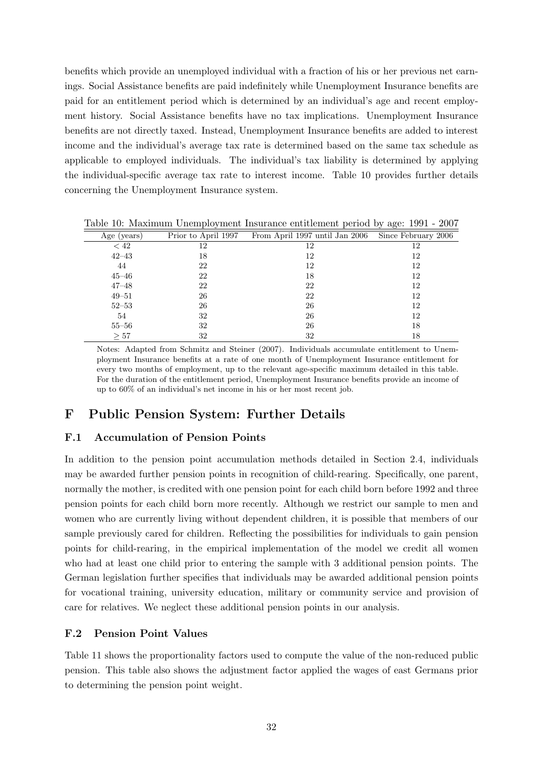benefits which provide an unemployed individual with a fraction of his or her previous net earnings. Social Assistance benefits are paid indefinitely while Unemployment Insurance benefits are paid for an entitlement period which is determined by an individual's age and recent employment history. Social Assistance benefits have no tax implications. Unemployment Insurance benefits are not directly taxed. Instead, Unemployment Insurance benefits are added to interest income and the individual's average tax rate is determined based on the same tax schedule as applicable to employed individuals. The individual's tax liability is determined by applying the individual-specific average tax rate to interest income. Table 10 provides further details concerning the Unemployment Insurance system.

Table 10: Maximum Unemployment Insurance entitlement period by age: 1991 - 2007

| Age (years) | Prior to April 1997 | From April 1997 until Jan 2006 | Since February 2006 |
|---|---|---|---|
| $< 42$ | 12 | 12 | 12 |
| 42–43 | 18 | 12 | 12 |
| 44 | 22 | 12 | 12 |
| 45–46 | 22 | 18 | 12 |
| 47–48 | 22 | 22 | 12 |
| 49–51 | 26 | 22 | 12 |
| 52–53 | 26 | 26 | 12 |
| 54 | 32 | 26 | 12 |
| 55–56 | 32 | 26 | 18 |
| $\geq 57$ | 32 | 32 | 18 |

Notes: Adapted from Schmitz and Steiner (2007). Individuals accumulate entitlement to Unemployment Insurance benefits at a rate of one month of Unemployment Insurance entitlement for every two months of employment, up to the relevant age-specific maximum detailed in this table. For the duration of the entitlement period, Unemployment Insurance benefits provide an income of up to 60% of an individual's net income in his or her most recent job.

# F Public Pension System: Further Details

## F.1 Accumulation of Pension Points

In addition to the pension point accumulation methods detailed in Section 2.4, individuals may be awarded further pension points in recognition of child-rearing. Specifically, one parent, normally the mother, is credited with one pension point for each child born before 1992 and three pension points for each child born more recently. Although we restrict our sample to men and women who are currently living without dependent children, it is possible that members of our sample previously cared for children. Reflecting the possibilities for individuals to gain pension points for child-rearing, in the empirical implementation of the model we credit all women who had at least one child prior to entering the sample with 3 additional pension points. The German legislation further specifies that individuals may be awarded additional pension points for vocational training, university education, military or community service and provision of care for relatives. We neglect these additional pension points in our analysis.

## F.2 Pension Point Values

Table 11 shows the proportionality factors used to compute the value of the non-reduced public pension. This table also shows the adjustment factor applied the wages of east Germans prior to determining the pension point weight.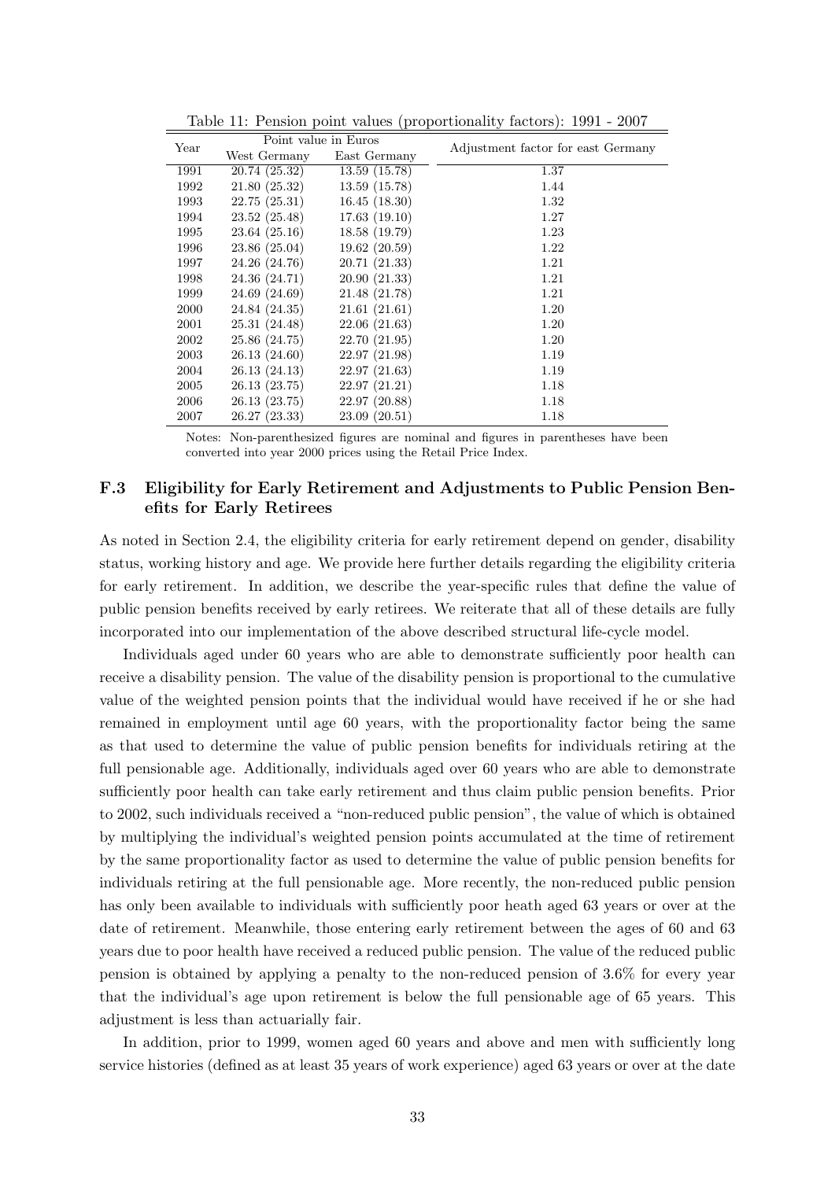Table 11: Pension point values (proportionality factors): 1991 - 2007

| Year | Point value in Euros | | Adjustment factor for east Germany |
|---|---|---|---|
| | West Germany | East Germany | |
| 1991 | 20.74 (25.32) | 13.59 (15.78) | 1.37 |
| 1992 | 21.80 (25.32) | 13.59 (15.78) | 1.44 |
| 1993 | 22.75 (25.31) | 16.45 (18.30) | 1.32 |
| 1994 | 23.52 (25.48) | 17.63 (19.10) | 1.27 |
| 1995 | 23.64 (25.16) | 18.58 (19.79) | 1.23 |
| 1996 | 23.86 (25.04) | 19.62 (20.59) | 1.22 |
| 1997 | 24.26 (24.76) | 20.71 (21.33) | 1.21 |
| 1998 | 24.36 (24.71) | 20.90 (21.33) | 1.21 |
| 1999 | 24.69 (24.69) | 21.48 (21.78) | 1.21 |
| 2000 | 24.84 (24.35) | 21.61 (21.61) | 1.20 |
| 2001 | 25.31 (24.48) | 22.06 (21.63) | 1.20 |
| 2002 | 25.86 (24.75) | 22.70 (21.95) | 1.20 |
| 2003 | 26.13 (24.60) | 22.97 (21.98) | 1.19 |
| 2004 | 26.13 (24.13) | 22.97 (21.63) | 1.19 |
| 2005 | 26.13 (23.75) | 22.97 (21.21) | 1.18 |
| 2006 | 26.13 (23.75) | 22.97 (20.88) | 1.18 |
| 2007 | 26.27 (23.33) | 23.09 (20.51) | 1.18 |

Notes: Non-parenthesized figures are nominal and figures in parentheses have been converted into year 2000 prices using the Retail Price Index.

### F.3 Eligibility for Early Retirement and Adjustments to Public Pension Benefits for Early Retirees

As noted in Section 2.4, the eligibility criteria for early retirement depend on gender, disability status, working history and age. We provide here further details regarding the eligibility criteria for early retirement. In addition, we describe the year-specific rules that define the value of public pension benefits received by early retirees. We reiterate that all of these details are fully incorporated into our implementation of the above described structural life-cycle model.

Individuals aged under 60 years who are able to demonstrate sufficiently poor health can receive a disability pension. The value of the disability pension is proportional to the cumulative value of the weighted pension points that the individual would have received if he or she had remained in employment until age 60 years, with the proportionality factor being the same as that used to determine the value of public pension benefits for individuals retiring at the full pensionable age. Additionally, individuals aged over 60 years who are able to demonstrate sufficiently poor health can take early retirement and thus claim public pension benefits. Prior to 2002, such individuals received a "non-reduced public pension", the value of which is obtained by multiplying the individual's weighted pension points accumulated at the time of retirement by the same proportionality factor as used to determine the value of public pension benefits for individuals retiring at the full pensionable age. More recently, the non-reduced public pension has only been available to individuals with sufficiently poor heath aged 63 years or over at the date of retirement. Meanwhile, those entering early retirement between the ages of 60 and 63 years due to poor health have received a reduced public pension. The value of the reduced public pension is obtained by applying a penalty to the non-reduced pension of 3.6% for every year that the individual's age upon retirement is below the full pensionable age of 65 years. This adjustment is less than actuarially fair.

In addition, prior to 1999, women aged 60 years and above and men with sufficiently long service histories (defined as at least 35 years of work experience) aged 63 years or over at the date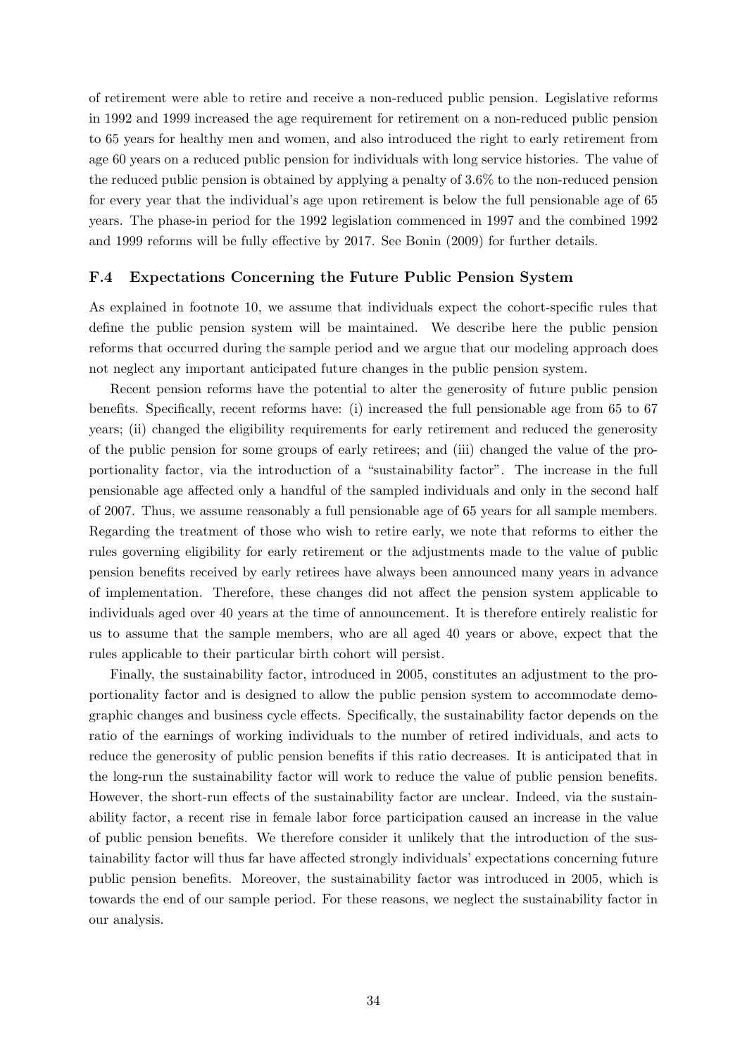of retirement were able to retire and receive a non-reduced public pension. Legislative reforms in 1992 and 1999 increased the age requirement for retirement on a non-reduced public pension to 65 years for healthy men and women, and also introduced the right to early retirement from age 60 years on a reduced public pension for individuals with long service histories. The value of the reduced public pension is obtained by applying a penalty of 3.6% to the non-reduced pension for every year that the individual's age upon retirement is below the full pensionable age of 65 years. The phase-in period for the 1992 legislation commenced in 1997 and the combined 1992 and 1999 reforms will be fully effective by 2017. See Bonin (2009) for further details.

### F.4 Expectations Concerning the Future Public Pension System

As explained in footnote 10, we assume that individuals expect the cohort-specific rules that define the public pension system will be maintained. We describe here the public pension reforms that occurred during the sample period and we argue that our modeling approach does not neglect any important anticipated future changes in the public pension system.

Recent pension reforms have the potential to alter the generosity of future public pension benefits. Specifically, recent reforms have: (i) increased the full pensionable age from 65 to 67 years; (ii) changed the eligibility requirements for early retirement and reduced the generosity of the public pension for some groups of early retirees; and (iii) changed the value of the proportionality factor, via the introduction of a "sustainability factor". The increase in the full pensionable age affected only a handful of the sampled individuals and only in the second half of 2007. Thus, we assume reasonably a full pensionable age of 65 years for all sample members. Regarding the treatment of those who wish to retire early, we note that reforms to either the rules governing eligibility for early retirement or the adjustments made to the value of public pension benefits received by early retirees have always been announced many years in advance of implementation. Therefore, these changes did not affect the pension system applicable to individuals aged over 40 years at the time of announcement. It is therefore entirely realistic for us to assume that the sample members, who are all aged 40 years or above, expect that the rules applicable to their particular birth cohort will persist.

Finally, the sustainability factor, introduced in 2005, constitutes an adjustment to the proportionality factor and is designed to allow the public pension system to accommodate demographic changes and business cycle effects. Specifically, the sustainability factor depends on the ratio of the earnings of working individuals to the number of retired individuals, and acts to reduce the generosity of public pension benefits if this ratio decreases. It is anticipated that in the long-run the sustainability factor will work to reduce the value of public pension benefits. However, the short-run effects of the sustainability factor are unclear. Indeed, via the sustainability factor, a recent rise in female labor force participation caused an increase in the value of public pension benefits. We therefore consider it unlikely that the introduction of the sustainability factor will thus far have affected strongly individuals' expectations concerning future public pension benefits. Moreover, the sustainability factor was introduced in 2005, which is towards the end of our sample period. For these reasons, we neglect the sustainability factor in our analysis.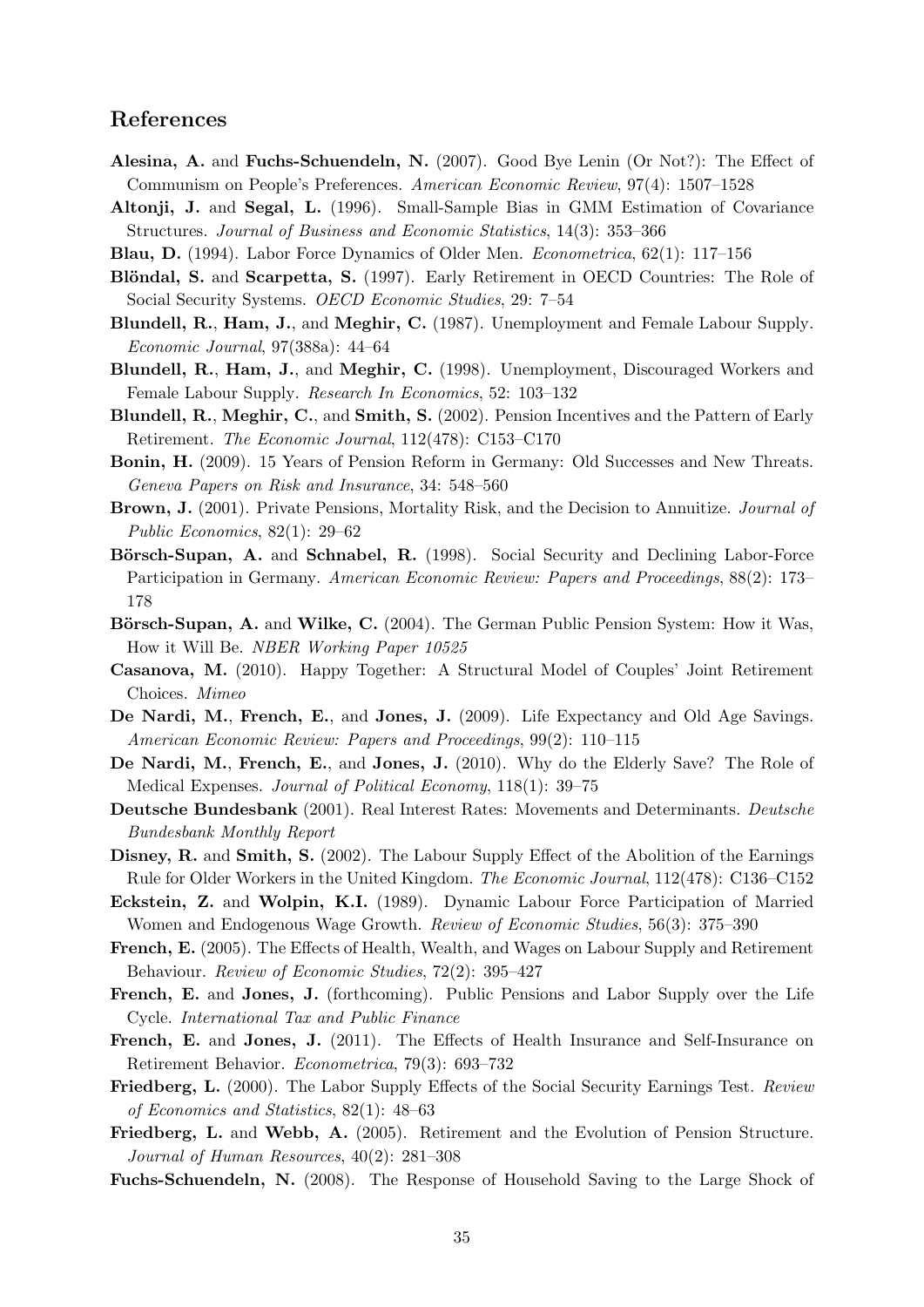## References

**Alesina, A.** and **Fuchs-Schuendeln, N.** (2007). Good Bye Lenin (Or Not?): The Effect of Communism on People's Preferences. *American Economic Review*, 97(4): 1507–1528

**Altonji, J.** and **Segal, L.** (1996). Small-Sample Bias in GMM Estimation of Covariance Structures. *Journal of Business and Economic Statistics*, 14(3): 353–366

**Blau, D.** (1994). Labor Force Dynamics of Older Men. *Econometrica*, 62(1): 117–156

**Blöndal, S.** and **Scarpetta, S.** (1997). Early Retirement in OECD Countries: The Role of Social Security Systems. *OECD Economic Studies*, 29: 7–54

**Blundell, R.**, **Ham, J.**, and **Meghir, C.** (1987). Unemployment and Female Labour Supply. *Economic Journal*, 97(388a): 44–64

**Blundell, R.**, **Ham, J.**, and **Meghir, C.** (1998). Unemployment, Discouraged Workers and Female Labour Supply. *Research In Economics*, 52: 103–132

**Blundell, R.**, **Meghir, C.**, and **Smith, S.** (2002). Pension Incentives and the Pattern of Early Retirement. *The Economic Journal*, 112(478): C153–C170

**Bonin, H.** (2009). 15 Years of Pension Reform in Germany: Old Successes and New Threats. *Geneva Papers on Risk and Insurance*, 34: 548–560

**Brown, J.** (2001). Private Pensions, Mortality Risk, and the Decision to Annuitize. *Journal of Public Economics*, 82(1): 29–62

**Börsch-Supan, A.** and **Schnabel, R.** (1998). Social Security and Declining Labor-Force Participation in Germany. *American Economic Review: Papers and Proceedings*, 88(2): 173–178

**Börsch-Supan, A.** and **Wilke, C.** (2004). The German Public Pension System: How it Was, How it Will Be. *NBER Working Paper 10525*

**Casanova, M.** (2010). Happy Together: A Structural Model of Couples' Joint Retirement Choices. *Mimeo*

**De Nardi, M.**, **French, E.**, and **Jones, J.** (2009). Life Expectancy and Old Age Savings. *American Economic Review: Papers and Proceedings*, 99(2): 110–115

**De Nardi, M.**, **French, E.**, and **Jones, J.** (2010). Why do the Elderly Save? The Role of Medical Expenses. *Journal of Political Economy*, 118(1): 39–75

**Deutsche Bundesbank** (2001). Real Interest Rates: Movements and Determinants. *Deutsche Bundesbank Monthly Report*

**Disney, R.** and **Smith, S.** (2002). The Labour Supply Effect of the Abolition of the Earnings Rule for Older Workers in the United Kingdom. *The Economic Journal*, 112(478): C136–C152

**Eckstein, Z.** and **Wolpin, K.I.** (1989). Dynamic Labour Force Participation of Married Women and Endogenous Wage Growth. *Review of Economic Studies*, 56(3): 375–390

**French, E.** (2005). The Effects of Health, Wealth, and Wages on Labour Supply and Retirement Behaviour. *Review of Economic Studies*, 72(2): 395–427

**French, E.** and **Jones, J.** (forthcoming). Public Pensions and Labor Supply over the Life Cycle. *International Tax and Public Finance*

**French, E.** and **Jones, J.** (2011). The Effects of Health Insurance and Self-Insurance on Retirement Behavior. *Econometrica*, 79(3): 693–732

**Friedberg, L.** (2000). The Labor Supply Effects of the Social Security Earnings Test. *Review of Economics and Statistics*, 82(1): 48–63

**Friedberg, L.** and **Webb, A.** (2005). Retirement and the Evolution of Pension Structure. *Journal of Human Resources*, 40(2): 281–308

**Fuchs-Schuendeln, N.** (2008). The Response of Household Saving to the Large Shock of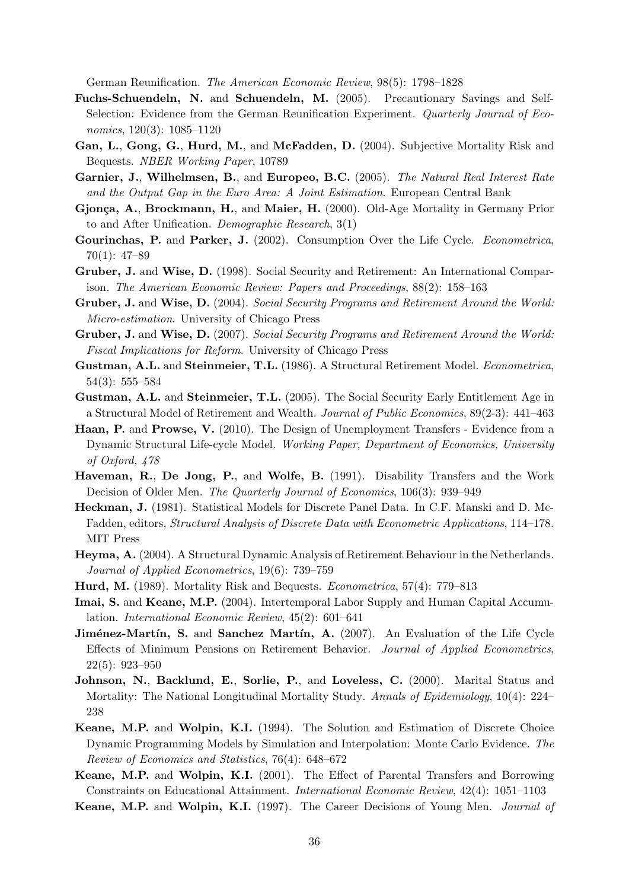German Reunification. *The American Economic Review*, 98(5): 1798–1828

**Fuchs-Schuendeln, N.** and **Schuendeln, M.** (2005). Precautionary Savings and Self-Selection: Evidence from the German Reunification Experiment. *Quarterly Journal of Economics*, 120(3): 1085–1120

**Gan, L.**, **Gong, G.**, **Hurd, M.**, and **McFadden, D.** (2004). Subjective Mortality Risk and Bequests. *NBER Working Paper*, 10789

**Garnier, J.**, **Wilhelmsen, B.**, and **Europeo, B.C.** (2005). *The Natural Real Interest Rate and the Output Gap in the Euro Area: A Joint Estimation*. European Central Bank

**Gjonça, A.**, **Brockmann, H.**, and **Maier, H.** (2000). Old-Age Mortality in Germany Prior to and After Unification. *Demographic Research*, 3(1)

**Gourinchas, P.** and **Parker, J.** (2002). Consumption Over the Life Cycle. *Econometrica*, 70(1): 47–89

**Gruber, J.** and **Wise, D.** (1998). Social Security and Retirement: An International Comparison. *The American Economic Review: Papers and Proceedings*, 88(2): 158–163

**Gruber, J.** and **Wise, D.** (2004). *Social Security Programs and Retirement Around the World: Micro-estimation*. University of Chicago Press

**Gruber, J.** and **Wise, D.** (2007). *Social Security Programs and Retirement Around the World: Fiscal Implications for Reform*. University of Chicago Press

**Gustman, A.L.** and **Steinmeier, T.L.** (1986). A Structural Retirement Model. *Econometrica*, 54(3): 555–584

**Gustman, A.L.** and **Steinmeier, T.L.** (2005). The Social Security Early Entitlement Age in a Structural Model of Retirement and Wealth. *Journal of Public Economics*, 89(2-3): 441–463

**Haan, P.** and **Prowse, V.** (2010). The Design of Unemployment Transfers - Evidence from a Dynamic Structural Life-cycle Model. *Working Paper, Department of Economics, University of Oxford, 478*

**Haveman, R.**, **De Jong, P.**, and **Wolfe, B.** (1991). Disability Transfers and the Work Decision of Older Men. *The Quarterly Journal of Economics*, 106(3): 939–949

**Heckman, J.** (1981). Statistical Models for Discrete Panel Data. In C.F. Manski and D. McFadden, editors, *Structural Analysis of Discrete Data with Econometric Applications*, 114–178. MIT Press

**Heyma, A.** (2004). A Structural Dynamic Analysis of Retirement Behaviour in the Netherlands. *Journal of Applied Econometrics*, 19(6): 739–759

**Hurd, M.** (1989). Mortality Risk and Bequests. *Econometrica*, 57(4): 779–813

**Imai, S.** and **Keane, M.P.** (2004). Intertemporal Labor Supply and Human Capital Accumulation. *International Economic Review*, 45(2): 601–641

**Jiménez-Martín, S.** and **Sanchez Martín, A.** (2007). An Evaluation of the Life Cycle Effects of Minimum Pensions on Retirement Behavior. *Journal of Applied Econometrics*, 22(5): 923–950

**Johnson, N.**, **Backlund, E.**, **Sorlie, P.**, and **Loveless, C.** (2000). Marital Status and Mortality: The National Longitudinal Mortality Study. *Annals of Epidemiology*, 10(4): 224–238

**Keane, M.P.** and **Wolpin, K.I.** (1994). The Solution and Estimation of Discrete Choice Dynamic Programming Models by Simulation and Interpolation: Monte Carlo Evidence. *The Review of Economics and Statistics*, 76(4): 648–672

**Keane, M.P.** and **Wolpin, K.I.** (2001). The Effect of Parental Transfers and Borrowing Constraints on Educational Attainment. *International Economic Review*, 42(4): 1051–1103

**Keane, M.P.** and **Wolpin, K.I.** (1997). The Career Decisions of Young Men. *Journal of*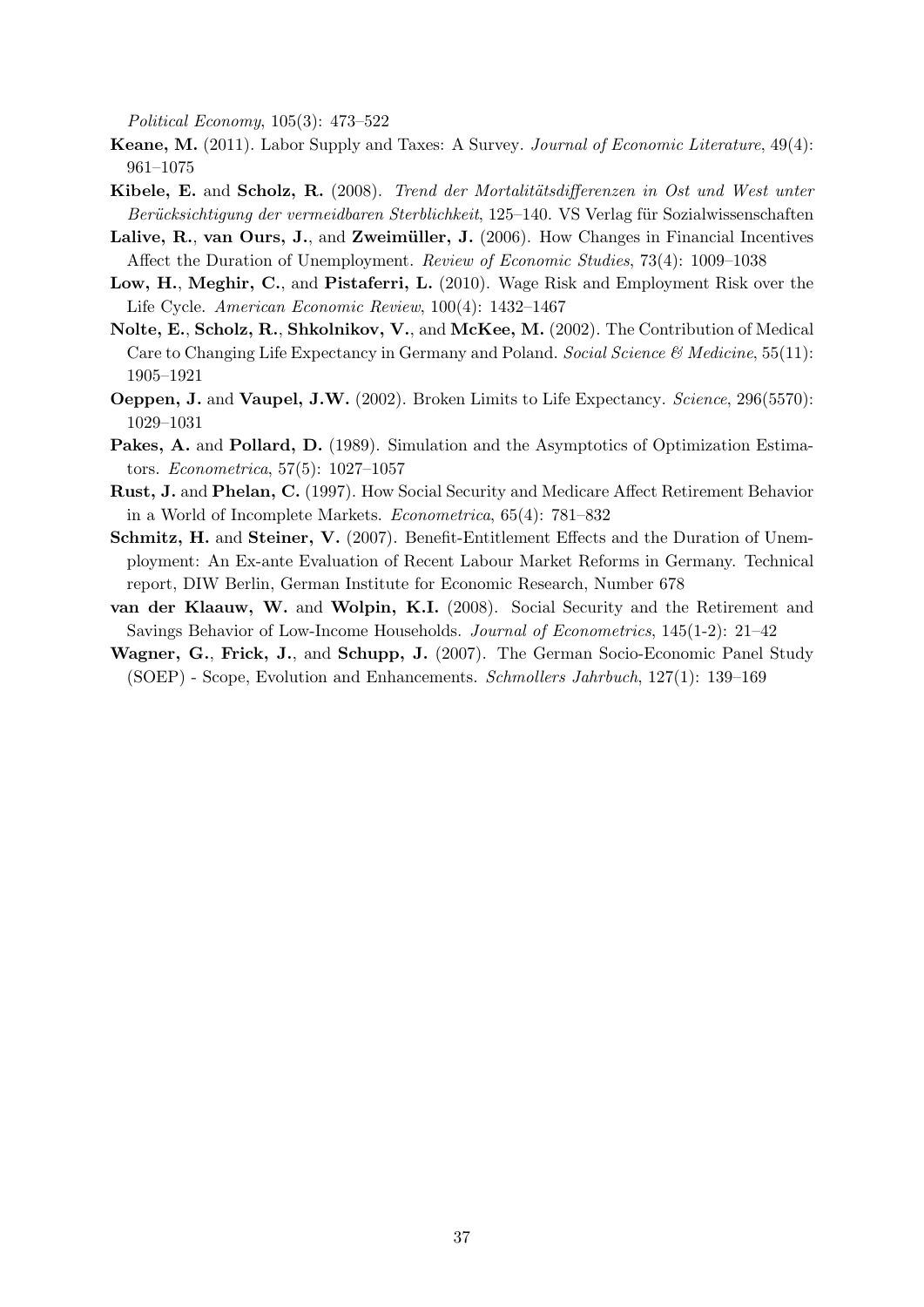*Political Economy*, 105(3): 473–522

**Keane, M.** (2011). Labor Supply and Taxes: A Survey. *Journal of Economic Literature*, 49(4): 961–1075

**Kibele, E.** and **Scholz, R.** (2008). *Trend der Mortalitätsdifferenzen in Ost und West unter Berücksichtigung der vermeidbaren Sterblichkeit*, 125–140. VS Verlag für Sozialwissenschaften

**Lalive, R.**, **van Ours, J.**, and **Zweimüller, J.** (2006). How Changes in Financial Incentives Affect the Duration of Unemployment. *Review of Economic Studies*, 73(4): 1009–1038

**Low, H.**, **Meghir, C.**, and **Pistaferri, L.** (2010). Wage Risk and Employment Risk over the Life Cycle. *American Economic Review*, 100(4): 1432–1467

**Nolte, E.**, **Scholz, R.**, **Shkolnikov, V.**, and **McKee, M.** (2002). The Contribution of Medical Care to Changing Life Expectancy in Germany and Poland. *Social Science & Medicine*, 55(11): 1905–1921

**Oeppen, J.** and **Vaupel, J.W.** (2002). Broken Limits to Life Expectancy. *Science*, 296(5570): 1029–1031

**Pakes, A.** and **Pollard, D.** (1989). Simulation and the Asymptotics of Optimization Estimators. *Econometrica*, 57(5): 1027–1057

**Rust, J.** and **Phelan, C.** (1997). How Social Security and Medicare Affect Retirement Behavior in a World of Incomplete Markets. *Econometrica*, 65(4): 781–832

**Schmitz, H.** and **Steiner, V.** (2007). Benefit-Entitlement Effects and the Duration of Unemployment: An Ex-ante Evaluation of Recent Labour Market Reforms in Germany. Technical report, DIW Berlin, German Institute for Economic Research, Number 678

**van der Klaauw, W.** and **Wolpin, K.I.** (2008). Social Security and the Retirement and Savings Behavior of Low-Income Households. *Journal of Econometrics*, 145(1-2): 21–42

**Wagner, G.**, **Frick, J.**, and **Schupp, J.** (2007). The German Socio-Economic Panel Study (SOEP) - Scope, Evolution and Enhancements. *Schmollers Jahrbuch*, 127(1): 139–169